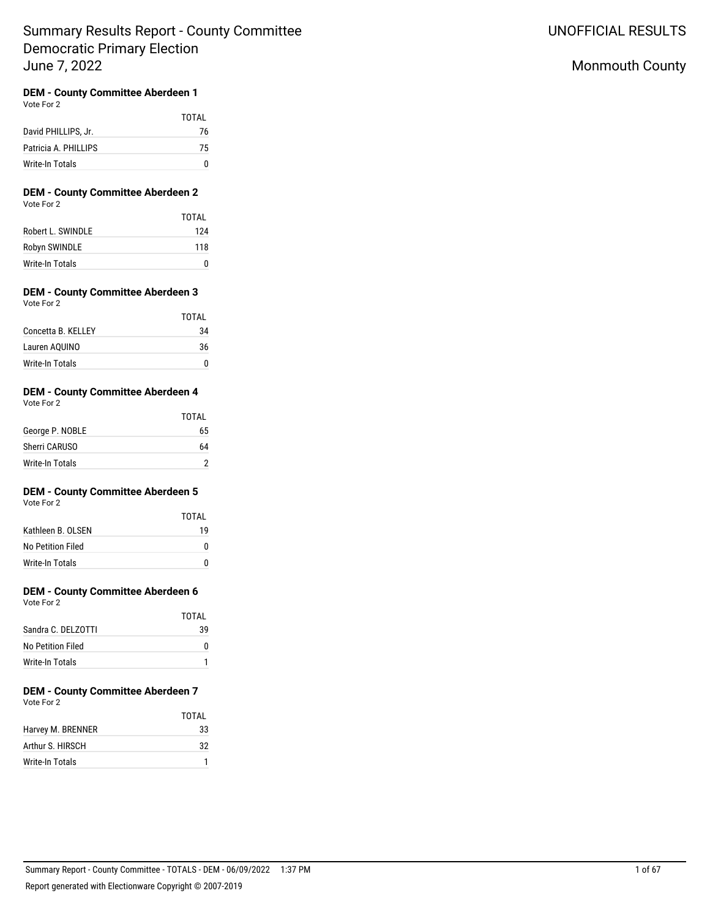# Summary Results Report - County Committee
# Democratic Primary Election
# June 7, 2022

UNOFFICIAL RESULTS

Monmouth County

### DEM - County Committee Aberdeen 1

Vote For 2

| | TOTAL |
|---|---|
| David PHILLIPS, Jr. | 76 |
| Patricia A. PHILLIPS | 75 |
| Write-In Totals | 0 |

### DEM - County Committee Aberdeen 2

Vote For 2

| | TOTAL |
|---|---|
| Robert L. SWINDLE | 124 |
| Robyn SWINDLE | 118 |
| Write-In Totals | 0 |

### DEM - County Committee Aberdeen 3

Vote For 2

| | TOTAL |
|---|---|
| Concetta B. KELLEY | 34 |
| Lauren AQUINO | 36 |
| Write-In Totals | 0 |

### DEM - County Committee Aberdeen 4

Vote For 2

| | TOTAL |
|---|---|
| George P. NOBLE | 65 |
| Sherri CARUSO | 64 |
| Write-In Totals | 2 |

### DEM - County Committee Aberdeen 5

Vote For 2

| | TOTAL |
|---|---|
| Kathleen B. OLSEN | 19 |
| No Petition Filed | 0 |
| Write-In Totals | 0 |

### DEM - County Committee Aberdeen 6

Vote For 2

| | TOTAL |
|---|---|
| Sandra C. DELZOTTI | 39 |
| No Petition Filed | 0 |
| Write-In Totals | 1 |

### DEM - County Committee Aberdeen 7

Vote For 2

| | TOTAL |
|---|---|
| Harvey M. BRENNER | 33 |
| Arthur S. HIRSCH | 32 |
| Write-In Totals | 1 |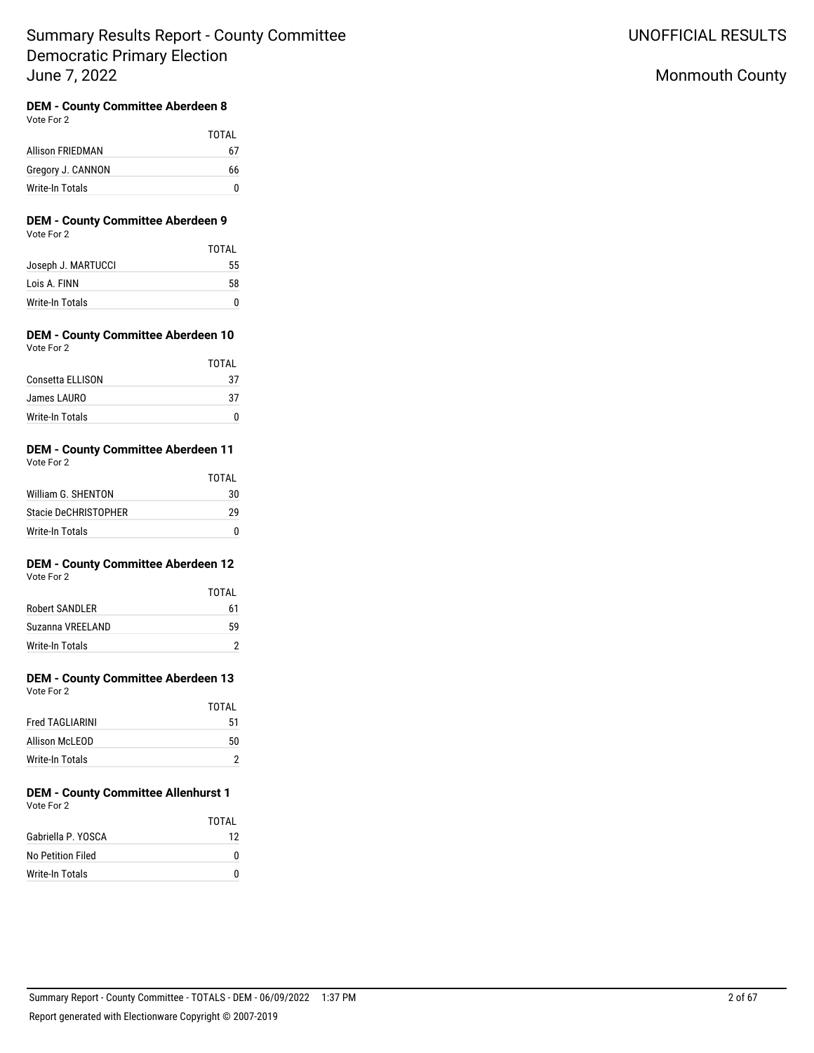# Summary Results Report - County Committee
# Democratic Primary Election
# June 7, 2022

UNOFFICIAL RESULTS

Monmouth County

### DEM - County Committee Aberdeen 8
Vote For 2

| | TOTAL |
|---|---|
| Allison FRIEDMAN | 67 |
| Gregory J. CANNON | 66 |
| Write-In Totals | 0 |

### DEM - County Committee Aberdeen 9
Vote For 2

| | TOTAL |
|---|---|
| Joseph J. MARTUCCI | 55 |
| Lois A. FINN | 58 |
| Write-In Totals | 0 |

### DEM - County Committee Aberdeen 10
Vote For 2

| | TOTAL |
|---|---|
| Consetta ELLISON | 37 |
| James LAURO | 37 |
| Write-In Totals | 0 |

### DEM - County Committee Aberdeen 11
Vote For 2

| | TOTAL |
|---|---|
| William G. SHENTON | 30 |
| Stacie DeCHRISTOPHER | 29 |
| Write-In Totals | 0 |

### DEM - County Committee Aberdeen 12
Vote For 2

| | TOTAL |
|---|---|
| Robert SANDLER | 61 |
| Suzanna VREELAND | 59 |
| Write-In Totals | 2 |

### DEM - County Committee Aberdeen 13
Vote For 2

| | TOTAL |
|---|---|
| Fred TAGLIARINI | 51 |
| Allison McLEOD | 50 |
| Write-In Totals | 2 |

### DEM - County Committee Allenhurst 1
Vote For 2

| | TOTAL |
|---|---|
| Gabriella P. YOSCA | 12 |
| No Petition Filed | 0 |
| Write-In Totals | 0 |

Summary Report - County Committee - TOTALS - DEM - 06/09/2022 1:37 PM

Report generated with Electionware Copyright © 2007-2019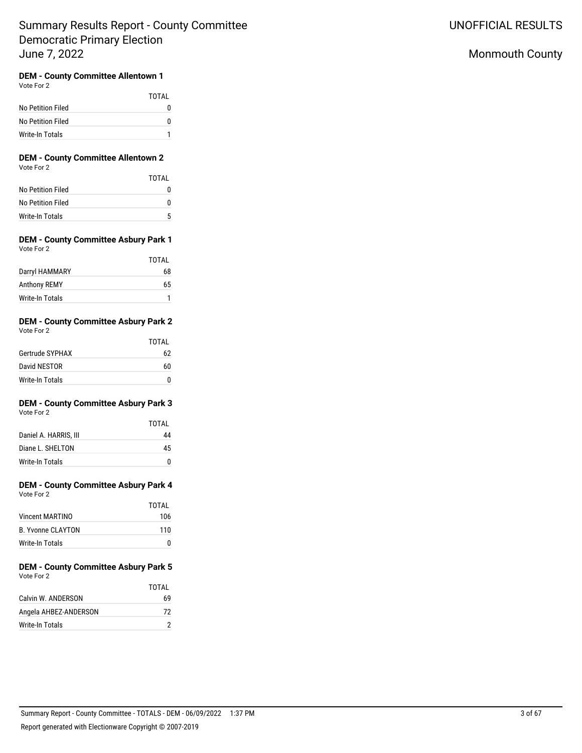# Summary Results Report - County Committee
## Democratic Primary Election
## June 7, 2022

UNOFFICIAL RESULTS

Monmouth County

### DEM - County Committee Allentown 1
Vote For 2

| | TOTAL |
|---|---|
| No Petition Filed | 0 |
| No Petition Filed | 0 |
| Write-In Totals | 1 |

### DEM - County Committee Allentown 2
Vote For 2

| | TOTAL |
|---|---|
| No Petition Filed | 0 |
| No Petition Filed | 0 |
| Write-In Totals | 5 |

### DEM - County Committee Asbury Park 1
Vote For 2

| | TOTAL |
|---|---|
| Darryl HAMMARY | 68 |
| Anthony REMY | 65 |
| Write-In Totals | 1 |

### DEM - County Committee Asbury Park 2
Vote For 2

| | TOTAL |
|---|---|
| Gertrude SYPHAX | 62 |
| David NESTOR | 60 |
| Write-In Totals | 0 |

### DEM - County Committee Asbury Park 3
Vote For 2

| | TOTAL |
|---|---|
| Daniel A. HARRIS, III | 44 |
| Diane L. SHELTON | 45 |
| Write-In Totals | 0 |

### DEM - County Committee Asbury Park 4
Vote For 2

| | TOTAL |
|---|---|
| Vincent MARTINO | 106 |
| B. Yvonne CLAYTON | 110 |
| Write-In Totals | 0 |

### DEM - County Committee Asbury Park 5
Vote For 2

| | TOTAL |
|---|---|
| Calvin W. ANDERSON | 69 |
| Angela AHBEZ-ANDERSON | 72 |
| Write-In Totals | 2 |

Summary Report - County Committee - TOTALS - DEM - 06/09/2022 1:37 PM

Report generated with Electionware Copyright © 2007-2019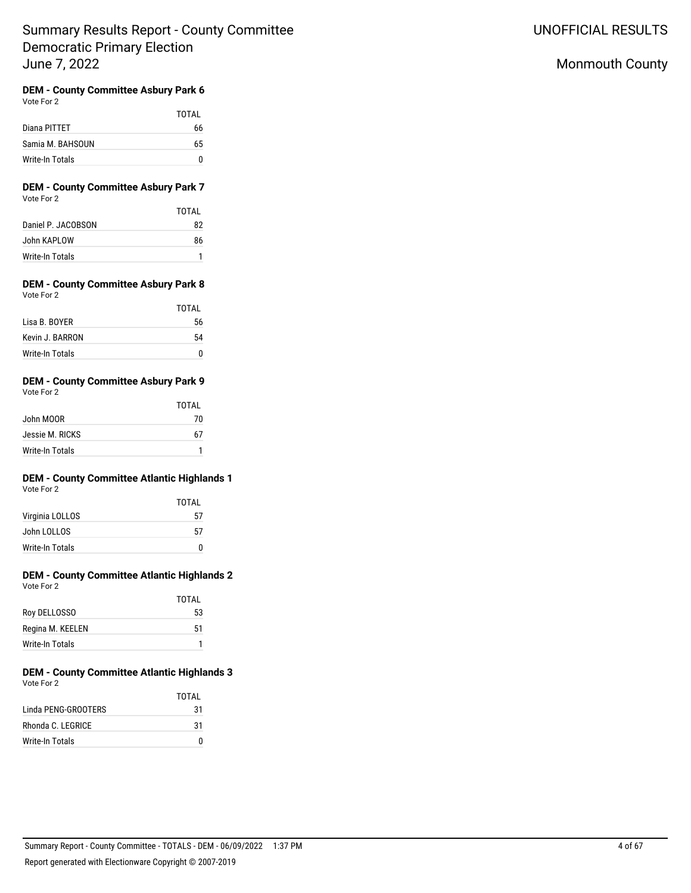# Summary Results Report - County Committee
Democratic Primary Election
June 7, 2022

UNOFFICIAL RESULTS

Monmouth County

### DEM - County Committee Asbury Park 6
Vote For 2

| | TOTAL |
|---|---|
| Diana PITTET | 66 |
| Samia M. BAHSOUN | 65 |
| Write-In Totals | 0 |

### DEM - County Committee Asbury Park 7
Vote For 2

| | TOTAL |
|---|---|
| Daniel P. JACOBSON | 82 |
| John KAPLOW | 86 |
| Write-In Totals | 1 |

### DEM - County Committee Asbury Park 8
Vote For 2

| | TOTAL |
|---|---|
| Lisa B. BOYER | 56 |
| Kevin J. BARRON | 54 |
| Write-In Totals | 0 |

### DEM - County Committee Asbury Park 9
Vote For 2

| | TOTAL |
|---|---|
| John MOOR | 70 |
| Jessie M. RICKS | 67 |
| Write-In Totals | 1 |

### DEM - County Committee Atlantic Highlands 1
Vote For 2

| | TOTAL |
|---|---|
| Virginia LOLLOS | 57 |
| John LOLLOS | 57 |
| Write-In Totals | 0 |

### DEM - County Committee Atlantic Highlands 2
Vote For 2

| | TOTAL |
|---|---|
| Roy DELLOSSO | 53 |
| Regina M. KEELEN | 51 |
| Write-In Totals | 1 |

### DEM - County Committee Atlantic Highlands 3
Vote For 2

| | TOTAL |
|---|---|
| Linda PENG-GROOTERS | 31 |
| Rhonda C. LEGRICE | 31 |
| Write-In Totals | 0 |

Summary Report - County Committee - TOTALS - DEM - 06/09/2022 1:37 PM

Report generated with Electionware Copyright © 2007-2019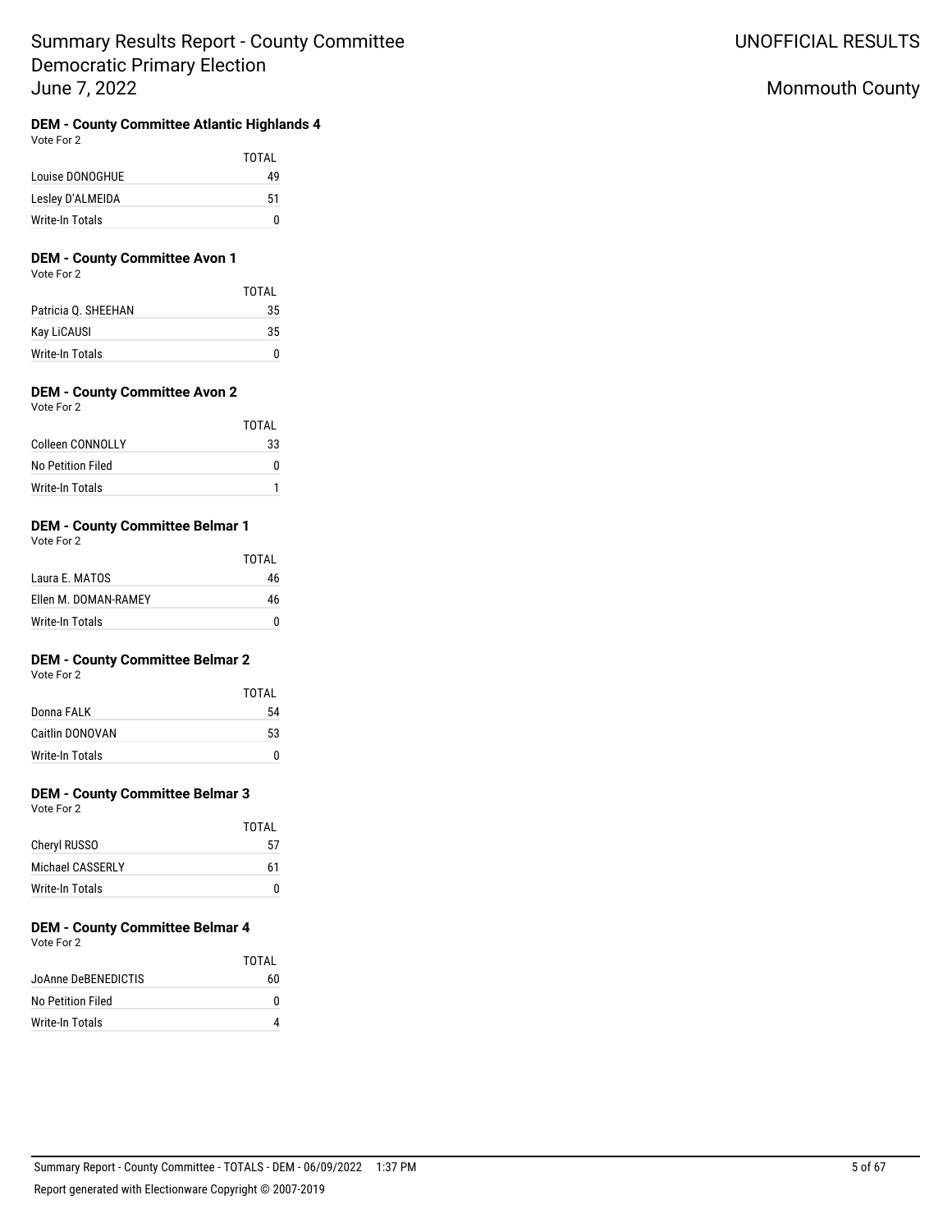# Summary Results Report - County Committee Democratic Primary Election June 7, 2022

UNOFFICIAL RESULTS

Monmouth County

### DEM - County Committee Atlantic Highlands 4

Vote For 2

| | TOTAL |
|---|---|
| Louise DONOGHUE | 49 |
| Lesley D'ALMEIDA | 51 |
| Write-In Totals | 0 |

### DEM - County Committee Avon 1

Vote For 2

| | TOTAL |
|---|---|
| Patricia Q. SHEEHAN | 35 |
| Kay LiCAUSI | 35 |
| Write-In Totals | 0 |

### DEM - County Committee Avon 2

Vote For 2

| | TOTAL |
|---|---|
| Colleen CONNOLLY | 33 |
| No Petition Filed | 0 |
| Write-In Totals | 1 |

### DEM - County Committee Belmar 1

Vote For 2

| | TOTAL |
|---|---|
| Laura E. MATOS | 46 |
| Ellen M. DOMAN-RAMEY | 46 |
| Write-In Totals | 0 |

### DEM - County Committee Belmar 2

Vote For 2

| | TOTAL |
|---|---|
| Donna FALK | 54 |
| Caitlin DONOVAN | 53 |
| Write-In Totals | 0 |

### DEM - County Committee Belmar 3

Vote For 2

| | TOTAL |
|---|---|
| Cheryl RUSSO | 57 |
| Michael CASSERLY | 61 |
| Write-In Totals | 0 |

### DEM - County Committee Belmar 4

Vote For 2

| | TOTAL |
|---|---|
| JoAnne DeBENEDICTIS | 60 |
| No Petition Filed | 0 |
| Write-In Totals | 4 |

Summary Report - County Committee - TOTALS - DEM - 06/09/2022 1:37 PM

Report generated with Electionware Copyright © 2007-2019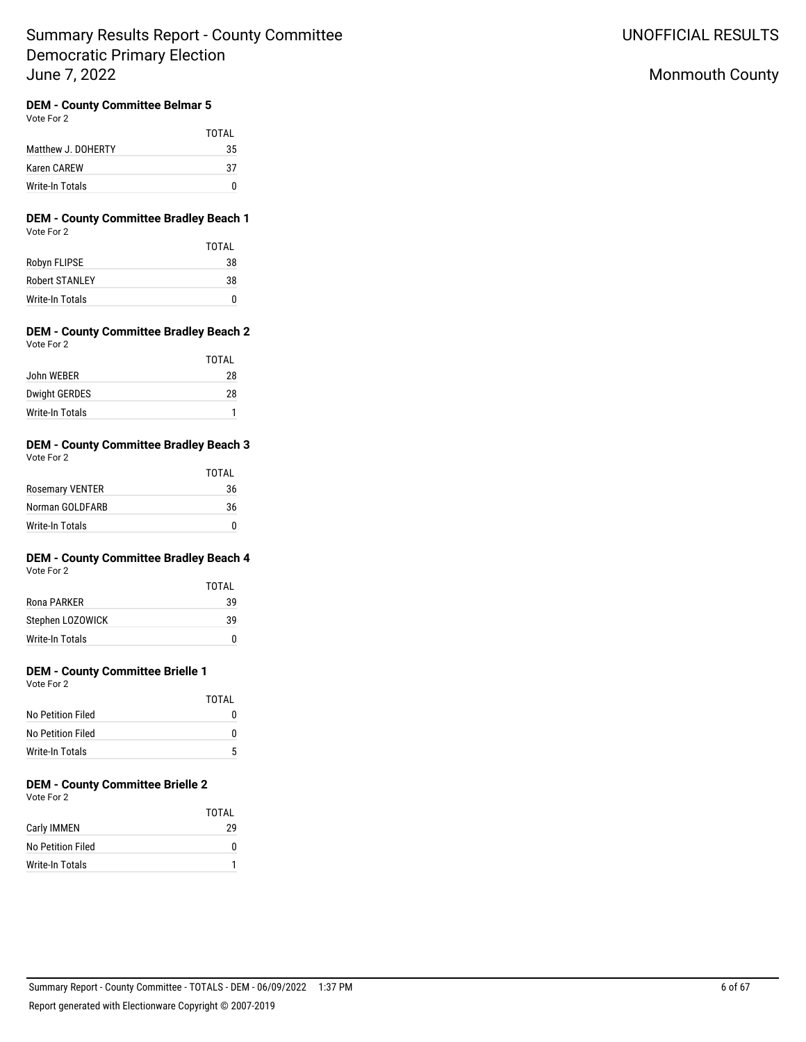# Summary Results Report - County Committee Democratic Primary Election June 7, 2022

UNOFFICIAL RESULTS

Monmouth County

### DEM - County Committee Belmar 5

Vote For 2

| | TOTAL |
|---|---|
| Matthew J. DOHERTY | 35 |
| Karen CAREW | 37 |
| Write-In Totals | 0 |

### DEM - County Committee Bradley Beach 1

Vote For 2

| | TOTAL |
|---|---|
| Robyn FLIPSE | 38 |
| Robert STANLEY | 38 |
| Write-In Totals | 0 |

### DEM - County Committee Bradley Beach 2

Vote For 2

| | TOTAL |
|---|---|
| John WEBER | 28 |
| Dwight GERDES | 28 |
| Write-In Totals | 1 |

### DEM - County Committee Bradley Beach 3

Vote For 2

| | TOTAL |
|---|---|
| Rosemary VENTER | 36 |
| Norman GOLDFARB | 36 |
| Write-In Totals | 0 |

### DEM - County Committee Bradley Beach 4

Vote For 2

| | TOTAL |
|---|---|
| Rona PARKER | 39 |
| Stephen LOZOWICK | 39 |
| Write-In Totals | 0 |

### DEM - County Committee Brielle 1

Vote For 2

| | TOTAL |
|---|---|
| No Petition Filed | 0 |
| No Petition Filed | 0 |
| Write-In Totals | 5 |

### DEM - County Committee Brielle 2

Vote For 2

| | TOTAL |
|---|---|
| Carly IMMEN | 29 |
| No Petition Filed | 0 |
| Write-In Totals | 1 |

Summary Report - County Committee - TOTALS - DEM - 06/09/2022 1:37 PM

Report generated with Electionware Copyright © 2007-2019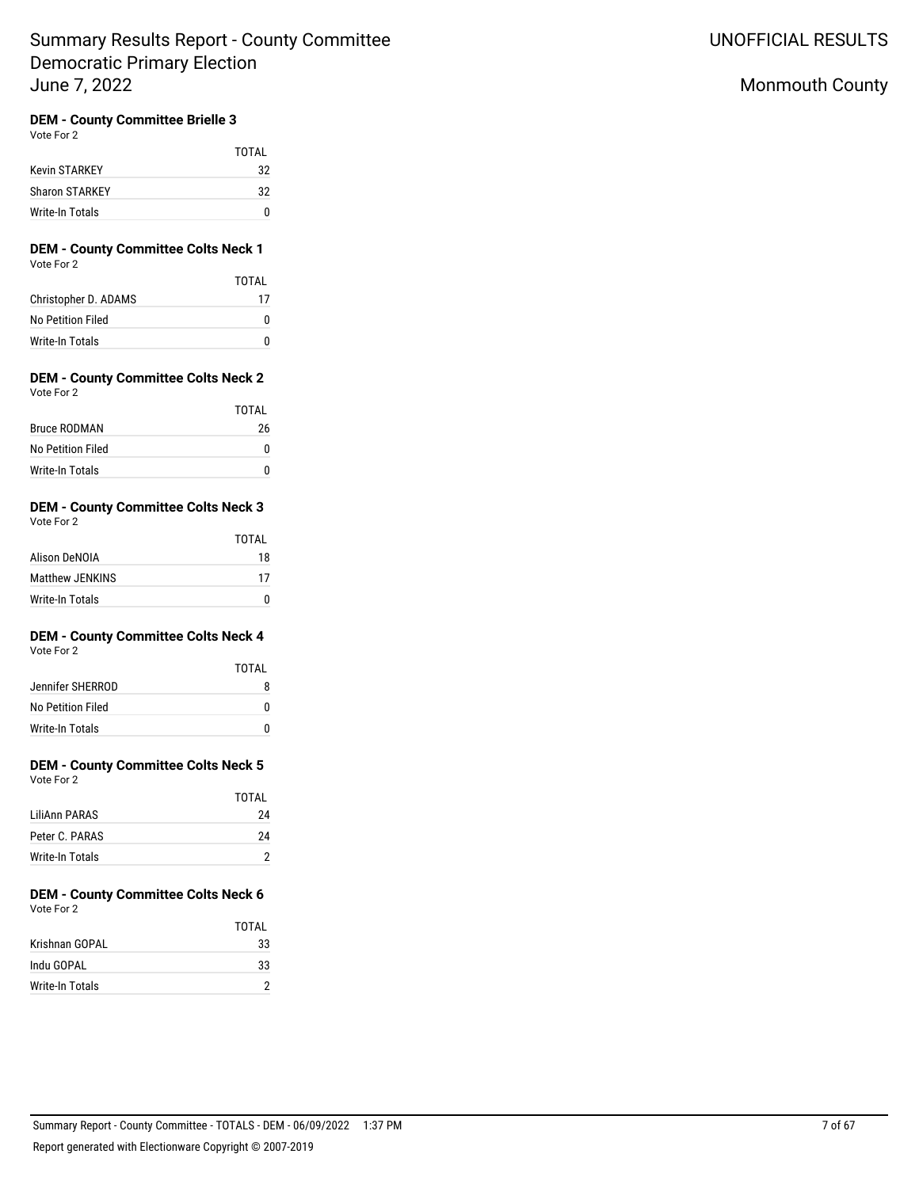# Summary Results Report - County Committee
# Democratic Primary Election
# June 7, 2022

UNOFFICIAL RESULTS

Monmouth County

### DEM - County Committee Brielle 3

Vote For 2

| | TOTAL |
|---|---|
| Kevin STARKEY | 32 |
| Sharon STARKEY | 32 |
| Write-In Totals | 0 |

### DEM - County Committee Colts Neck 1

Vote For 2

| | TOTAL |
|---|---|
| Christopher D. ADAMS | 17 |
| No Petition Filed | 0 |
| Write-In Totals | 0 |

### DEM - County Committee Colts Neck 2

Vote For 2

| | TOTAL |
|---|---|
| Bruce RODMAN | 26 |
| No Petition Filed | 0 |
| Write-In Totals | 0 |

### DEM - County Committee Colts Neck 3

Vote For 2

| | TOTAL |
|---|---|
| Alison DeNOIA | 18 |
| Matthew JENKINS | 17 |
| Write-In Totals | 0 |

### DEM - County Committee Colts Neck 4

Vote For 2

| | TOTAL |
|---|---|
| Jennifer SHERROD | 8 |
| No Petition Filed | 0 |
| Write-In Totals | 0 |

### DEM - County Committee Colts Neck 5

Vote For 2

| | TOTAL |
|---|---|
| LiliAnn PARAS | 24 |
| Peter C. PARAS | 24 |
| Write-In Totals | 2 |

### DEM - County Committee Colts Neck 6

Vote For 2

| | TOTAL |
|---|---|
| Krishnan GOPAL | 33 |
| Indu GOPAL | 33 |
| Write-In Totals | 2 |

Summary Report - County Committee - TOTALS - DEM - 06/09/2022 1:37 PM

Report generated with Electionware Copyright © 2007-2019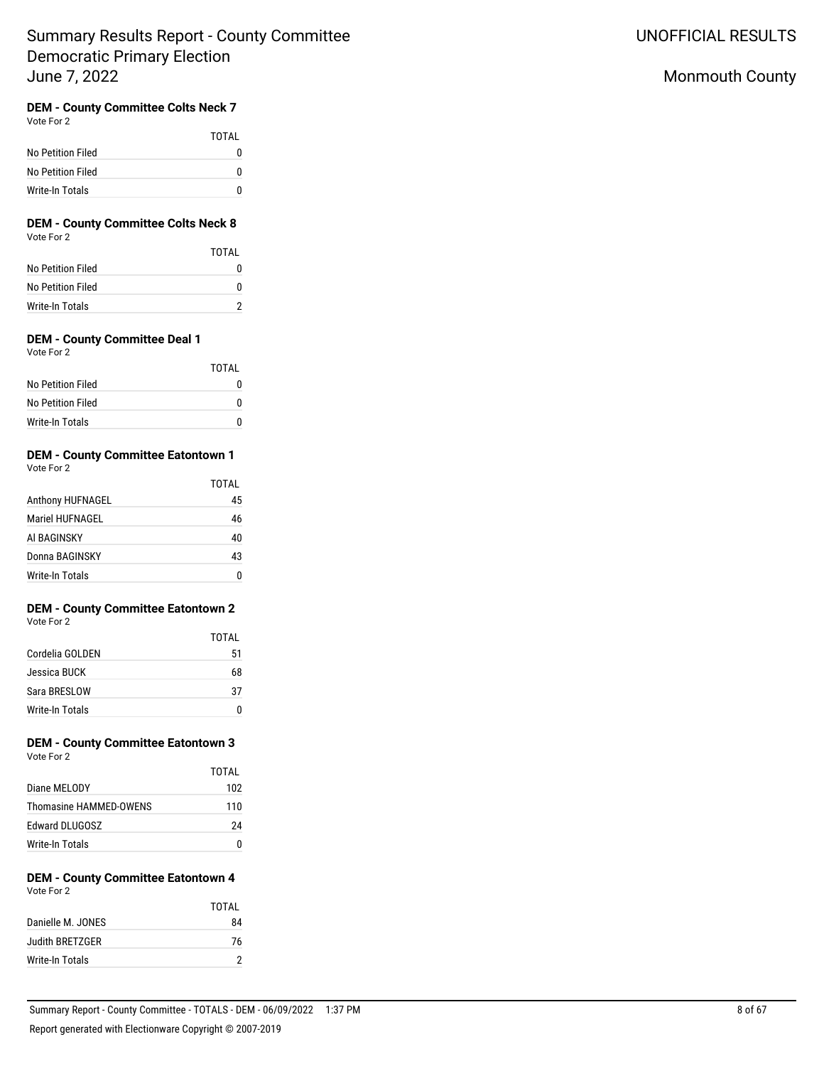Summary Results Report - County Committee
Democratic Primary Election
June 7, 2022

UNOFFICIAL RESULTS

Monmouth County

### DEM - County Committee Colts Neck 7

Vote For 2

| | TOTAL |
|---|---|
| No Petition Filed | 0 |
| No Petition Filed | 0 |
| Write-In Totals | 0 |

### DEM - County Committee Colts Neck 8

Vote For 2

| | TOTAL |
|---|---|
| No Petition Filed | 0 |
| No Petition Filed | 0 |
| Write-In Totals | 2 |

### DEM - County Committee Deal 1

Vote For 2

| | TOTAL |
|---|---|
| No Petition Filed | 0 |
| No Petition Filed | 0 |
| Write-In Totals | 0 |

### DEM - County Committee Eatontown 1

Vote For 2

| | TOTAL |
|---|---|
| Anthony HUFNAGEL | 45 |
| Mariel HUFNAGEL | 46 |
| Al BAGINSKY | 40 |
| Donna BAGINSKY | 43 |
| Write-In Totals | 0 |

### DEM - County Committee Eatontown 2

Vote For 2

| | TOTAL |
|---|---|
| Cordelia GOLDEN | 51 |
| Jessica BUCK | 68 |
| Sara BRESLOW | 37 |
| Write-In Totals | 0 |

### DEM - County Committee Eatontown 3

Vote For 2

| | TOTAL |
|---|---|
| Diane MELODY | 102 |
| Thomasine HAMMED-OWENS | 110 |
| Edward DLUGOSZ | 24 |
| Write-In Totals | 0 |

### DEM - County Committee Eatontown 4

Vote For 2

| | TOTAL |
|---|---|
| Danielle M. JONES | 84 |
| Judith BRETZGER | 76 |
| Write-In Totals | 2 |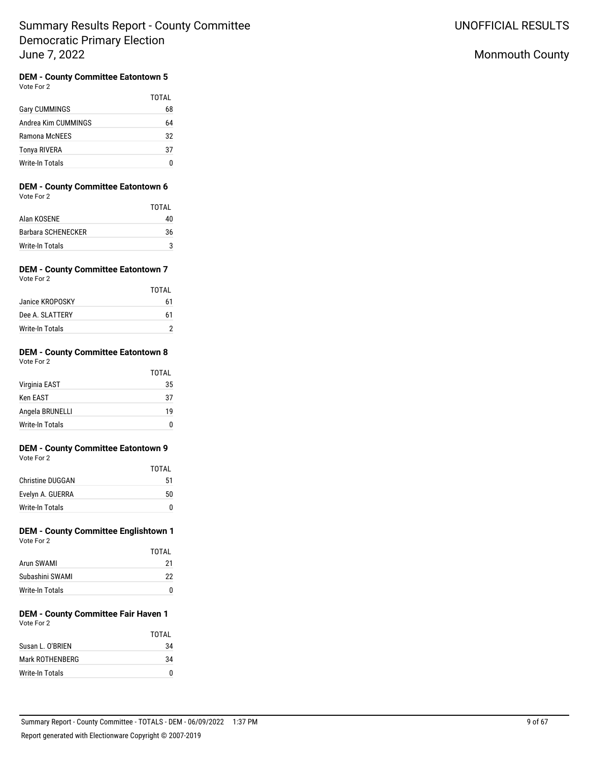# Summary Results Report - County Committee
# Democratic Primary Election
# June 7, 2022

UNOFFICIAL RESULTS

Monmouth County

### DEM - County Committee Eatontown 5

Vote For 2

| | TOTAL |
|---|---|
| Gary CUMMINGS | 68 |
| Andrea Kim CUMMINGS | 64 |
| Ramona McNEES | 32 |
| Tonya RIVERA | 37 |
| Write-In Totals | 0 |

### DEM - County Committee Eatontown 6

Vote For 2

| | TOTAL |
|---|---|
| Alan KOSENE | 40 |
| Barbara SCHENECKER | 36 |
| Write-In Totals | 3 |

### DEM - County Committee Eatontown 7

Vote For 2

| | TOTAL |
|---|---|
| Janice KROPOSKY | 61 |
| Dee A. SLATTERY | 61 |
| Write-In Totals | 2 |

### DEM - County Committee Eatontown 8

Vote For 2

| | TOTAL |
|---|---|
| Virginia EAST | 35 |
| Ken EAST | 37 |
| Angela BRUNELLI | 19 |
| Write-In Totals | 0 |

### DEM - County Committee Eatontown 9

Vote For 2

| | TOTAL |
|---|---|
| Christine DUGGAN | 51 |
| Evelyn A. GUERRA | 50 |
| Write-In Totals | 0 |

### DEM - County Committee Englishtown 1

Vote For 2

| | TOTAL |
|---|---|
| Arun SWAMI | 21 |
| Subashini SWAMI | 22 |
| Write-In Totals | 0 |

### DEM - County Committee Fair Haven 1

Vote For 2

| | TOTAL |
|---|---|
| Susan L. O'BRIEN | 34 |
| Mark ROTHENBERG | 34 |
| Write-In Totals | 0 |

Summary Report - County Committee - TOTALS - DEM - 06/09/2022 1:37 PM

Report generated with Electionware Copyright © 2007-2019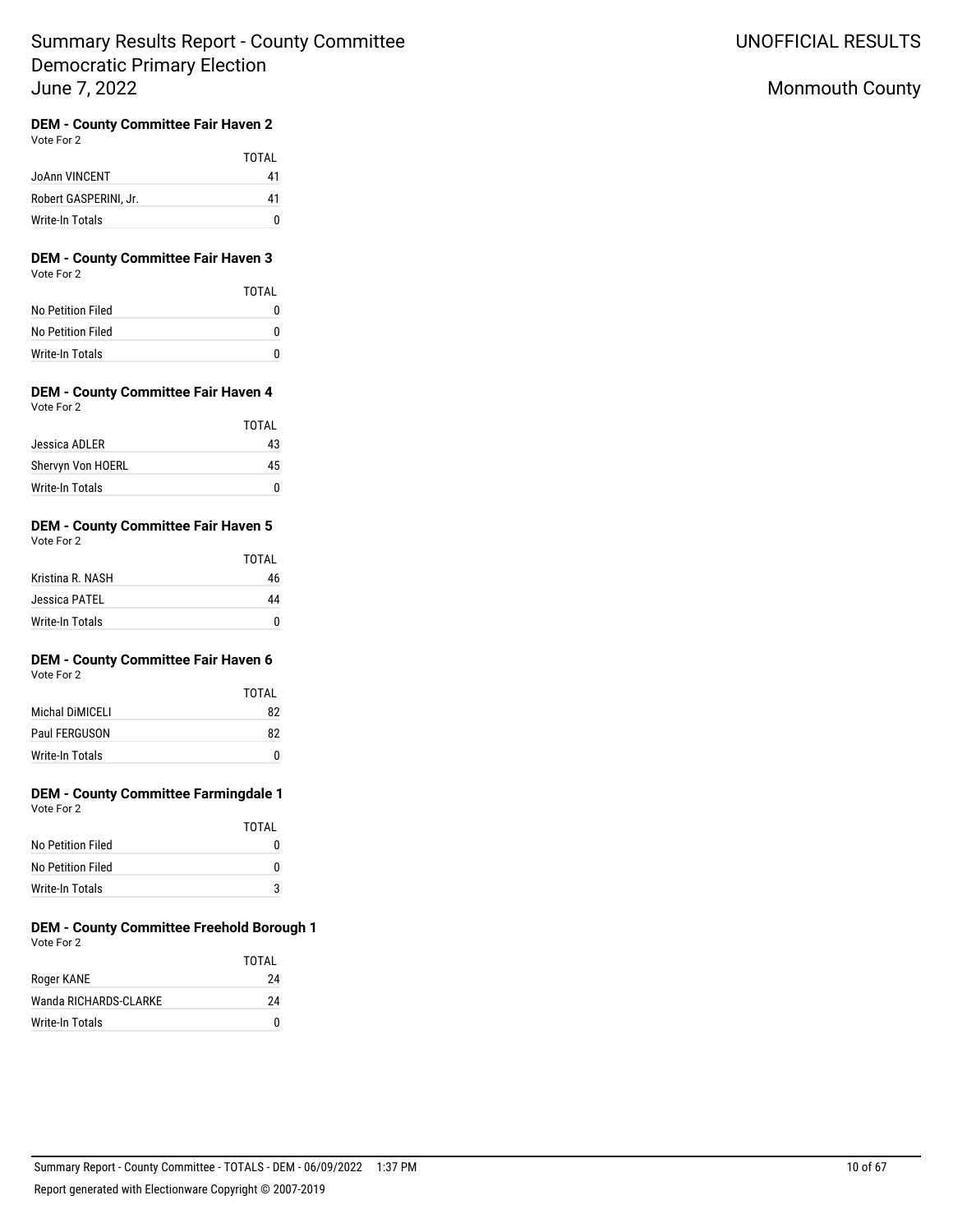#### DEM - County Committee Fair Haven 2

Vote For 2

| | TOTAL |
|---|---|
| JoAnn VINCENT | 41 |
| Robert GASPERINI, Jr. | 41 |
| Write-In Totals | 0 |

#### DEM - County Committee Fair Haven 3

Vote For 2

| | TOTAL |
|---|---|
| No Petition Filed | 0 |
| No Petition Filed | 0 |
| Write-In Totals | 0 |

#### DEM - County Committee Fair Haven 4

Vote For 2

| | TOTAL |
|---|---|
| Jessica ADLER | 43 |
| Shervyn Von HOERL | 45 |
| Write-In Totals | 0 |

#### DEM - County Committee Fair Haven 5

Vote For 2

| | TOTAL |
|---|---|
| Kristina R. NASH | 46 |
| Jessica PATEL | 44 |
| Write-In Totals | 0 |

#### DEM - County Committee Fair Haven 6

Vote For 2

| | TOTAL |
|---|---|
| Michal DiMICELI | 82 |
| Paul FERGUSON | 82 |
| Write-In Totals | 0 |

#### DEM - County Committee Farmingdale 1

Vote For 2

| | TOTAL |
|---|---|
| No Petition Filed | 0 |
| No Petition Filed | 0 |
| Write-In Totals | 3 |

#### DEM - County Committee Freehold Borough 1

Vote For 2

| | TOTAL |
|---|---|
| Roger KANE | 24 |
| Wanda RICHARDS-CLARKE | 24 |
| Write-In Totals | 0 |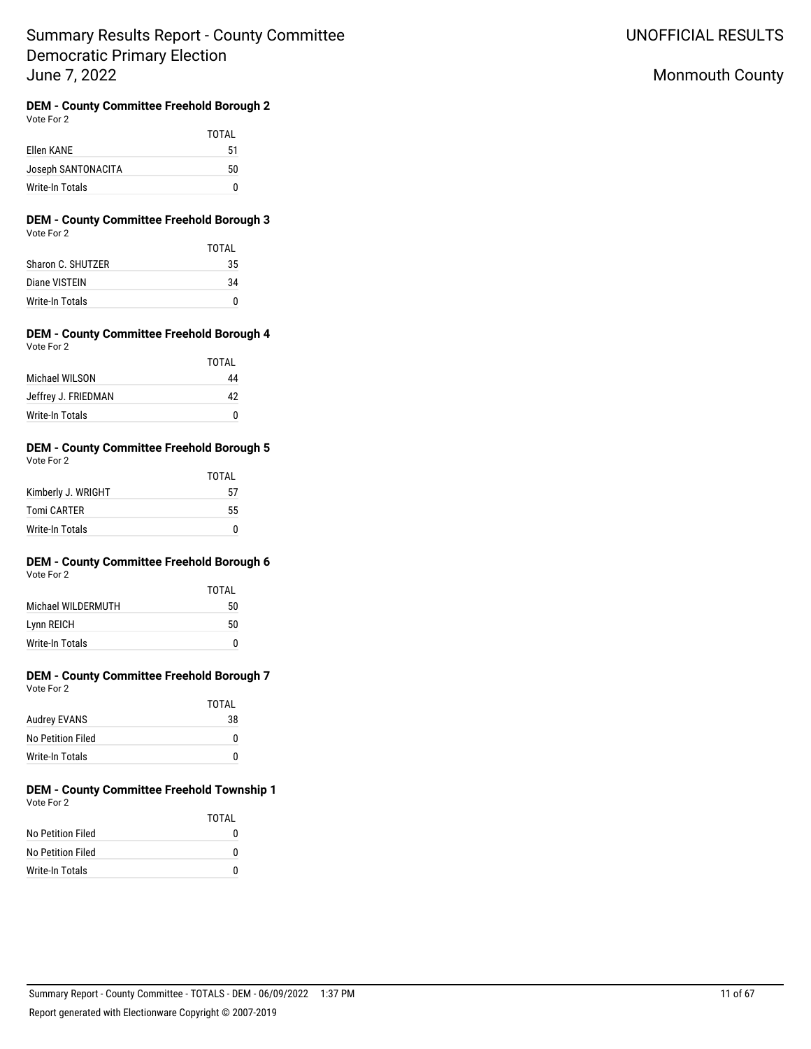# Summary Results Report - County Committee
# Democratic Primary Election
# June 7, 2022

UNOFFICIAL RESULTS

Monmouth County

### DEM - County Committee Freehold Borough 2

Vote For 2

| | TOTAL |
|---|---|
| Ellen KANE | 51 |
| Joseph SANTONACITA | 50 |
| Write-In Totals | 0 |

### DEM - County Committee Freehold Borough 3

Vote For 2

| | TOTAL |
|---|---|
| Sharon C. SHUTZER | 35 |
| Diane VISTEIN | 34 |
| Write-In Totals | 0 |

### DEM - County Committee Freehold Borough 4

Vote For 2

| | TOTAL |
|---|---|
| Michael WILSON | 44 |
| Jeffrey J. FRIEDMAN | 42 |
| Write-In Totals | 0 |

### DEM - County Committee Freehold Borough 5

Vote For 2

| | TOTAL |
|---|---|
| Kimberly J. WRIGHT | 57 |
| Tomi CARTER | 55 |
| Write-In Totals | 0 |

### DEM - County Committee Freehold Borough 6

Vote For 2

| | TOTAL |
|---|---|
| Michael WILDERMUTH | 50 |
| Lynn REICH | 50 |
| Write-In Totals | 0 |

### DEM - County Committee Freehold Borough 7

Vote For 2

| | TOTAL |
|---|---|
| Audrey EVANS | 38 |
| No Petition Filed | 0 |
| Write-In Totals | 0 |

### DEM - County Committee Freehold Township 1

Vote For 2

| | TOTAL |
|---|---|
| No Petition Filed | 0 |
| No Petition Filed | 0 |
| Write-In Totals | 0 |

Summary Report - County Committee - TOTALS - DEM - 06/09/2022 1:37 PM

Report generated with Electionware Copyright © 2007-2019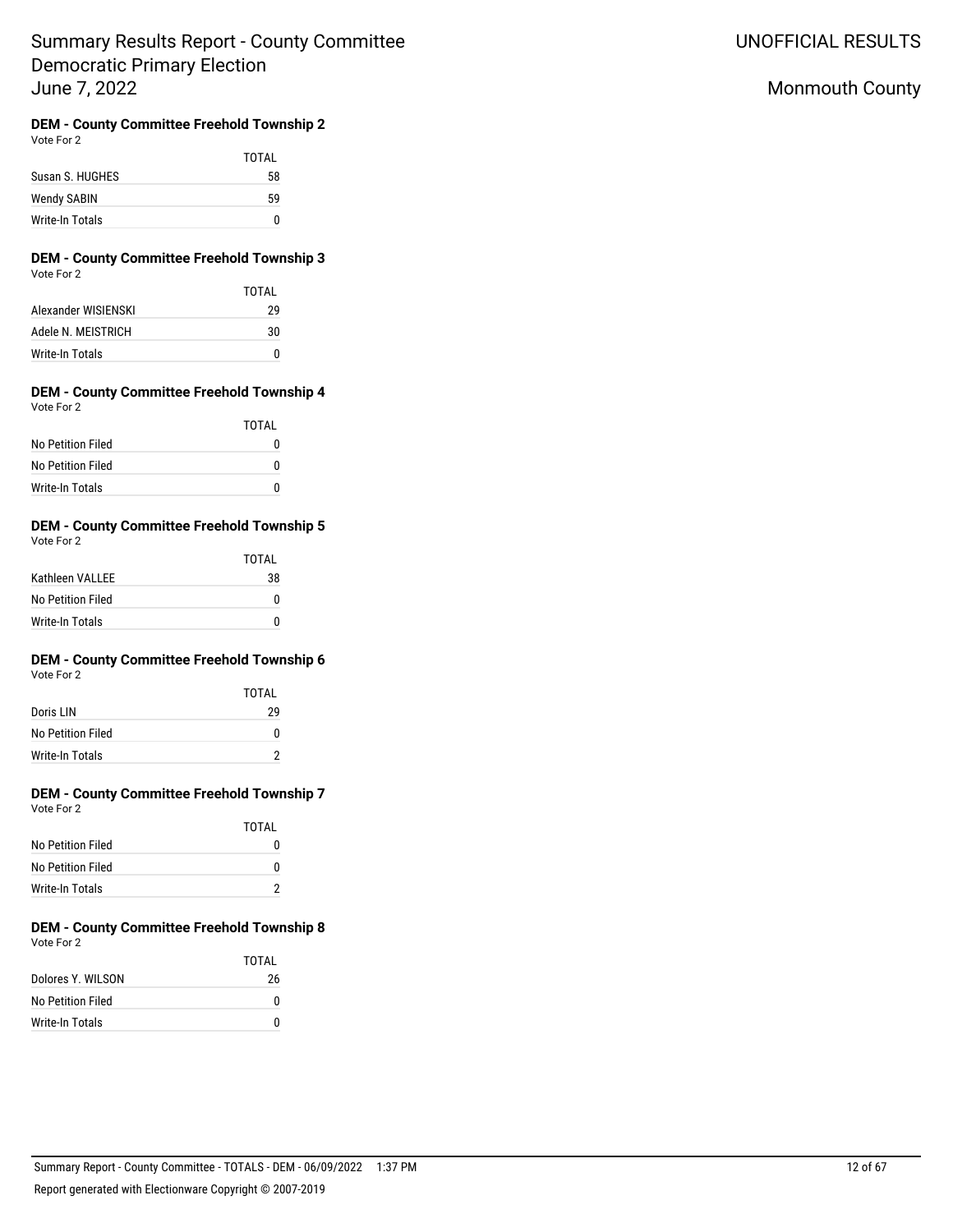# Summary Results Report - County Committee
## Democratic Primary Election
## June 7, 2022

UNOFFICIAL RESULTS

Monmouth County

### DEM - County Committee Freehold Township 2
Vote For 2

| | TOTAL |
|---|---|
| Susan S. HUGHES | 58 |
| Wendy SABIN | 59 |
| Write-In Totals | 0 |

### DEM - County Committee Freehold Township 3
Vote For 2

| | TOTAL |
|---|---|
| Alexander WISIENSKI | 29 |
| Adele N. MEISTRICH | 30 |
| Write-In Totals | 0 |

### DEM - County Committee Freehold Township 4
Vote For 2

| | TOTAL |
|---|---|
| No Petition Filed | 0 |
| No Petition Filed | 0 |
| Write-In Totals | 0 |

### DEM - County Committee Freehold Township 5
Vote For 2

| | TOTAL |
|---|---|
| Kathleen VALLEE | 38 |
| No Petition Filed | 0 |
| Write-In Totals | 0 |

### DEM - County Committee Freehold Township 6
Vote For 2

| | TOTAL |
|---|---|
| Doris LIN | 29 |
| No Petition Filed | 0 |
| Write-In Totals | 2 |

### DEM - County Committee Freehold Township 7
Vote For 2

| | TOTAL |
|---|---|
| No Petition Filed | 0 |
| No Petition Filed | 0 |
| Write-In Totals | 2 |

### DEM - County Committee Freehold Township 8
Vote For 2

| | TOTAL |
|---|---|
| Dolores Y. WILSON | 26 |
| No Petition Filed | 0 |
| Write-In Totals | 0 |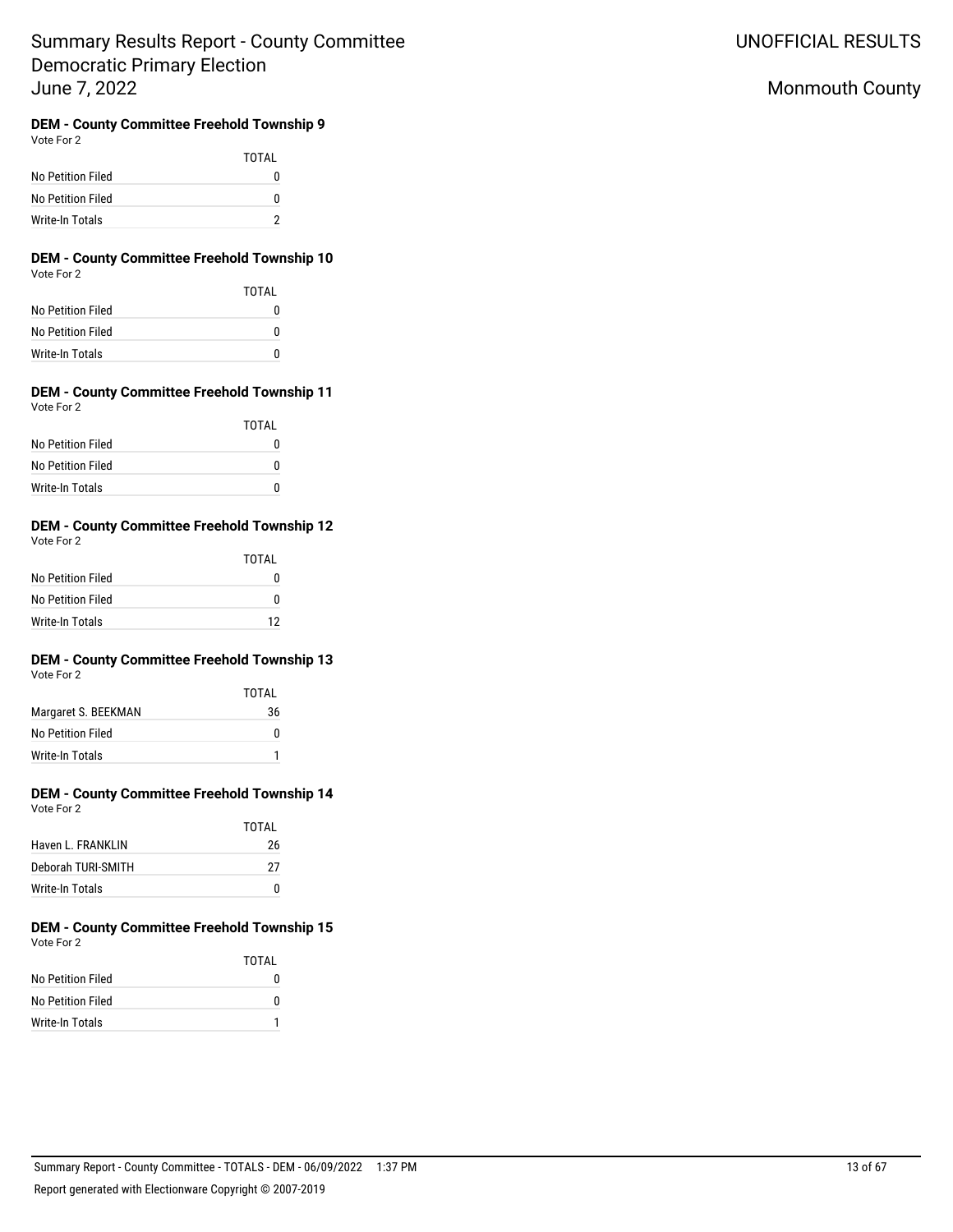### DEM - County Committee Freehold Township 9

Vote For 2

| | TOTAL |
|---|---|
| No Petition Filed | 0 |
| No Petition Filed | 0 |
| Write-In Totals | 2 |

### DEM - County Committee Freehold Township 10

Vote For 2

| | TOTAL |
|---|---|
| No Petition Filed | 0 |
| No Petition Filed | 0 |
| Write-In Totals | 0 |

### DEM - County Committee Freehold Township 11

Vote For 2

| | TOTAL |
|---|---|
| No Petition Filed | 0 |
| No Petition Filed | 0 |
| Write-In Totals | 0 |

### DEM - County Committee Freehold Township 12

Vote For 2

| | TOTAL |
|---|---|
| No Petition Filed | 0 |
| No Petition Filed | 0 |
| Write-In Totals | 12 |

### DEM - County Committee Freehold Township 13

Vote For 2

| | TOTAL |
|---|---|
| Margaret S. BEEKMAN | 36 |
| No Petition Filed | 0 |
| Write-In Totals | 1 |

### DEM - County Committee Freehold Township 14

Vote For 2

| | TOTAL |
|---|---|
| Haven L. FRANKLIN | 26 |
| Deborah TURI-SMITH | 27 |
| Write-In Totals | 0 |

### DEM - County Committee Freehold Township 15

Vote For 2

| | TOTAL |
|---|---|
| No Petition Filed | 0 |
| No Petition Filed | 0 |
| Write-In Totals | 1 |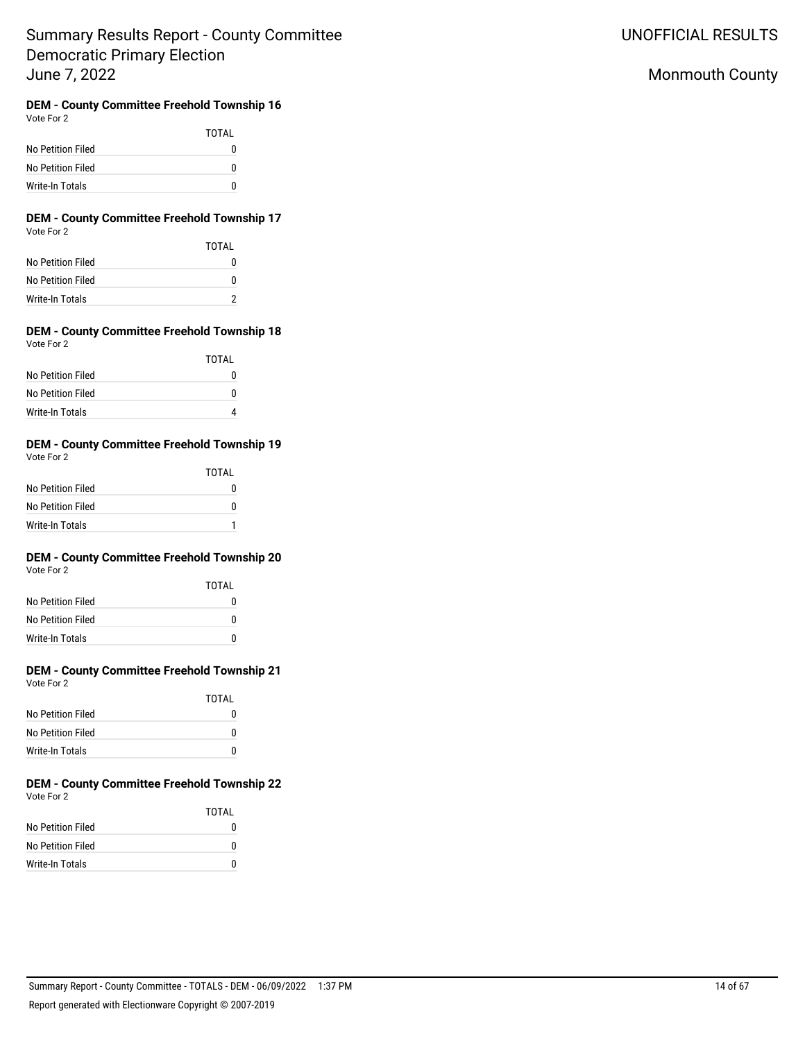# Summary Results Report - County Committee
## Democratic Primary Election
## June 7, 2022

UNOFFICIAL RESULTS

Monmouth County

### DEM - County Committee Freehold Township 16

Vote For 2

| | TOTAL |
|---|---|
| No Petition Filed | 0 |
| No Petition Filed | 0 |
| Write-In Totals | 0 |

### DEM - County Committee Freehold Township 17

Vote For 2

| | TOTAL |
|---|---|
| No Petition Filed | 0 |
| No Petition Filed | 0 |
| Write-In Totals | 2 |

### DEM - County Committee Freehold Township 18

Vote For 2

| | TOTAL |
|---|---|
| No Petition Filed | 0 |
| No Petition Filed | 0 |
| Write-In Totals | 4 |

### DEM - County Committee Freehold Township 19

Vote For 2

| | TOTAL |
|---|---|
| No Petition Filed | 0 |
| No Petition Filed | 0 |
| Write-In Totals | 1 |

### DEM - County Committee Freehold Township 20

Vote For 2

| | TOTAL |
|---|---|
| No Petition Filed | 0 |
| No Petition Filed | 0 |
| Write-In Totals | 0 |

### DEM - County Committee Freehold Township 21

Vote For 2

| | TOTAL |
|---|---|
| No Petition Filed | 0 |
| No Petition Filed | 0 |
| Write-In Totals | 0 |

### DEM - County Committee Freehold Township 22

Vote For 2

| | TOTAL |
|---|---|
| No Petition Filed | 0 |
| No Petition Filed | 0 |
| Write-In Totals | 0 |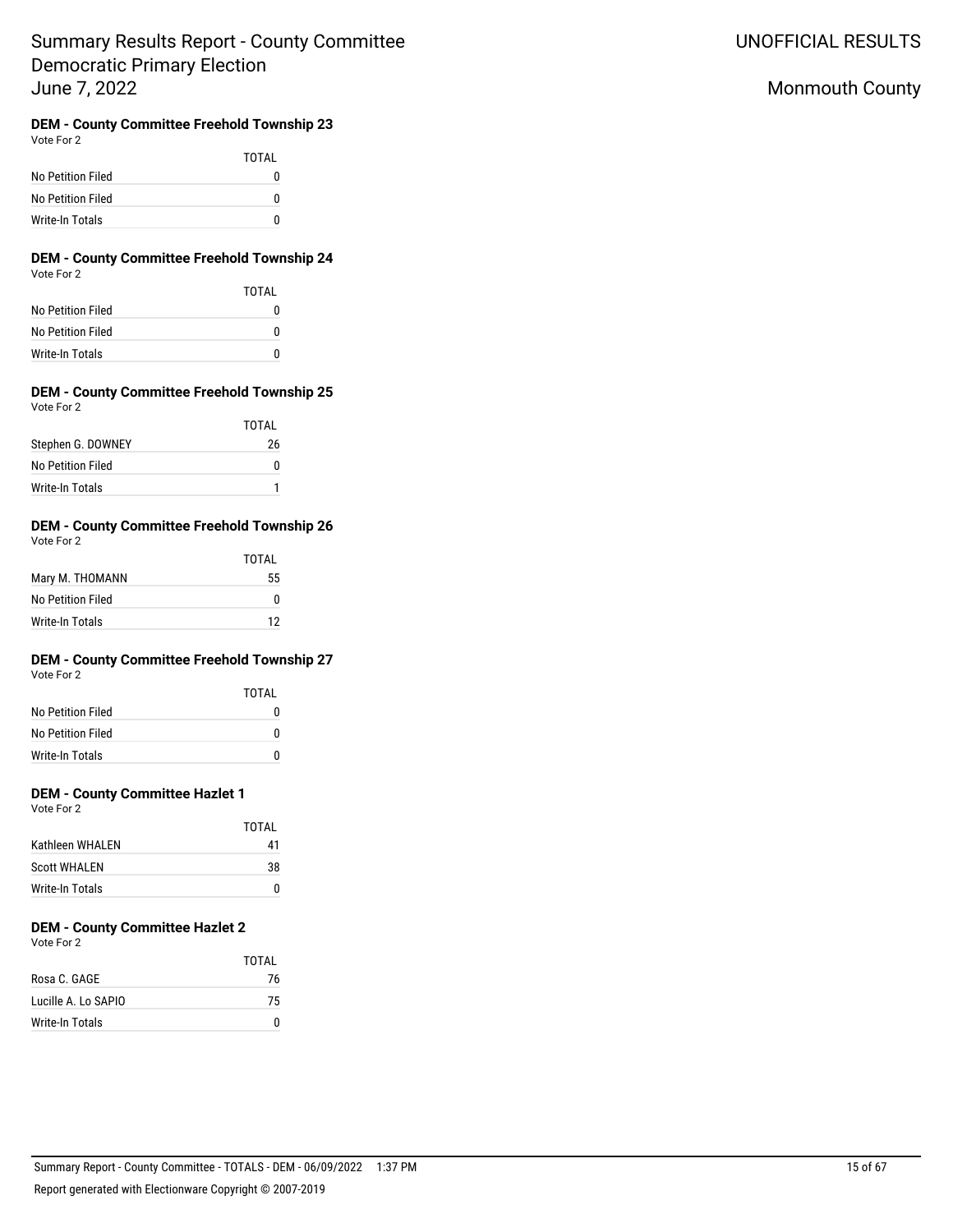### DEM - County Committee Freehold Township 23

Vote For 2

| | TOTAL |
|---|---|
| No Petition Filed | 0 |
| No Petition Filed | 0 |
| Write-In Totals | 0 |

### DEM - County Committee Freehold Township 24

Vote For 2

| | TOTAL |
|---|---|
| No Petition Filed | 0 |
| No Petition Filed | 0 |
| Write-In Totals | 0 |

### DEM - County Committee Freehold Township 25

Vote For 2

| | TOTAL |
|---|---|
| Stephen G. DOWNEY | 26 |
| No Petition Filed | 0 |
| Write-In Totals | 1 |

### DEM - County Committee Freehold Township 26

Vote For 2

| | TOTAL |
|---|---|
| Mary M. THOMANN | 55 |
| No Petition Filed | 0 |
| Write-In Totals | 12 |

### DEM - County Committee Freehold Township 27

Vote For 2

| | TOTAL |
|---|---|
| No Petition Filed | 0 |
| No Petition Filed | 0 |
| Write-In Totals | 0 |

### DEM - County Committee Hazlet 1

Vote For 2

| | TOTAL |
|---|---|
| Kathleen WHALEN | 41 |
| Scott WHALEN | 38 |
| Write-In Totals | 0 |

### DEM - County Committee Hazlet 2

Vote For 2

| | TOTAL |
|---|---|
| Rosa C. GAGE | 76 |
| Lucille A. Lo SAPIO | 75 |
| Write-In Totals | 0 |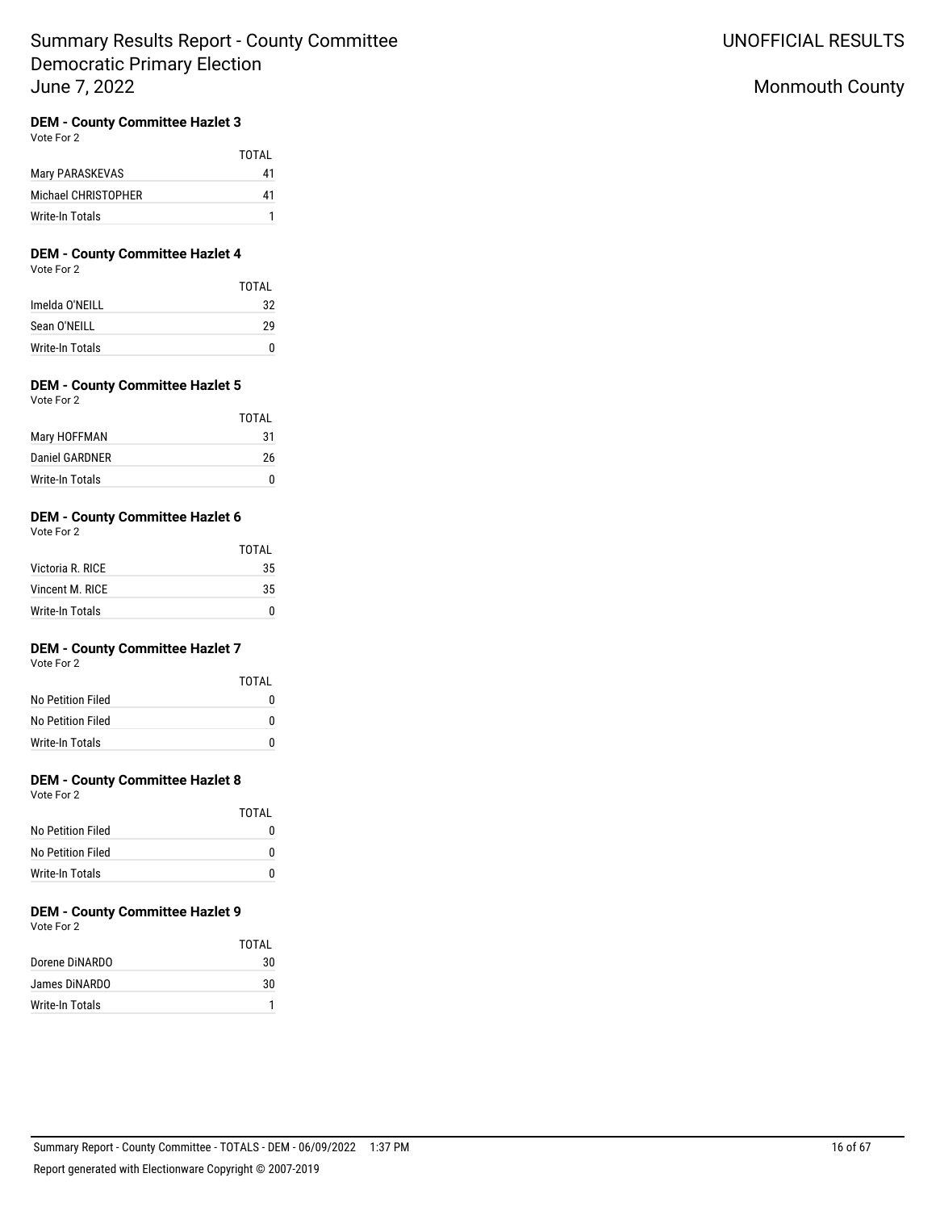# Summary Results Report - County Committee Democratic Primary Election June 7, 2022

UNOFFICIAL RESULTS

Monmouth County

### DEM - County Committee Hazlet 3

Vote For 2

| | TOTAL |
|---|---|
| Mary PARASKEVAS | 41 |
| Michael CHRISTOPHER | 41 |
| Write-In Totals | 1 |

### DEM - County Committee Hazlet 4

Vote For 2

| | TOTAL |
|---|---|
| Imelda O'NEILL | 32 |
| Sean O'NEILL | 29 |
| Write-In Totals | 0 |

### DEM - County Committee Hazlet 5

Vote For 2

| | TOTAL |
|---|---|
| Mary HOFFMAN | 31 |
| Daniel GARDNER | 26 |
| Write-In Totals | 0 |

### DEM - County Committee Hazlet 6

Vote For 2

| | TOTAL |
|---|---|
| Victoria R. RICE | 35 |
| Vincent M. RICE | 35 |
| Write-In Totals | 0 |

### DEM - County Committee Hazlet 7

Vote For 2

| | TOTAL |
|---|---|
| No Petition Filed | 0 |
| No Petition Filed | 0 |
| Write-In Totals | 0 |

### DEM - County Committee Hazlet 8

Vote For 2

| | TOTAL |
|---|---|
| No Petition Filed | 0 |
| No Petition Filed | 0 |
| Write-In Totals | 0 |

### DEM - County Committee Hazlet 9

Vote For 2

| | TOTAL |
|---|---|
| Dorene DiNARDO | 30 |
| James DiNARDO | 30 |
| Write-In Totals | 1 |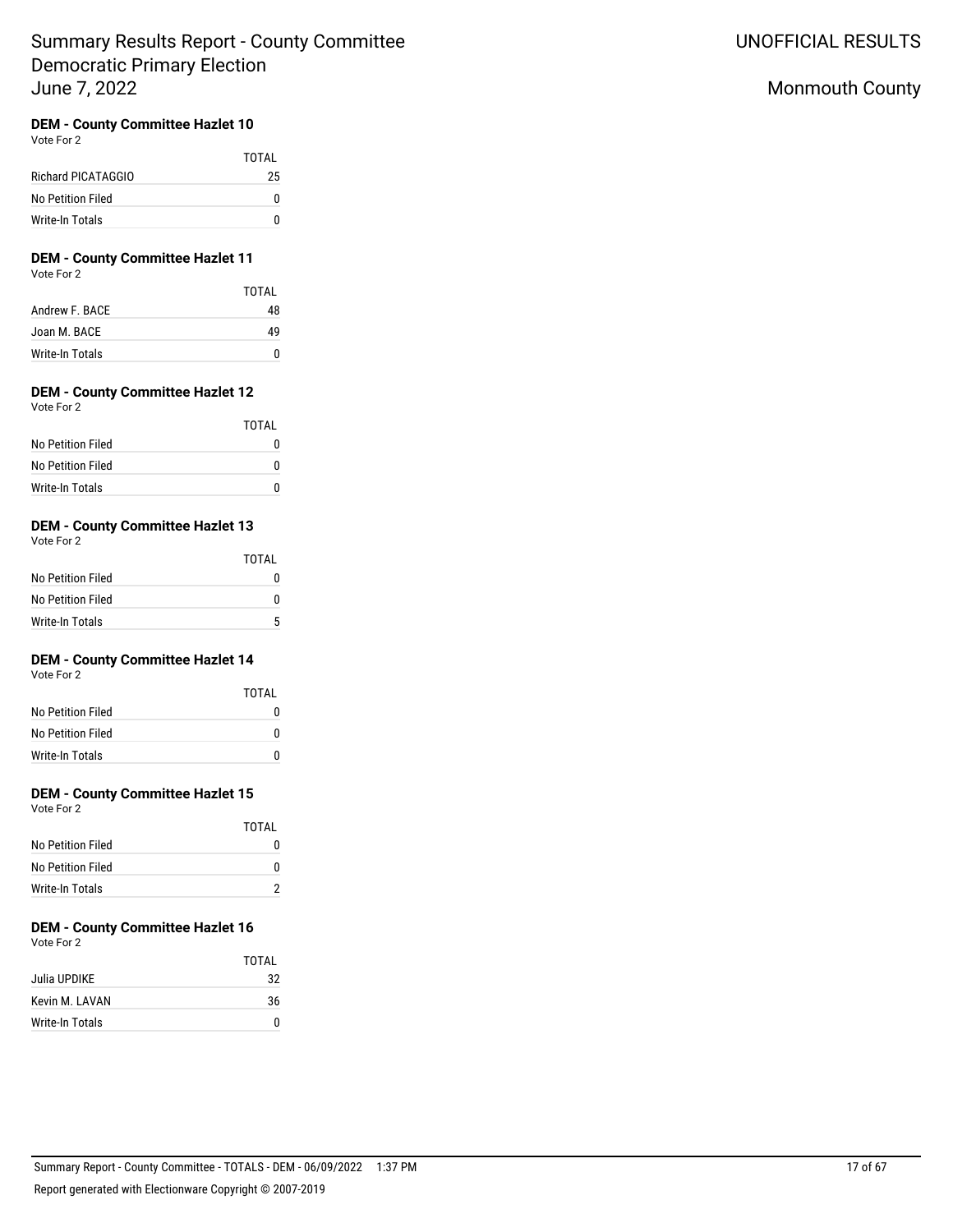# Summary Results Report - County Committee
# Democratic Primary Election
# June 7, 2022

UNOFFICIAL RESULTS

Monmouth County

### DEM - County Committee Hazlet 10
Vote For 2

| | TOTAL |
|---|---|
| Richard PICATAGGIO | 25 |
| No Petition Filed | 0 |
| Write-In Totals | 0 |

### DEM - County Committee Hazlet 11
Vote For 2

| | TOTAL |
|---|---|
| Andrew F. BACE | 48 |
| Joan M. BACE | 49 |
| Write-In Totals | 0 |

### DEM - County Committee Hazlet 12
Vote For 2

| | TOTAL |
|---|---|
| No Petition Filed | 0 |
| No Petition Filed | 0 |
| Write-In Totals | 0 |

### DEM - County Committee Hazlet 13
Vote For 2

| | TOTAL |
|---|---|
| No Petition Filed | 0 |
| No Petition Filed | 0 |
| Write-In Totals | 5 |

### DEM - County Committee Hazlet 14
Vote For 2

| | TOTAL |
|---|---|
| No Petition Filed | 0 |
| No Petition Filed | 0 |
| Write-In Totals | 0 |

### DEM - County Committee Hazlet 15
Vote For 2

| | TOTAL |
|---|---|
| No Petition Filed | 0 |
| No Petition Filed | 0 |
| Write-In Totals | 2 |

### DEM - County Committee Hazlet 16
Vote For 2

| | TOTAL |
|---|---|
| Julia UPDIKE | 32 |
| Kevin M. LAVAN | 36 |
| Write-In Totals | 0 |

Summary Report - County Committee - TOTALS - DEM - 06/09/2022 1:37 PM

Report generated with Electionware Copyright © 2007-2019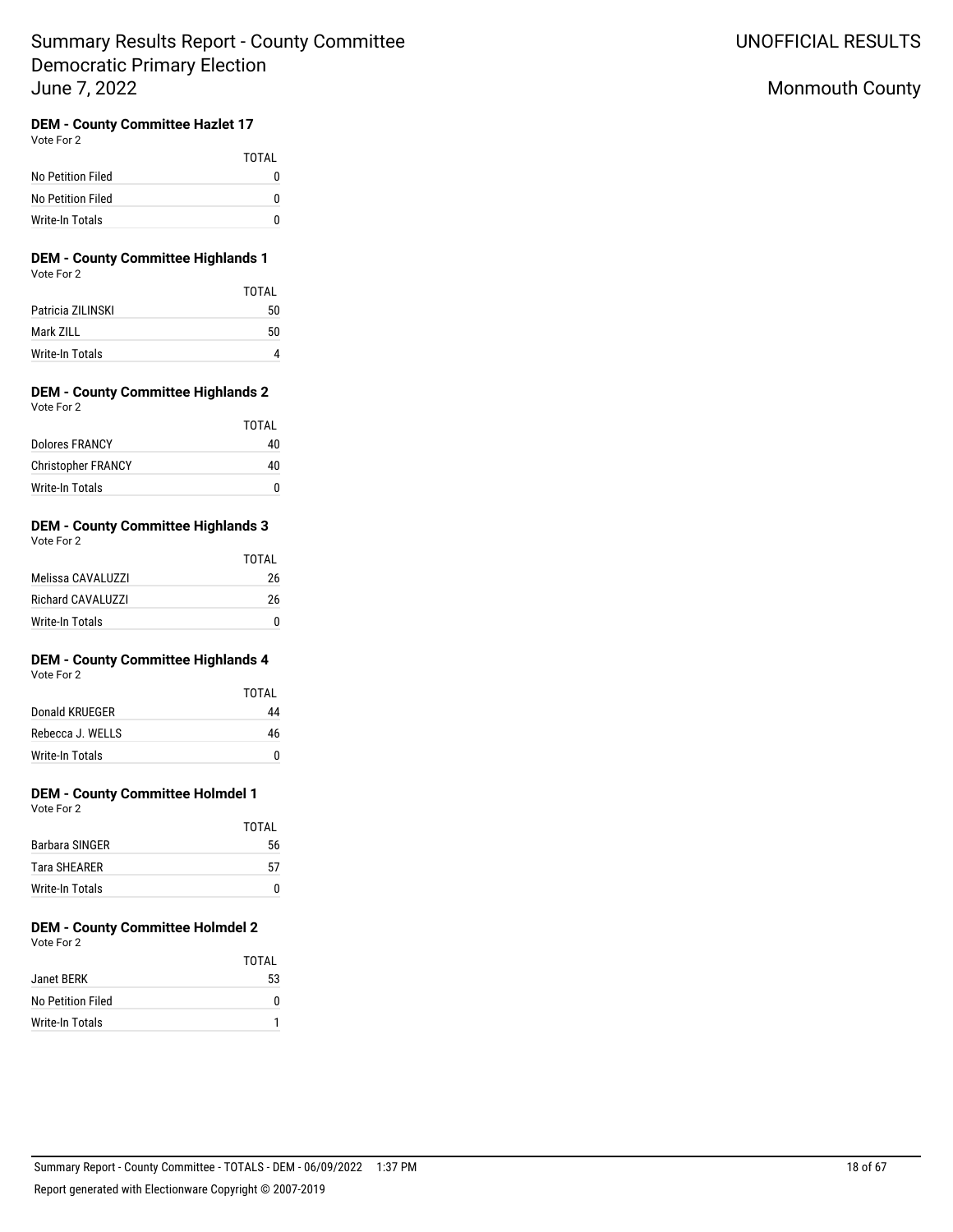# Summary Results Report - County Committee
## Democratic Primary Election
## June 7, 2022

UNOFFICIAL RESULTS

Monmouth County

### DEM - County Committee Hazlet 17

Vote For 2

| | TOTAL |
|---|---|
| No Petition Filed | 0 |
| No Petition Filed | 0 |
| Write-In Totals | 0 |

### DEM - County Committee Highlands 1

Vote For 2

| | TOTAL |
|---|---|
| Patricia ZILINSKI | 50 |
| Mark ZILL | 50 |
| Write-In Totals | 4 |

### DEM - County Committee Highlands 2

Vote For 2

| | TOTAL |
|---|---|
| Dolores FRANCY | 40 |
| Christopher FRANCY | 40 |
| Write-In Totals | 0 |

### DEM - County Committee Highlands 3

Vote For 2

| | TOTAL |
|---|---|
| Melissa CAVALUZZI | 26 |
| Richard CAVALUZZI | 26 |
| Write-In Totals | 0 |

### DEM - County Committee Highlands 4

Vote For 2

| | TOTAL |
|---|---|
| Donald KRUEGER | 44 |
| Rebecca J. WELLS | 46 |
| Write-In Totals | 0 |

### DEM - County Committee Holmdel 1

Vote For 2

| | TOTAL |
|---|---|
| Barbara SINGER | 56 |
| Tara SHEARER | 57 |
| Write-In Totals | 0 |

### DEM - County Committee Holmdel 2

Vote For 2

| | TOTAL |
|---|---|
| Janet BERK | 53 |
| No Petition Filed | 0 |
| Write-In Totals | 1 |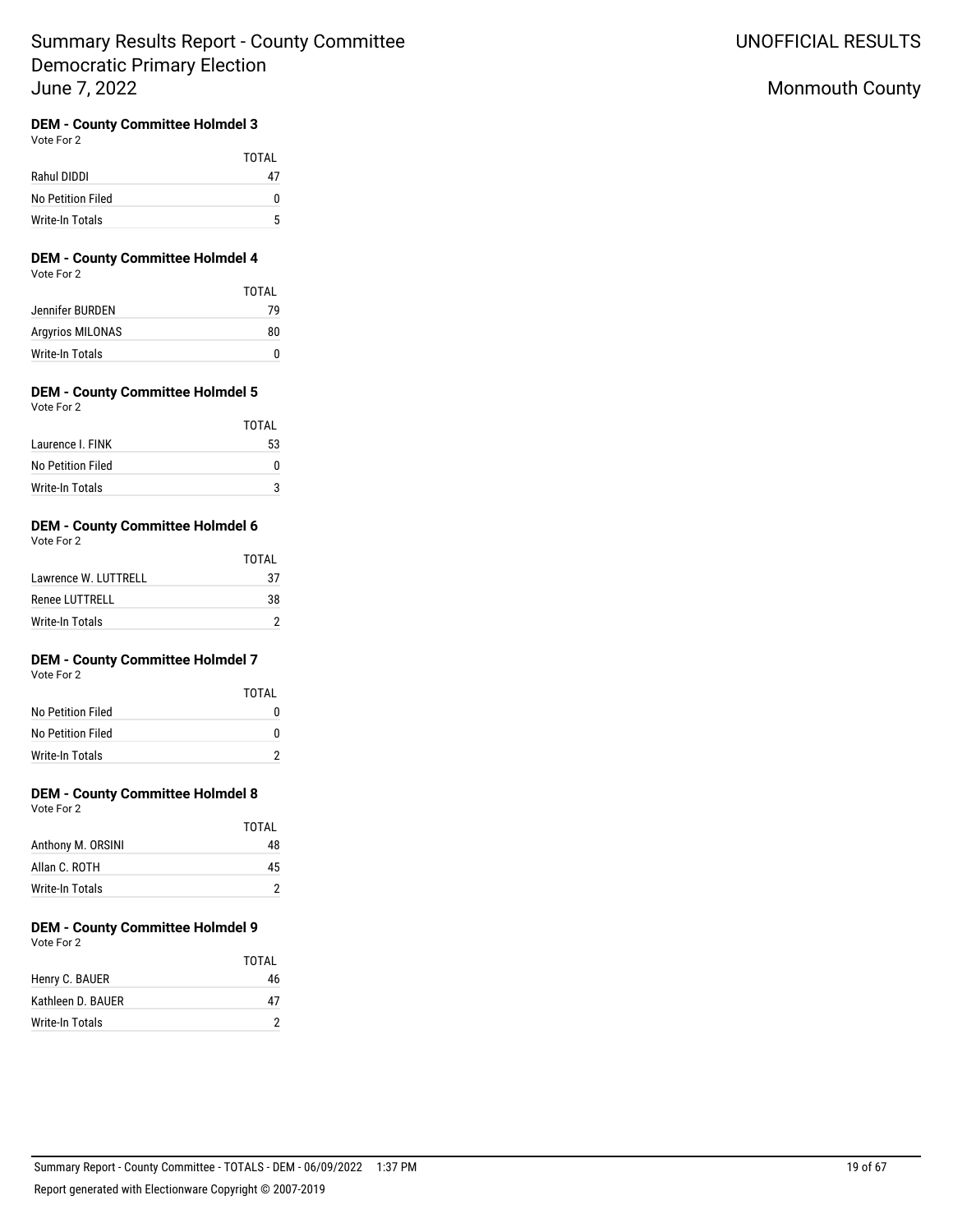# Summary Results Report - County Committee
# Democratic Primary Election
# June 7, 2022

UNOFFICIAL RESULTS

Monmouth County

### DEM - County Committee Holmdel 3

Vote For 2

| | TOTAL |
|---|---|
| Rahul DIDDI | 47 |
| No Petition Filed | 0 |
| Write-In Totals | 5 |

### DEM - County Committee Holmdel 4

Vote For 2

| | TOTAL |
|---|---|
| Jennifer BURDEN | 79 |
| Argyrios MILONAS | 80 |
| Write-In Totals | 0 |

### DEM - County Committee Holmdel 5

Vote For 2

| | TOTAL |
|---|---|
| Laurence I. FINK | 53 |
| No Petition Filed | 0 |
| Write-In Totals | 3 |

### DEM - County Committee Holmdel 6

Vote For 2

| | TOTAL |
|---|---|
| Lawrence W. LUTTRELL | 37 |
| Renee LUTTRELL | 38 |
| Write-In Totals | 2 |

### DEM - County Committee Holmdel 7

Vote For 2

| | TOTAL |
|---|---|
| No Petition Filed | 0 |
| No Petition Filed | 0 |
| Write-In Totals | 2 |

### DEM - County Committee Holmdel 8

Vote For 2

| | TOTAL |
|---|---|
| Anthony M. ORSINI | 48 |
| Allan C. ROTH | 45 |
| Write-In Totals | 2 |

### DEM - County Committee Holmdel 9

Vote For 2

| | TOTAL |
|---|---|
| Henry C. BAUER | 46 |
| Kathleen D. BAUER | 47 |
| Write-In Totals | 2 |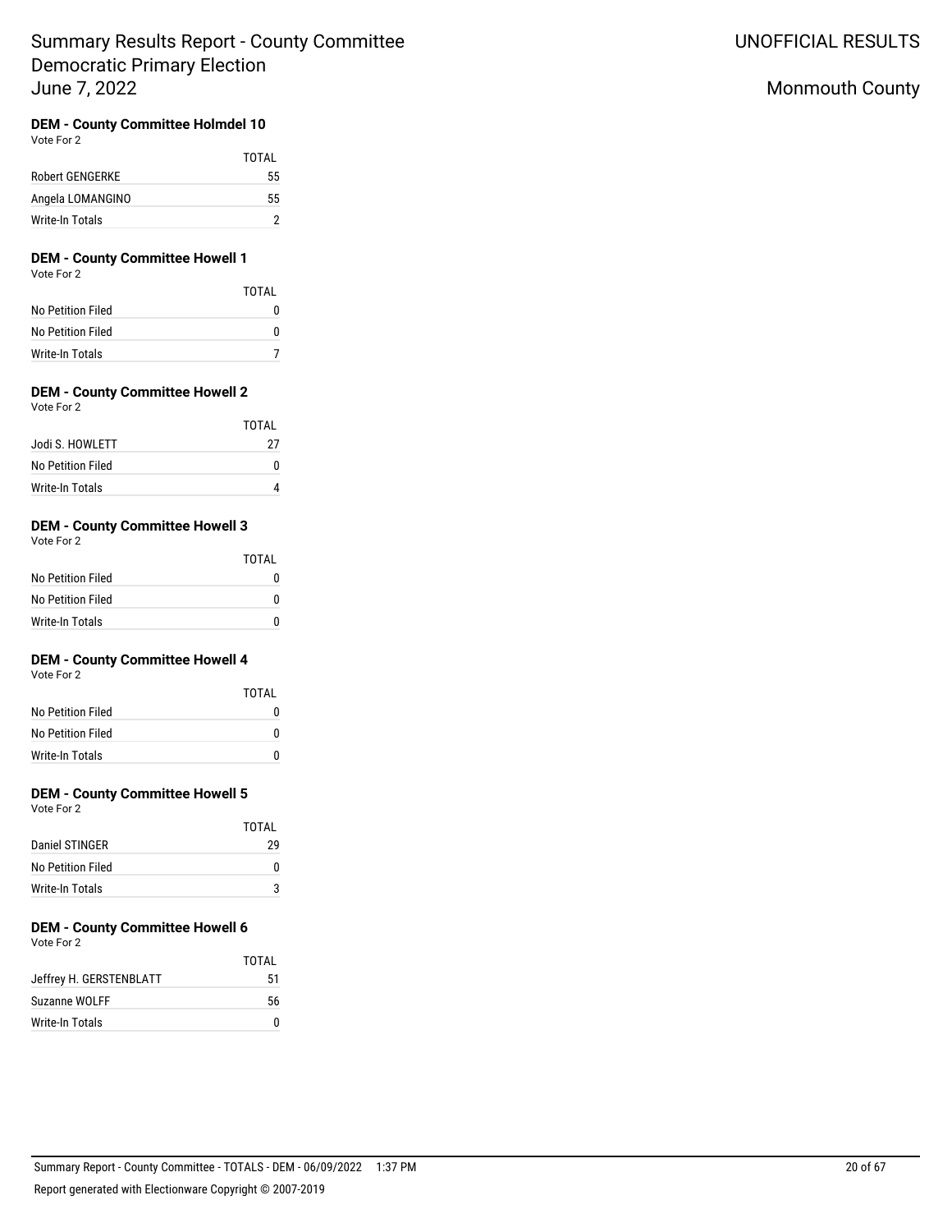### DEM - County Committee Holmdel 10

Vote For 2

| | TOTAL |
|---|---|
| Robert GENGERKE | 55 |
| Angela LOMANGINO | 55 |
| Write-In Totals | 2 |

### DEM - County Committee Howell 1

Vote For 2

| | TOTAL |
|---|---|
| No Petition Filed | 0 |
| No Petition Filed | 0 |
| Write-In Totals | 7 |

### DEM - County Committee Howell 2

Vote For 2

| | TOTAL |
|---|---|
| Jodi S. HOWLETT | 27 |
| No Petition Filed | 0 |
| Write-In Totals | 4 |

### DEM - County Committee Howell 3

Vote For 2

| | TOTAL |
|---|---|
| No Petition Filed | 0 |
| No Petition Filed | 0 |
| Write-In Totals | 0 |

### DEM - County Committee Howell 4

Vote For 2

| | TOTAL |
|---|---|
| No Petition Filed | 0 |
| No Petition Filed | 0 |
| Write-In Totals | 0 |

### DEM - County Committee Howell 5

Vote For 2

| | TOTAL |
|---|---|
| Daniel STINGER | 29 |
| No Petition Filed | 0 |
| Write-In Totals | 3 |

### DEM - County Committee Howell 6

Vote For 2

| | TOTAL |
|---|---|
| Jeffrey H. GERSTENBLATT | 51 |
| Suzanne WOLFF | 56 |
| Write-In Totals | 0 |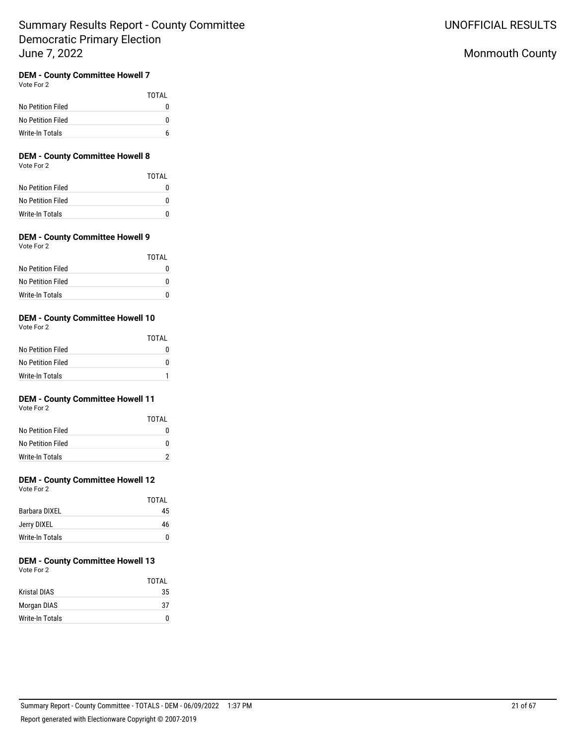# Summary Results Report - County Committee
## Democratic Primary Election
## June 7, 2022

UNOFFICIAL RESULTS

Monmouth County

**DEM - County Committee Howell 7**
Vote For 2

| | TOTAL |
|---|---|
| No Petition Filed | 0 |
| No Petition Filed | 0 |
| Write-In Totals | 6 |

**DEM - County Committee Howell 8**
Vote For 2

| | TOTAL |
|---|---|
| No Petition Filed | 0 |
| No Petition Filed | 0 |
| Write-In Totals | 0 |

**DEM - County Committee Howell 9**
Vote For 2

| | TOTAL |
|---|---|
| No Petition Filed | 0 |
| No Petition Filed | 0 |
| Write-In Totals | 0 |

**DEM - County Committee Howell 10**
Vote For 2

| | TOTAL |
|---|---|
| No Petition Filed | 0 |
| No Petition Filed | 0 |
| Write-In Totals | 1 |

**DEM - County Committee Howell 11**
Vote For 2

| | TOTAL |
|---|---|
| No Petition Filed | 0 |
| No Petition Filed | 0 |
| Write-In Totals | 2 |

**DEM - County Committee Howell 12**
Vote For 2

| | TOTAL |
|---|---|
| Barbara DIXEL | 45 |
| Jerry DIXEL | 46 |
| Write-In Totals | 0 |

**DEM - County Committee Howell 13**
Vote For 2

| | TOTAL |
|---|---|
| Kristal DIAS | 35 |
| Morgan DIAS | 37 |
| Write-In Totals | 0 |

Summary Report - County Committee - TOTALS - DEM - 06/09/2022 1:37 PM

Report generated with Electionware Copyright © 2007-2019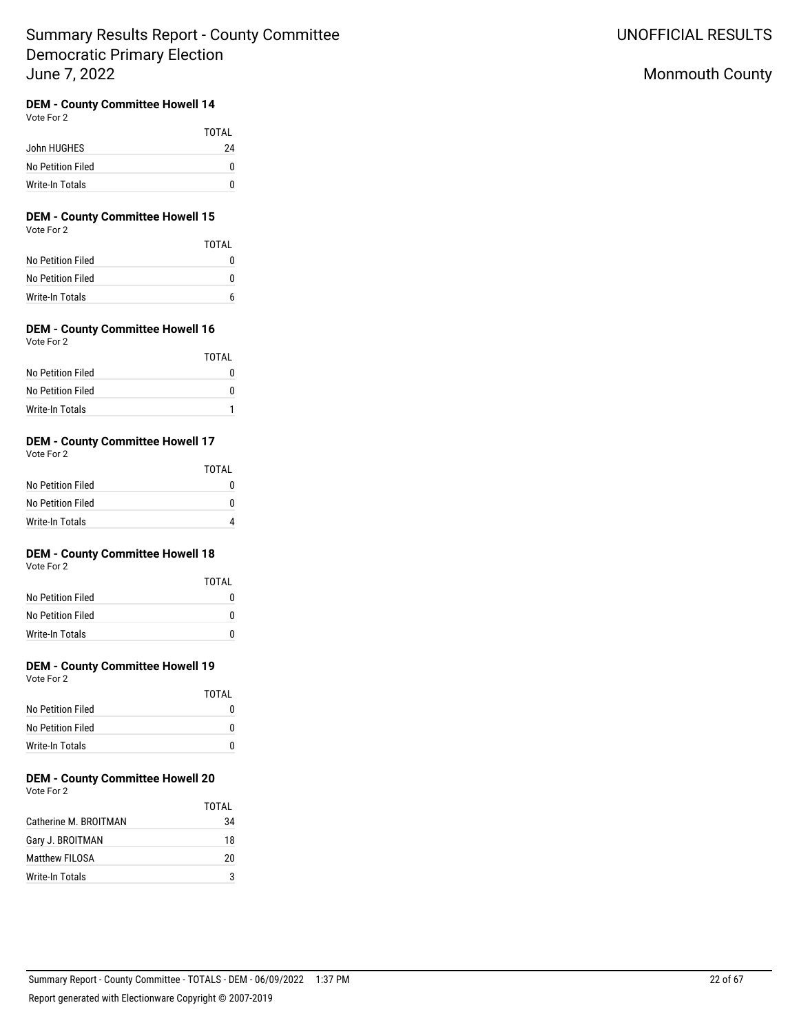# Summary Results Report - County Committee Democratic Primary Election June 7, 2022

UNOFFICIAL RESULTS

Monmouth County

### DEM - County Committee Howell 14

Vote For 2

| | TOTAL |
|---|---|
| John HUGHES | 24 |
| No Petition Filed | 0 |
| Write-In Totals | 0 |

### DEM - County Committee Howell 15

Vote For 2

| | TOTAL |
|---|---|
| No Petition Filed | 0 |
| No Petition Filed | 0 |
| Write-In Totals | 6 |

### DEM - County Committee Howell 16

Vote For 2

| | TOTAL |
|---|---|
| No Petition Filed | 0 |
| No Petition Filed | 0 |
| Write-In Totals | 1 |

### DEM - County Committee Howell 17

Vote For 2

| | TOTAL |
|---|---|
| No Petition Filed | 0 |
| No Petition Filed | 0 |
| Write-In Totals | 4 |

### DEM - County Committee Howell 18

Vote For 2

| | TOTAL |
|---|---|
| No Petition Filed | 0 |
| No Petition Filed | 0 |
| Write-In Totals | 0 |

### DEM - County Committee Howell 19

Vote For 2

| | TOTAL |
|---|---|
| No Petition Filed | 0 |
| No Petition Filed | 0 |
| Write-In Totals | 0 |

### DEM - County Committee Howell 20

Vote For 2

| | TOTAL |
|---|---|
| Catherine M. BROITMAN | 34 |
| Gary J. BROITMAN | 18 |
| Matthew FILOSA | 20 |
| Write-In Totals | 3 |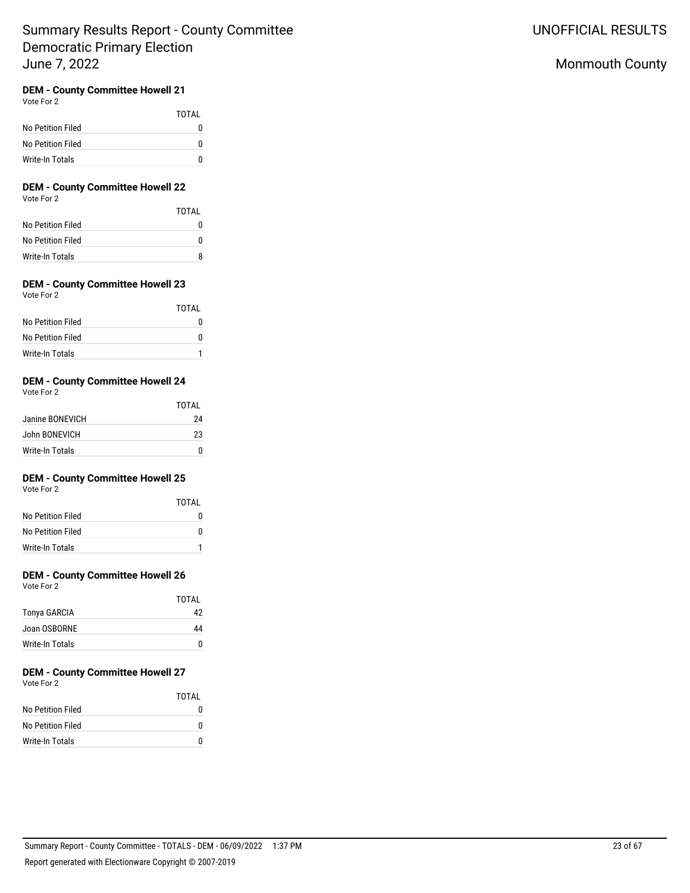# Summary Results Report - County Committee Democratic Primary Election June 7, 2022

UNOFFICIAL RESULTS

Monmouth County

### DEM - County Committee Howell 21

Vote For 2

| | TOTAL |
|---|---|
| No Petition Filed | 0 |
| No Petition Filed | 0 |
| Write-In Totals | 0 |

### DEM - County Committee Howell 22

Vote For 2

| | TOTAL |
|---|---|
| No Petition Filed | 0 |
| No Petition Filed | 0 |
| Write-In Totals | 8 |

### DEM - County Committee Howell 23

Vote For 2

| | TOTAL |
|---|---|
| No Petition Filed | 0 |
| No Petition Filed | 0 |
| Write-In Totals | 1 |

### DEM - County Committee Howell 24

Vote For 2

| | TOTAL |
|---|---|
| Janine BONEVICH | 24 |
| John BONEVICH | 23 |
| Write-In Totals | 0 |

### DEM - County Committee Howell 25

Vote For 2

| | TOTAL |
|---|---|
| No Petition Filed | 0 |
| No Petition Filed | 0 |
| Write-In Totals | 1 |

### DEM - County Committee Howell 26

Vote For 2

| | TOTAL |
|---|---|
| Tonya GARCIA | 42 |
| Joan OSBORNE | 44 |
| Write-In Totals | 0 |

### DEM - County Committee Howell 27

Vote For 2

| | TOTAL |
|---|---|
| No Petition Filed | 0 |
| No Petition Filed | 0 |
| Write-In Totals | 0 |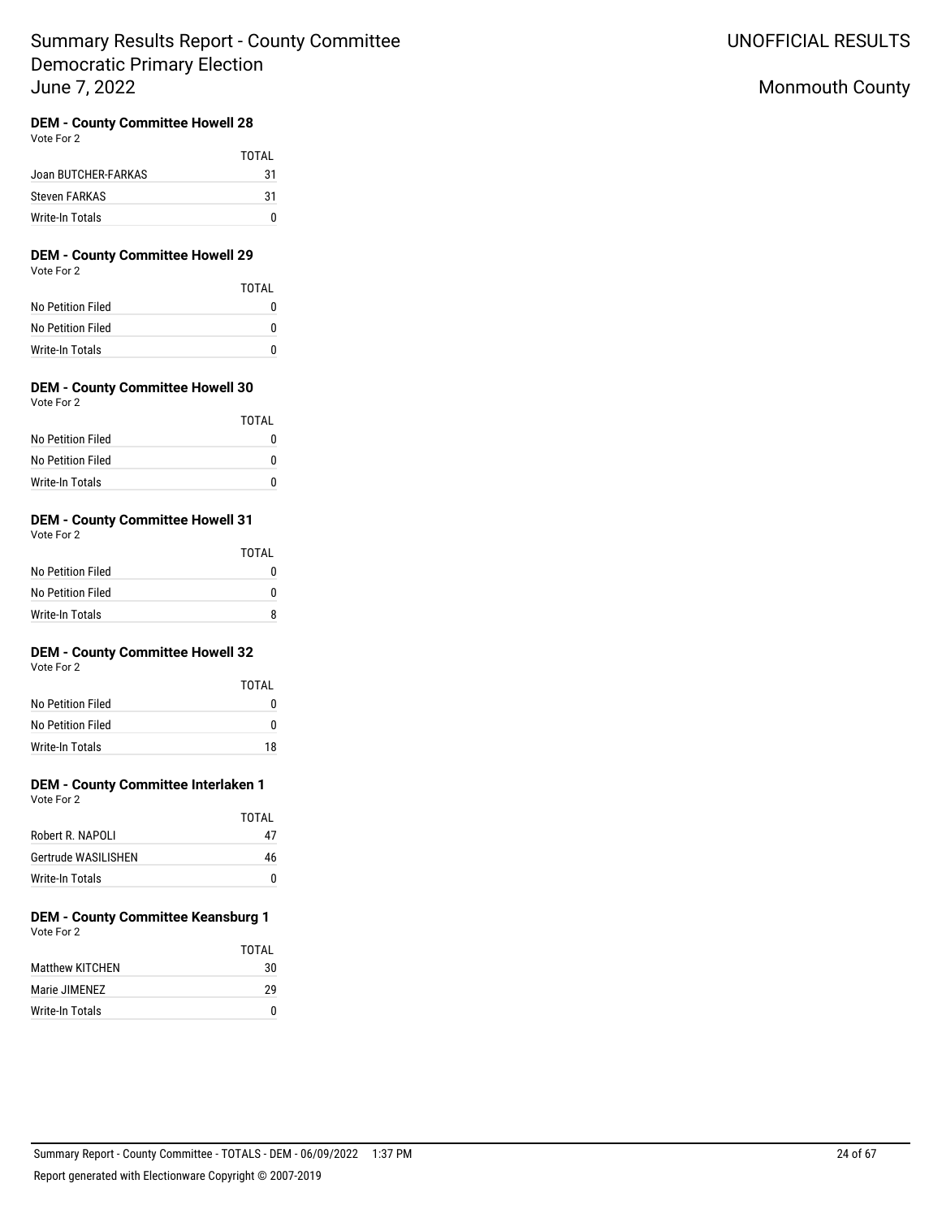Summary Results Report - County Committee
Democratic Primary Election
June 7, 2022

UNOFFICIAL RESULTS

Monmouth County

### DEM - County Committee Howell 28

Vote For 2

| | TOTAL |
|---|---|
| Joan BUTCHER-FARKAS | 31 |
| Steven FARKAS | 31 |
| Write-In Totals | 0 |

### DEM - County Committee Howell 29

Vote For 2

| | TOTAL |
|---|---|
| No Petition Filed | 0 |
| No Petition Filed | 0 |
| Write-In Totals | 0 |

### DEM - County Committee Howell 30

Vote For 2

| | TOTAL |
|---|---|
| No Petition Filed | 0 |
| No Petition Filed | 0 |
| Write-In Totals | 0 |

### DEM - County Committee Howell 31

Vote For 2

| | TOTAL |
|---|---|
| No Petition Filed | 0 |
| No Petition Filed | 0 |
| Write-In Totals | 8 |

### DEM - County Committee Howell 32

Vote For 2

| | TOTAL |
|---|---|
| No Petition Filed | 0 |
| No Petition Filed | 0 |
| Write-In Totals | 18 |

### DEM - County Committee Interlaken 1

Vote For 2

| | TOTAL |
|---|---|
| Robert R. NAPOLI | 47 |
| Gertrude WASILISHEN | 46 |
| Write-In Totals | 0 |

### DEM - County Committee Keansburg 1

Vote For 2

| | TOTAL |
|---|---|
| Matthew KITCHEN | 30 |
| Marie JIMENEZ | 29 |
| Write-In Totals | 0 |

Summary Report - County Committee - TOTALS - DEM - 06/09/2022 1:37 PM

Report generated with Electionware Copyright © 2007-2019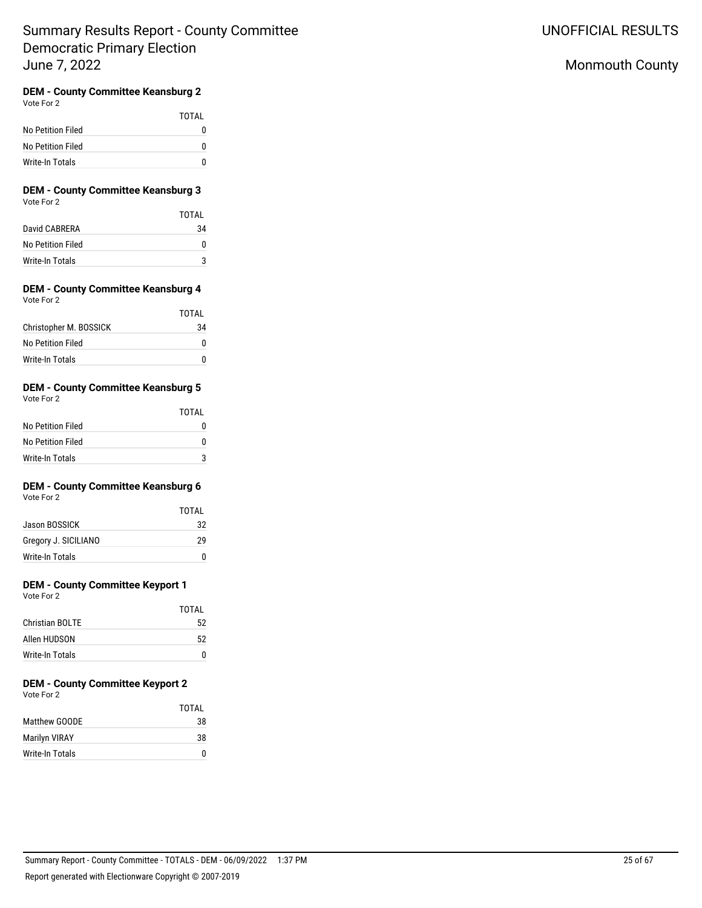# Summary Results Report - County Committee Democratic Primary Election June 7, 2022

UNOFFICIAL RESULTS

Monmouth County

### DEM - County Committee Keansburg 2

Vote For 2

| | TOTAL |
|---|---|
| No Petition Filed | 0 |
| No Petition Filed | 0 |
| Write-In Totals | 0 |

### DEM - County Committee Keansburg 3

Vote For 2

| | TOTAL |
|---|---|
| David CABRERA | 34 |
| No Petition Filed | 0 |
| Write-In Totals | 3 |

### DEM - County Committee Keansburg 4

Vote For 2

| | TOTAL |
|---|---|
| Christopher M. BOSSICK | 34 |
| No Petition Filed | 0 |
| Write-In Totals | 0 |

### DEM - County Committee Keansburg 5

Vote For 2

| | TOTAL |
|---|---|
| No Petition Filed | 0 |
| No Petition Filed | 0 |
| Write-In Totals | 3 |

### DEM - County Committee Keansburg 6

Vote For 2

| | TOTAL |
|---|---|
| Jason BOSSICK | 32 |
| Gregory J. SICILIANO | 29 |
| Write-In Totals | 0 |

### DEM - County Committee Keyport 1

Vote For 2

| | TOTAL |
|---|---|
| Christian BOLTE | 52 |
| Allen HUDSON | 52 |
| Write-In Totals | 0 |

### DEM - County Committee Keyport 2

Vote For 2

| | TOTAL |
|---|---|
| Matthew GOODE | 38 |
| Marilyn VIRAY | 38 |
| Write-In Totals | 0 |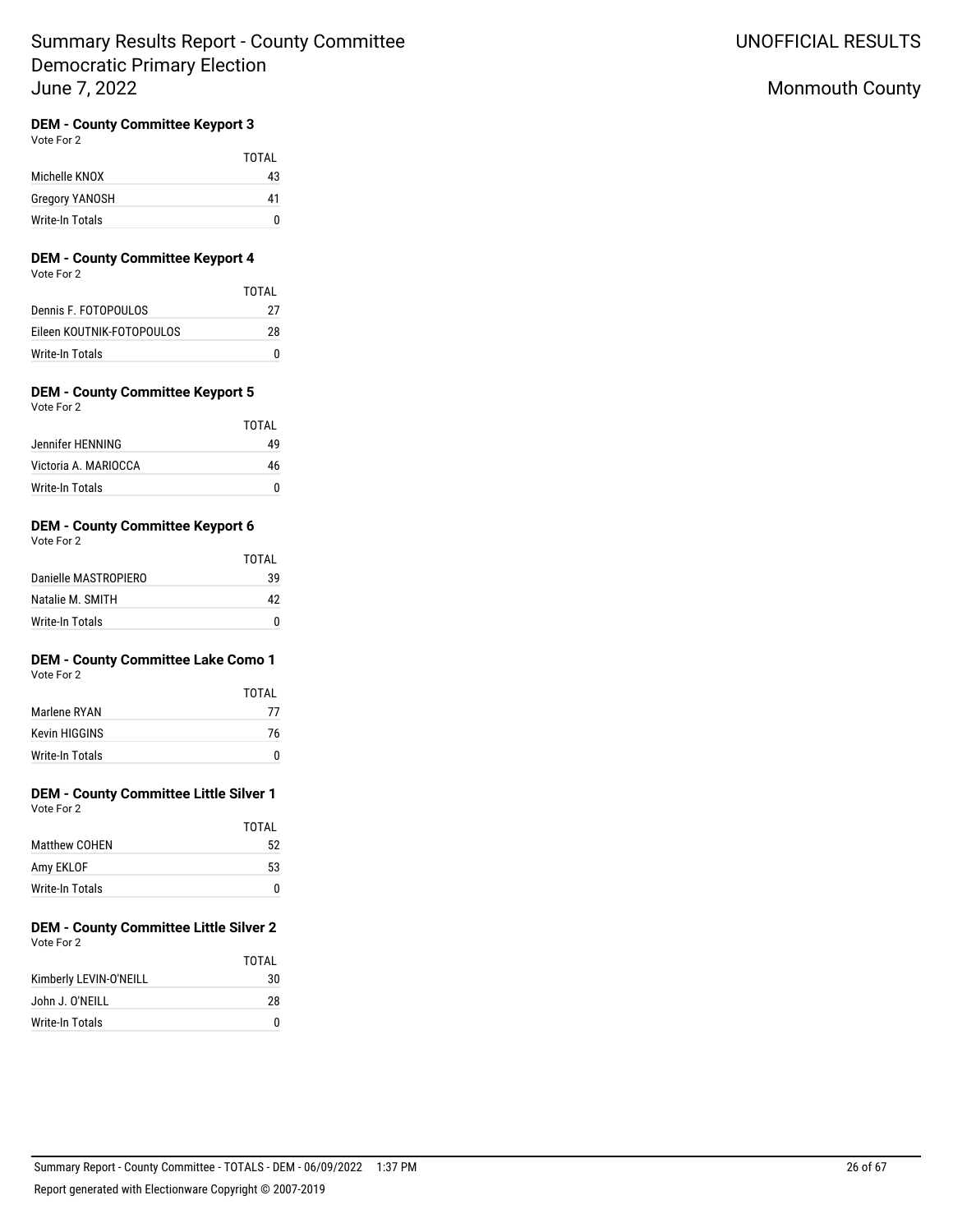# Summary Results Report - County Committee
## Democratic Primary Election
## June 7, 2022

UNOFFICIAL RESULTS

Monmouth County

### DEM - County Committee Keyport 3
Vote For 2

| | TOTAL |
|---|---|
| Michelle KNOX | 43 |
| Gregory YANOSH | 41 |
| Write-In Totals | 0 |

### DEM - County Committee Keyport 4
Vote For 2

| | TOTAL |
|---|---|
| Dennis F. FOTOPOULOS | 27 |
| Eileen KOUTNIK-FOTOPOULOS | 28 |
| Write-In Totals | 0 |

### DEM - County Committee Keyport 5
Vote For 2

| | TOTAL |
|---|---|
| Jennifer HENNING | 49 |
| Victoria A. MARIOCCA | 46 |
| Write-In Totals | 0 |

### DEM - County Committee Keyport 6
Vote For 2

| | TOTAL |
|---|---|
| Danielle MASTROPIERO | 39 |
| Natalie M. SMITH | 42 |
| Write-In Totals | 0 |

### DEM - County Committee Lake Como 1
Vote For 2

| | TOTAL |
|---|---|
| Marlene RYAN | 77 |
| Kevin HIGGINS | 76 |
| Write-In Totals | 0 |

### DEM - County Committee Little Silver 1
Vote For 2

| | TOTAL |
|---|---|
| Matthew COHEN | 52 |
| Amy EKLOF | 53 |
| Write-In Totals | 0 |

### DEM - County Committee Little Silver 2
Vote For 2

| | TOTAL |
|---|---|
| Kimberly LEVIN-O'NEILL | 30 |
| John J. O'NEILL | 28 |
| Write-In Totals | 0 |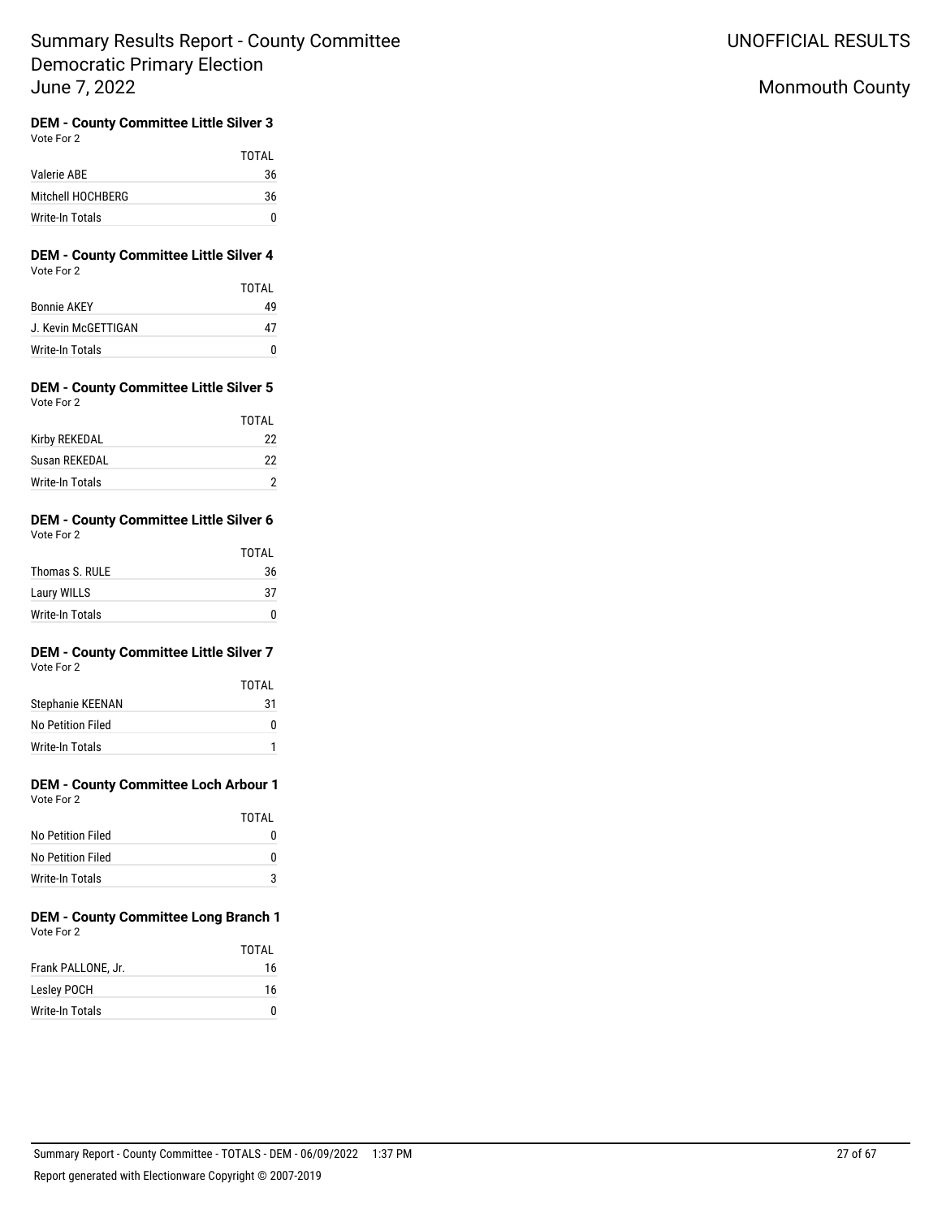# Summary Results Report - County Committee
# Democratic Primary Election
# June 7, 2022

UNOFFICIAL RESULTS

Monmouth County

### DEM - County Committee Little Silver 3

Vote For 2

| | TOTAL |
|---|---|
| Valerie ABE | 36 |
| Mitchell HOCHBERG | 36 |
| Write-In Totals | 0 |

### DEM - County Committee Little Silver 4

Vote For 2

| | TOTAL |
|---|---|
| Bonnie AKEY | 49 |
| J. Kevin McGETTIGAN | 47 |
| Write-In Totals | 0 |

### DEM - County Committee Little Silver 5

Vote For 2

| | TOTAL |
|---|---|
| Kirby REKEDAL | 22 |
| Susan REKEDAL | 22 |
| Write-In Totals | 2 |

### DEM - County Committee Little Silver 6

Vote For 2

| | TOTAL |
|---|---|
| Thomas S. RULE | 36 |
| Laury WILLS | 37 |
| Write-In Totals | 0 |

### DEM - County Committee Little Silver 7

Vote For 2

| | TOTAL |
|---|---|
| Stephanie KEENAN | 31 |
| No Petition Filed | 0 |
| Write-In Totals | 1 |

### DEM - County Committee Loch Arbour 1

Vote For 2

| | TOTAL |
|---|---|
| No Petition Filed | 0 |
| No Petition Filed | 0 |
| Write-In Totals | 3 |

### DEM - County Committee Long Branch 1

Vote For 2

| | TOTAL |
|---|---|
| Frank PALLONE, Jr. | 16 |
| Lesley POCH | 16 |
| Write-In Totals | 0 |

Summary Report - County Committee - TOTALS - DEM - 06/09/2022 1:37 PM

Report generated with Electionware Copyright © 2007-2019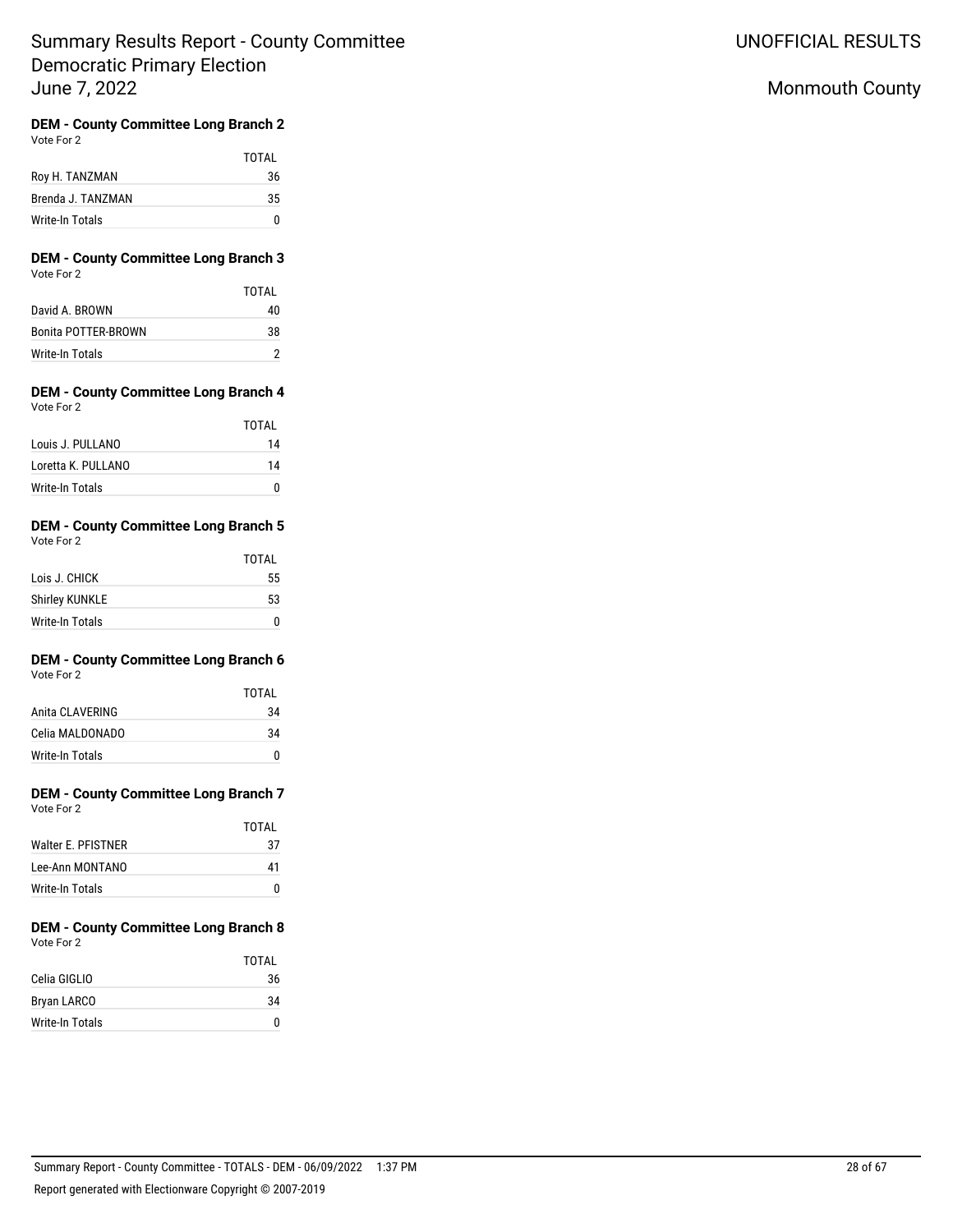# Summary Results Report - County Committee
## Democratic Primary Election
## June 7, 2022

UNOFFICIAL RESULTS

Monmouth County

### DEM - County Committee Long Branch 2
Vote For 2

| | TOTAL |
|---|---|
| Roy H. TANZMAN | 36 |
| Brenda J. TANZMAN | 35 |
| Write-In Totals | 0 |

### DEM - County Committee Long Branch 3
Vote For 2

| | TOTAL |
|---|---|
| David A. BROWN | 40 |
| Bonita POTTER-BROWN | 38 |
| Write-In Totals | 2 |

### DEM - County Committee Long Branch 4
Vote For 2

| | TOTAL |
|---|---|
| Louis J. PULLANO | 14 |
| Loretta K. PULLANO | 14 |
| Write-In Totals | 0 |

### DEM - County Committee Long Branch 5
Vote For 2

| | TOTAL |
|---|---|
| Lois J. CHICK | 55 |
| Shirley KUNKLE | 53 |
| Write-In Totals | 0 |

### DEM - County Committee Long Branch 6
Vote For 2

| | TOTAL |
|---|---|
| Anita CLAVERING | 34 |
| Celia MALDONADO | 34 |
| Write-In Totals | 0 |

### DEM - County Committee Long Branch 7
Vote For 2

| | TOTAL |
|---|---|
| Walter E. PFISTNER | 37 |
| Lee-Ann MONTANO | 41 |
| Write-In Totals | 0 |

### DEM - County Committee Long Branch 8
Vote For 2

| | TOTAL |
|---|---|
| Celia GIGLIO | 36 |
| Bryan LARCO | 34 |
| Write-In Totals | 0 |

Summary Report - County Committee - TOTALS - DEM - 06/09/2022 1:37 PM

Report generated with Electionware Copyright © 2007-2019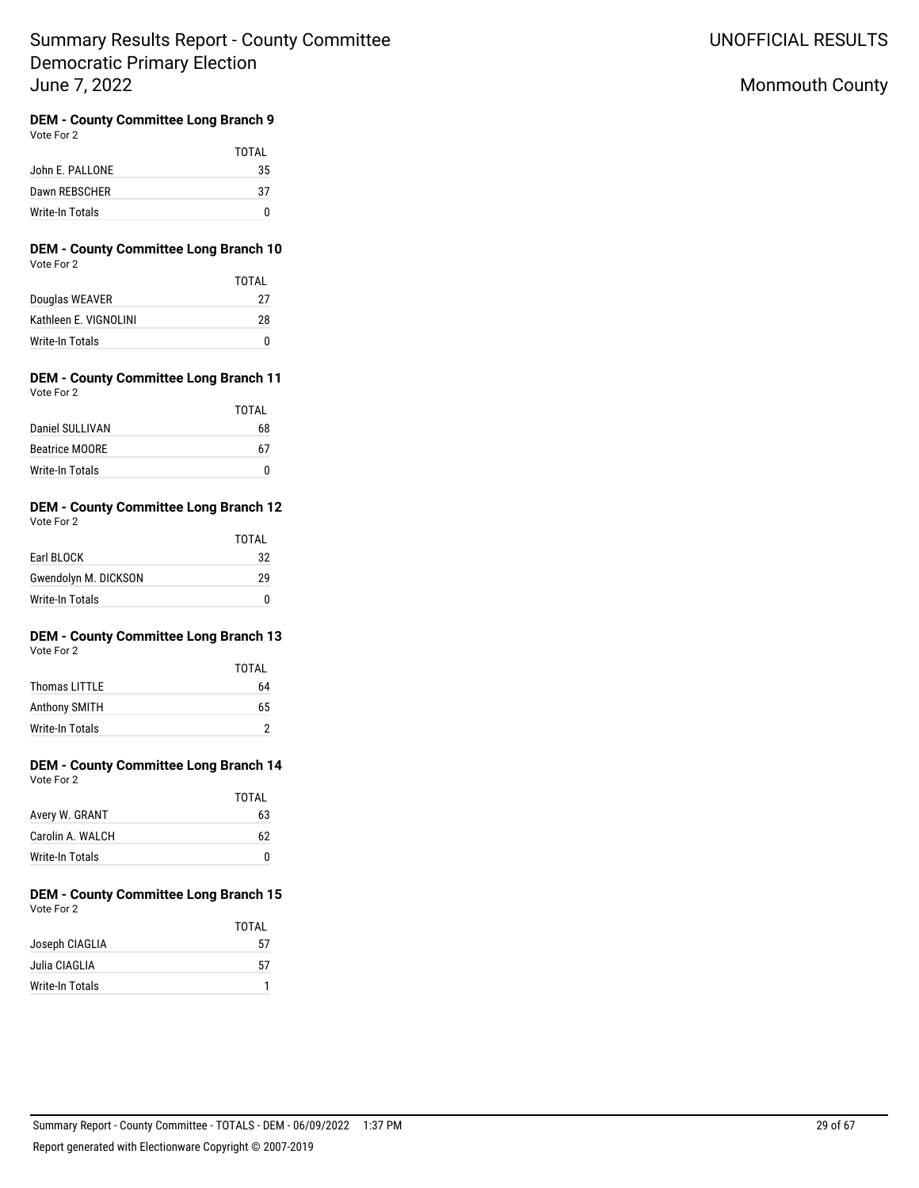## DEM - County Committee Long Branch 9

Vote For 2

| | TOTAL |
|---|---|
| John E. PALLONE | 35 |
| Dawn REBSCHER | 37 |
| Write-In Totals | 0 |

## DEM - County Committee Long Branch 10

Vote For 2

| | TOTAL |
|---|---|
| Douglas WEAVER | 27 |
| Kathleen E. VIGNOLINI | 28 |
| Write-In Totals | 0 |

## DEM - County Committee Long Branch 11

Vote For 2

| | TOTAL |
|---|---|
| Daniel SULLIVAN | 68 |
| Beatrice MOORE | 67 |
| Write-In Totals | 0 |

## DEM - County Committee Long Branch 12

Vote For 2

| | TOTAL |
|---|---|
| Earl BLOCK | 32 |
| Gwendolyn M. DICKSON | 29 |
| Write-In Totals | 0 |

## DEM - County Committee Long Branch 13

Vote For 2

| | TOTAL |
|---|---|
| Thomas LITTLE | 64 |
| Anthony SMITH | 65 |
| Write-In Totals | 2 |

## DEM - County Committee Long Branch 14

Vote For 2

| | TOTAL |
|---|---|
| Avery W. GRANT | 63 |
| Carolin A. WALCH | 62 |
| Write-In Totals | 0 |

## DEM - County Committee Long Branch 15

Vote For 2

| | TOTAL |
|---|---|
| Joseph CIAGLIA | 57 |
| Julia CIAGLIA | 57 |
| Write-In Totals | 1 |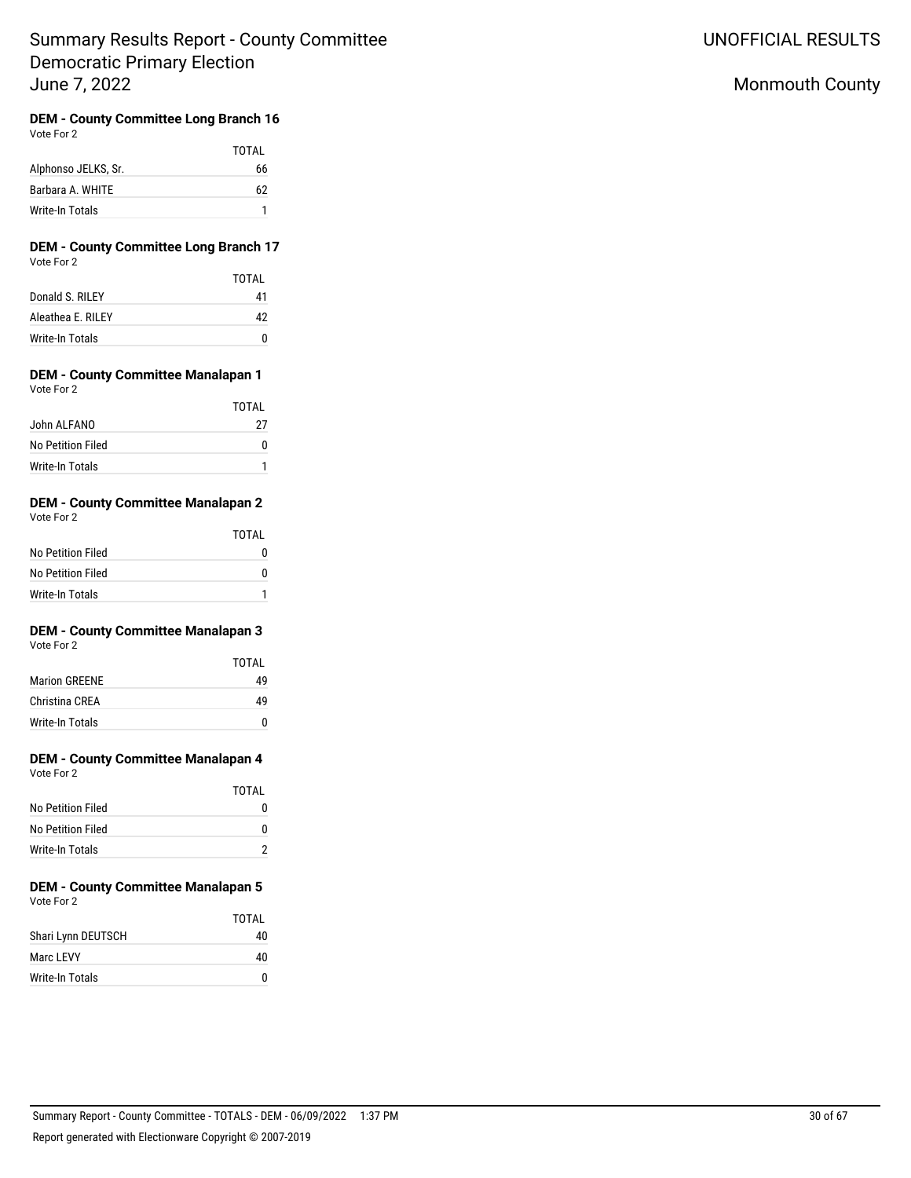# Summary Results Report - County Committee
# Democratic Primary Election
# June 7, 2022

UNOFFICIAL RESULTS

Monmouth County

### DEM - County Committee Long Branch 16

Vote For 2

| | TOTAL |
|---|---|
| Alphonso JELKS, Sr. | 66 |
| Barbara A. WHITE | 62 |
| Write-In Totals | 1 |

### DEM - County Committee Long Branch 17

Vote For 2

| | TOTAL |
|---|---|
| Donald S. RILEY | 41 |
| Aleathea E. RILEY | 42 |
| Write-In Totals | 0 |

### DEM - County Committee Manalapan 1

Vote For 2

| | TOTAL |
|---|---|
| John ALFANO | 27 |
| No Petition Filed | 0 |
| Write-In Totals | 1 |

### DEM - County Committee Manalapan 2

Vote For 2

| | TOTAL |
|---|---|
| No Petition Filed | 0 |
| No Petition Filed | 0 |
| Write-In Totals | 1 |

### DEM - County Committee Manalapan 3

Vote For 2

| | TOTAL |
|---|---|
| Marion GREENE | 49 |
| Christina CREA | 49 |
| Write-In Totals | 0 |

### DEM - County Committee Manalapan 4

Vote For 2

| | TOTAL |
|---|---|
| No Petition Filed | 0 |
| No Petition Filed | 0 |
| Write-In Totals | 2 |

### DEM - County Committee Manalapan 5

Vote For 2

| | TOTAL |
|---|---|
| Shari Lynn DEUTSCH | 40 |
| Marc LEVY | 40 |
| Write-In Totals | 0 |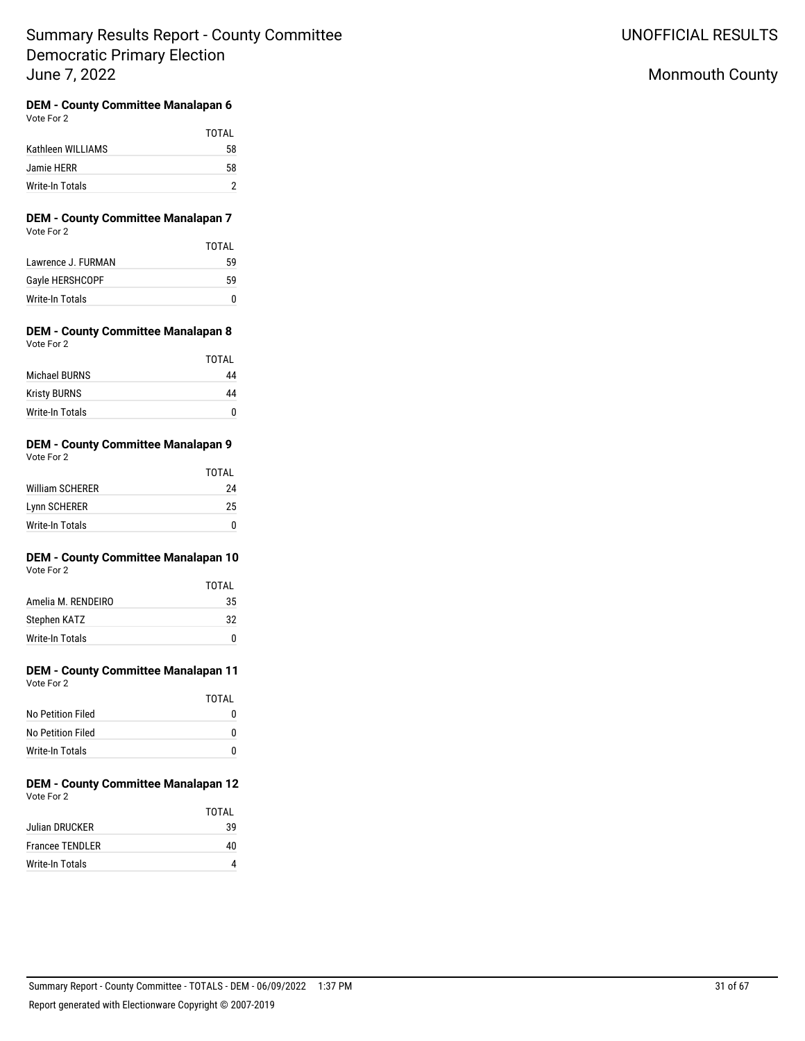# Summary Results Report - County Committee
## Democratic Primary Election
## June 7, 2022

UNOFFICIAL RESULTS

Monmouth County

### DEM - County Committee Manalapan 6
Vote For 2

| | TOTAL |
|---|---|
| Kathleen WILLIAMS | 58 |
| Jamie HERR | 58 |
| Write-In Totals | 2 |

### DEM - County Committee Manalapan 7
Vote For 2

| | TOTAL |
|---|---|
| Lawrence J. FURMAN | 59 |
| Gayle HERSHCOPF | 59 |
| Write-In Totals | 0 |

### DEM - County Committee Manalapan 8
Vote For 2

| | TOTAL |
|---|---|
| Michael BURNS | 44 |
| Kristy BURNS | 44 |
| Write-In Totals | 0 |

### DEM - County Committee Manalapan 9
Vote For 2

| | TOTAL |
|---|---|
| William SCHERER | 24 |
| Lynn SCHERER | 25 |
| Write-In Totals | 0 |

### DEM - County Committee Manalapan 10
Vote For 2

| | TOTAL |
|---|---|
| Amelia M. RENDEIRO | 35 |
| Stephen KATZ | 32 |
| Write-In Totals | 0 |

### DEM - County Committee Manalapan 11
Vote For 2

| | TOTAL |
|---|---|
| No Petition Filed | 0 |
| No Petition Filed | 0 |
| Write-In Totals | 0 |

### DEM - County Committee Manalapan 12
Vote For 2

| | TOTAL |
|---|---|
| Julian DRUCKER | 39 |
| Francee TENDLER | 40 |
| Write-In Totals | 4 |

Summary Report - County Committee - TOTALS - DEM - 06/09/2022 1:37 PM

Report generated with Electionware Copyright © 2007-2019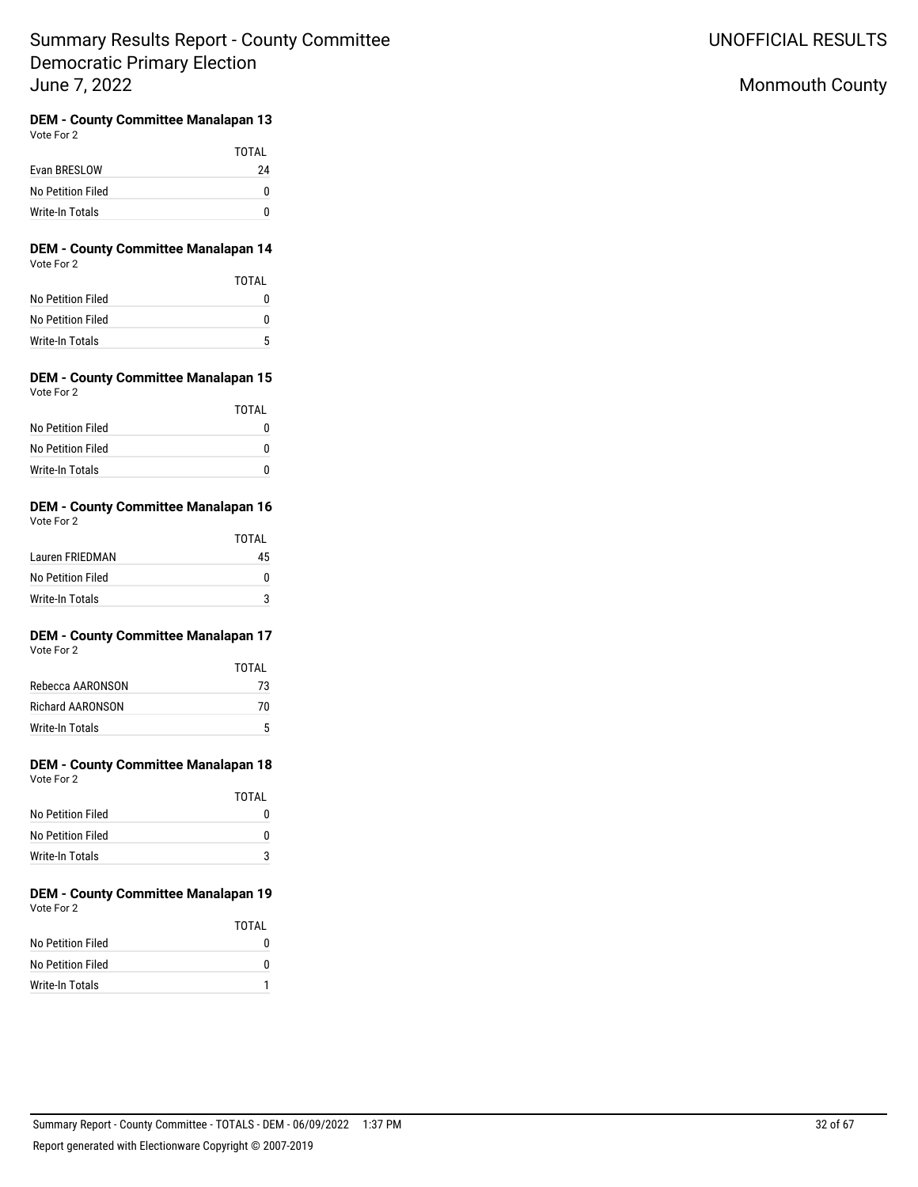# Summary Results Report - County Committee
# Democratic Primary Election
# June 7, 2022

UNOFFICIAL RESULTS

Monmouth County

### DEM - County Committee Manalapan 13

Vote For 2

| | TOTAL |
|---|---|
| Evan BRESLOW | 24 |
| No Petition Filed | 0 |
| Write-In Totals | 0 |

### DEM - County Committee Manalapan 14

Vote For 2

| | TOTAL |
|---|---|
| No Petition Filed | 0 |
| No Petition Filed | 0 |
| Write-In Totals | 5 |

### DEM - County Committee Manalapan 15

Vote For 2

| | TOTAL |
|---|---|
| No Petition Filed | 0 |
| No Petition Filed | 0 |
| Write-In Totals | 0 |

### DEM - County Committee Manalapan 16

Vote For 2

| | TOTAL |
|---|---|
| Lauren FRIEDMAN | 45 |
| No Petition Filed | 0 |
| Write-In Totals | 3 |

### DEM - County Committee Manalapan 17

Vote For 2

| | TOTAL |
|---|---|
| Rebecca AARONSON | 73 |
| Richard AARONSON | 70 |
| Write-In Totals | 5 |

### DEM - County Committee Manalapan 18

Vote For 2

| | TOTAL |
|---|---|
| No Petition Filed | 0 |
| No Petition Filed | 0 |
| Write-In Totals | 3 |

### DEM - County Committee Manalapan 19

Vote For 2

| | TOTAL |
|---|---|
| No Petition Filed | 0 |
| No Petition Filed | 0 |
| Write-In Totals | 1 |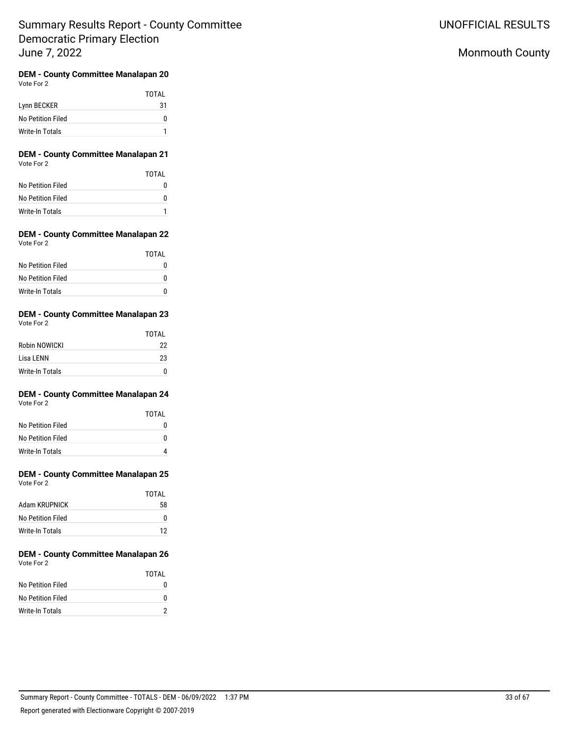# Summary Results Report - County Committee
# Democratic Primary Election
# June 7, 2022

UNOFFICIAL RESULTS

Monmouth County

### DEM - County Committee Manalapan 20
Vote For 2

| | TOTAL |
|---|---|
| Lynn BECKER | 31 |
| No Petition Filed | 0 |
| Write-In Totals | 1 |

### DEM - County Committee Manalapan 21
Vote For 2

| | TOTAL |
|---|---|
| No Petition Filed | 0 |
| No Petition Filed | 0 |
| Write-In Totals | 1 |

### DEM - County Committee Manalapan 22
Vote For 2

| | TOTAL |
|---|---|
| No Petition Filed | 0 |
| No Petition Filed | 0 |
| Write-In Totals | 0 |

### DEM - County Committee Manalapan 23
Vote For 2

| | TOTAL |
|---|---|
| Robin NOWICKI | 22 |
| Lisa LENN | 23 |
| Write-In Totals | 0 |

### DEM - County Committee Manalapan 24
Vote For 2

| | TOTAL |
|---|---|
| No Petition Filed | 0 |
| No Petition Filed | 0 |
| Write-In Totals | 4 |

### DEM - County Committee Manalapan 25
Vote For 2

| | TOTAL |
|---|---|
| Adam KRUPNICK | 58 |
| No Petition Filed | 0 |
| Write-In Totals | 12 |

### DEM - County Committee Manalapan 26
Vote For 2

| | TOTAL |
|---|---|
| No Petition Filed | 0 |
| No Petition Filed | 0 |
| Write-In Totals | 2 |

Summary Report - County Committee - TOTALS - DEM - 06/09/2022 1:37 PM

Report generated with Electionware Copyright © 2007-2019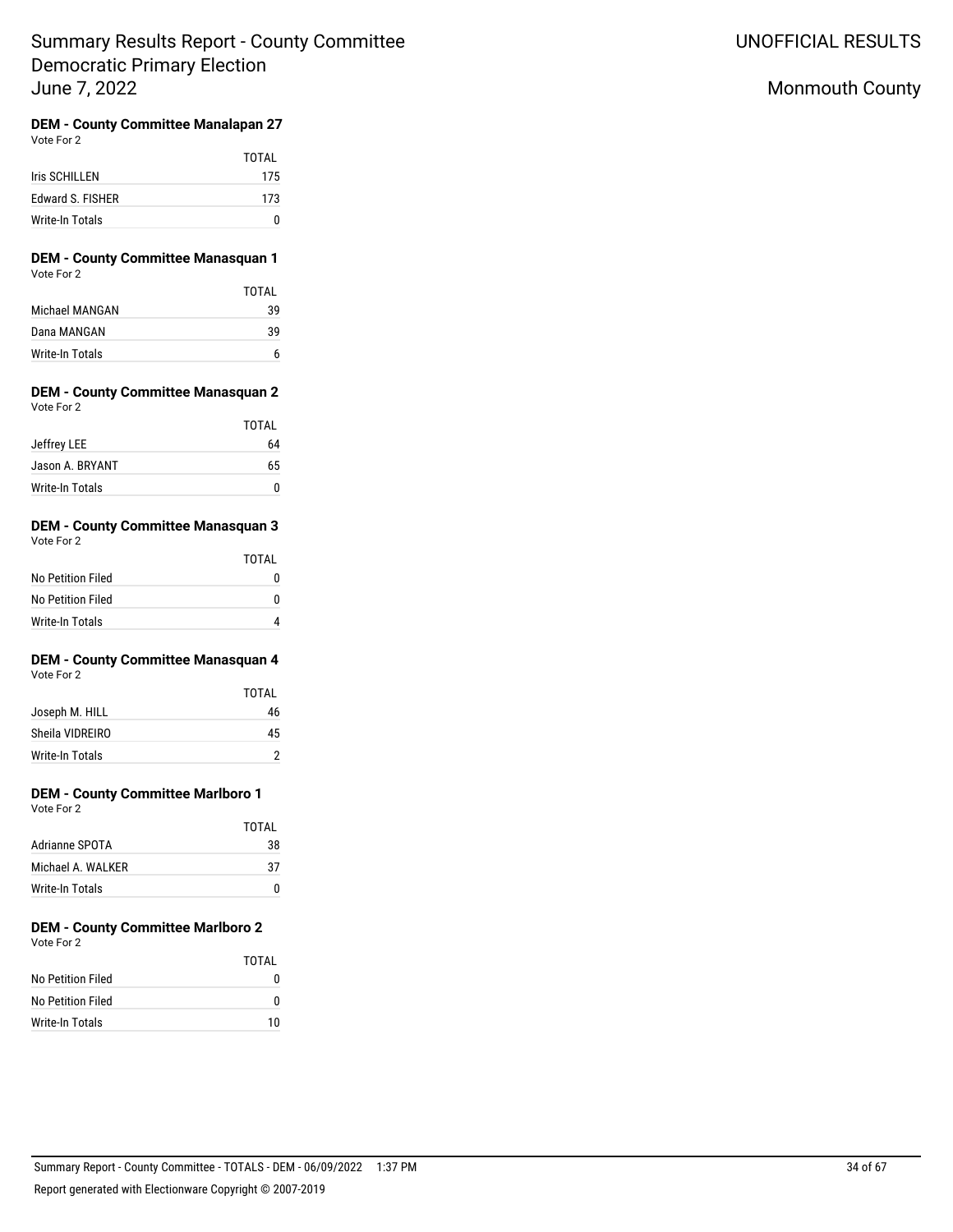# Summary Results Report - County Committee Democratic Primary Election June 7, 2022

UNOFFICIAL RESULTS

Monmouth County

### DEM - County Committee Manalapan 27

Vote For 2

| | TOTAL |
|---|---|
| Iris SCHILLEN | 175 |
| Edward S. FISHER | 173 |
| Write-In Totals | 0 |

### DEM - County Committee Manasquan 1

Vote For 2

| | TOTAL |
|---|---|
| Michael MANGAN | 39 |
| Dana MANGAN | 39 |
| Write-In Totals | 6 |

### DEM - County Committee Manasquan 2

Vote For 2

| | TOTAL |
|---|---|
| Jeffrey LEE | 64 |
| Jason A. BRYANT | 65 |
| Write-In Totals | 0 |

### DEM - County Committee Manasquan 3

Vote For 2

| | TOTAL |
|---|---|
| No Petition Filed | 0 |
| No Petition Filed | 0 |
| Write-In Totals | 4 |

### DEM - County Committee Manasquan 4

Vote For 2

| | TOTAL |
|---|---|
| Joseph M. HILL | 46 |
| Sheila VIDREIRO | 45 |
| Write-In Totals | 2 |

### DEM - County Committee Marlboro 1

Vote For 2

| | TOTAL |
|---|---|
| Adrianne SPOTA | 38 |
| Michael A. WALKER | 37 |
| Write-In Totals | 0 |

### DEM - County Committee Marlboro 2

Vote For 2

| | TOTAL |
|---|---|
| No Petition Filed | 0 |
| No Petition Filed | 0 |
| Write-In Totals | 10 |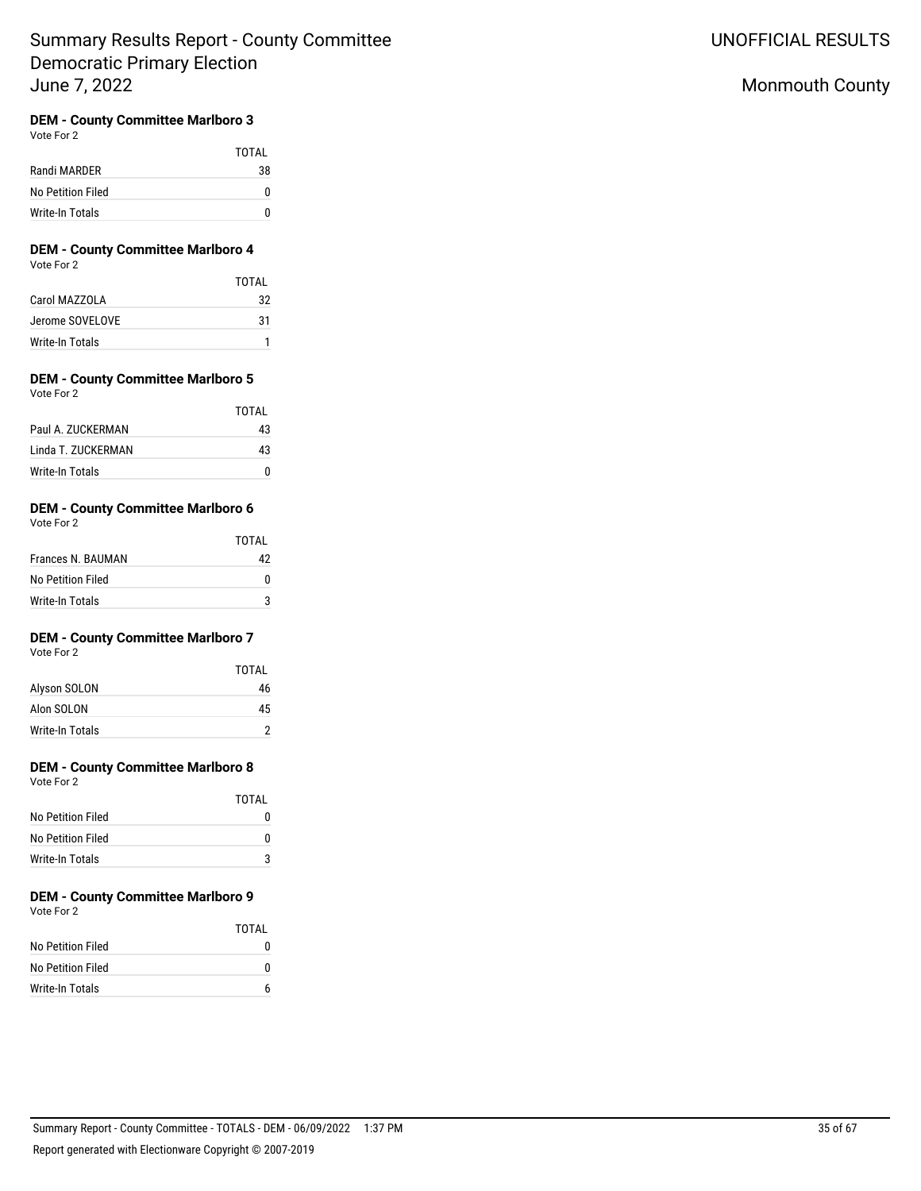# Summary Results Report - County Committee
## Democratic Primary Election
## June 7, 2022

UNOFFICIAL RESULTS

Monmouth County

### DEM - County Committee Marlboro 3

Vote For 2

| | TOTAL |
|---|---|
| Randi MARDER | 38 |
| No Petition Filed | 0 |
| Write-In Totals | 0 |

### DEM - County Committee Marlboro 4

Vote For 2

| | TOTAL |
|---|---|
| Carol MAZZOLA | 32 |
| Jerome SOVELOVE | 31 |
| Write-In Totals | 1 |

### DEM - County Committee Marlboro 5

Vote For 2

| | TOTAL |
|---|---|
| Paul A. ZUCKERMAN | 43 |
| Linda T. ZUCKERMAN | 43 |
| Write-In Totals | 0 |

### DEM - County Committee Marlboro 6

Vote For 2

| | TOTAL |
|---|---|
| Frances N. BAUMAN | 42 |
| No Petition Filed | 0 |
| Write-In Totals | 3 |

### DEM - County Committee Marlboro 7

Vote For 2

| | TOTAL |
|---|---|
| Alyson SOLON | 46 |
| Alon SOLON | 45 |
| Write-In Totals | 2 |

### DEM - County Committee Marlboro 8

Vote For 2

| | TOTAL |
|---|---|
| No Petition Filed | 0 |
| No Petition Filed | 0 |
| Write-In Totals | 3 |

### DEM - County Committee Marlboro 9

Vote For 2

| | TOTAL |
|---|---|
| No Petition Filed | 0 |
| No Petition Filed | 0 |
| Write-In Totals | 6 |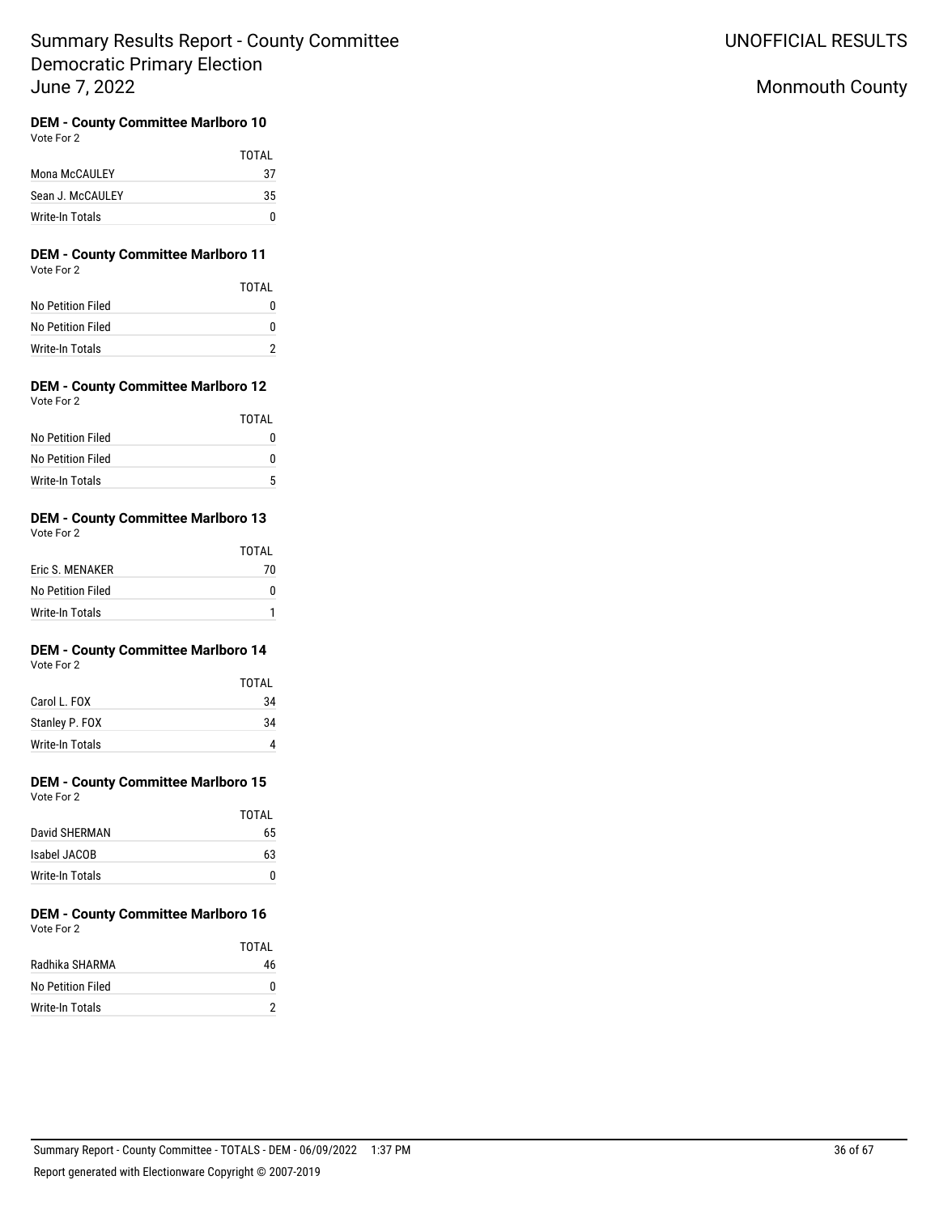# Summary Results Report - County Committee
## Democratic Primary Election
## June 7, 2022

UNOFFICIAL RESULTS

Monmouth County

### DEM - County Committee Marlboro 10

Vote For 2

| | TOTAL |
|---|---|
| Mona McCAULEY | 37 |
| Sean J. McCAULEY | 35 |
| Write-In Totals | 0 |

### DEM - County Committee Marlboro 11

Vote For 2

| | TOTAL |
|---|---|
| No Petition Filed | 0 |
| No Petition Filed | 0 |
| Write-In Totals | 2 |

### DEM - County Committee Marlboro 12

Vote For 2

| | TOTAL |
|---|---|
| No Petition Filed | 0 |
| No Petition Filed | 0 |
| Write-In Totals | 5 |

### DEM - County Committee Marlboro 13

Vote For 2

| | TOTAL |
|---|---|
| Eric S. MENAKER | 70 |
| No Petition Filed | 0 |
| Write-In Totals | 1 |

### DEM - County Committee Marlboro 14

Vote For 2

| | TOTAL |
|---|---|
| Carol L. FOX | 34 |
| Stanley P. FOX | 34 |
| Write-In Totals | 4 |

### DEM - County Committee Marlboro 15

Vote For 2

| | TOTAL |
|---|---|
| David SHERMAN | 65 |
| Isabel JACOB | 63 |
| Write-In Totals | 0 |

### DEM - County Committee Marlboro 16

Vote For 2

| | TOTAL |
|---|---|
| Radhika SHARMA | 46 |
| No Petition Filed | 0 |
| Write-In Totals | 2 |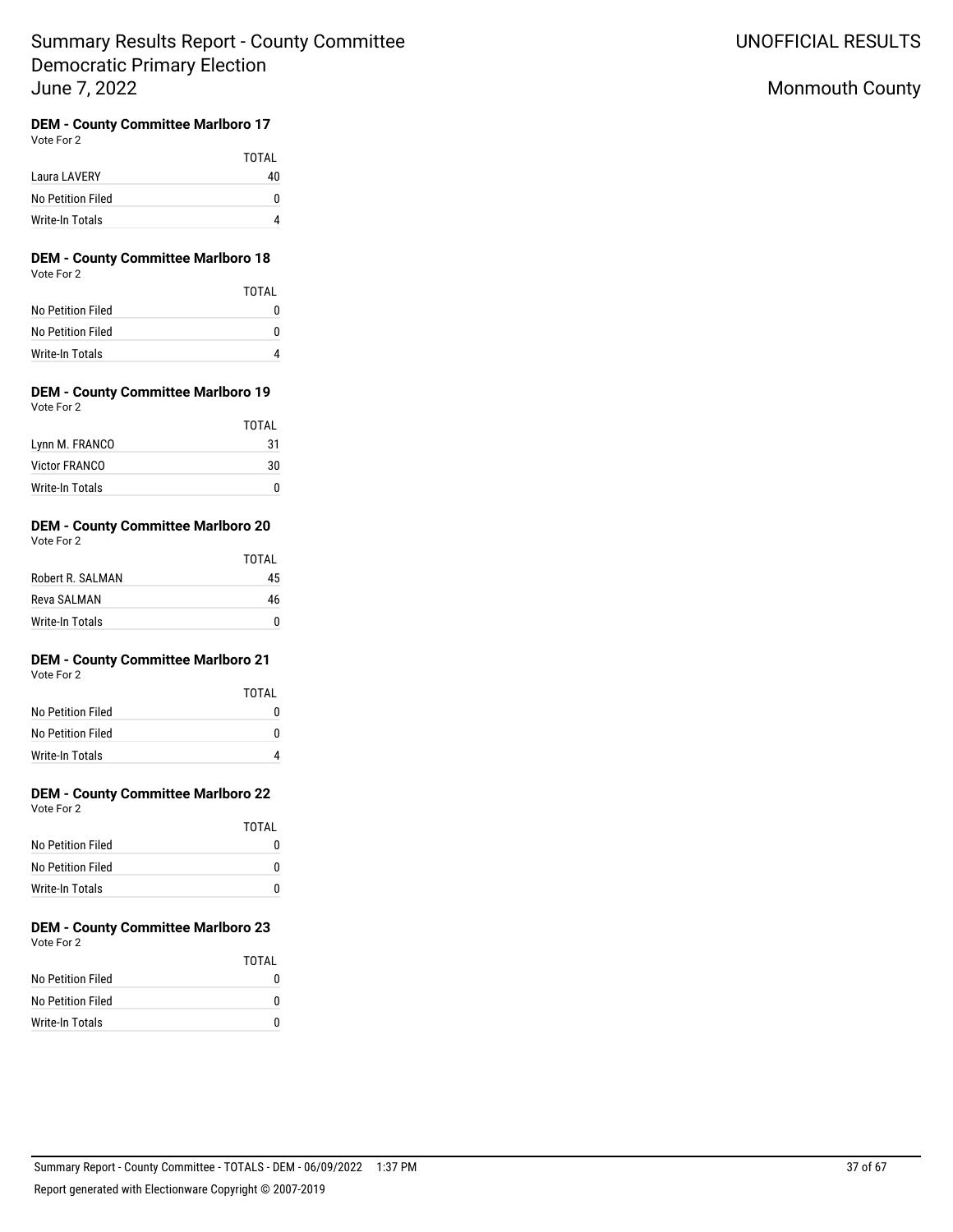# Summary Results Report - County Committee
## Democratic Primary Election
## June 7, 2022

UNOFFICIAL RESULTS

Monmouth County

### DEM - County Committee Marlboro 17
Vote For 2

| | TOTAL |
|---|---|
| Laura LAVERY | 40 |
| No Petition Filed | 0 |
| Write-In Totals | 4 |

### DEM - County Committee Marlboro 18
Vote For 2

| | TOTAL |
|---|---|
| No Petition Filed | 0 |
| No Petition Filed | 0 |
| Write-In Totals | 4 |

### DEM - County Committee Marlboro 19
Vote For 2

| | TOTAL |
|---|---|
| Lynn M. FRANCO | 31 |
| Victor FRANCO | 30 |
| Write-In Totals | 0 |

### DEM - County Committee Marlboro 20
Vote For 2

| | TOTAL |
|---|---|
| Robert R. SALMAN | 45 |
| Reva SALMAN | 46 |
| Write-In Totals | 0 |

### DEM - County Committee Marlboro 21
Vote For 2

| | TOTAL |
|---|---|
| No Petition Filed | 0 |
| No Petition Filed | 0 |
| Write-In Totals | 4 |

### DEM - County Committee Marlboro 22
Vote For 2

| | TOTAL |
|---|---|
| No Petition Filed | 0 |
| No Petition Filed | 0 |
| Write-In Totals | 0 |

### DEM - County Committee Marlboro 23
Vote For 2

| | TOTAL |
|---|---|
| No Petition Filed | 0 |
| No Petition Filed | 0 |
| Write-In Totals | 0 |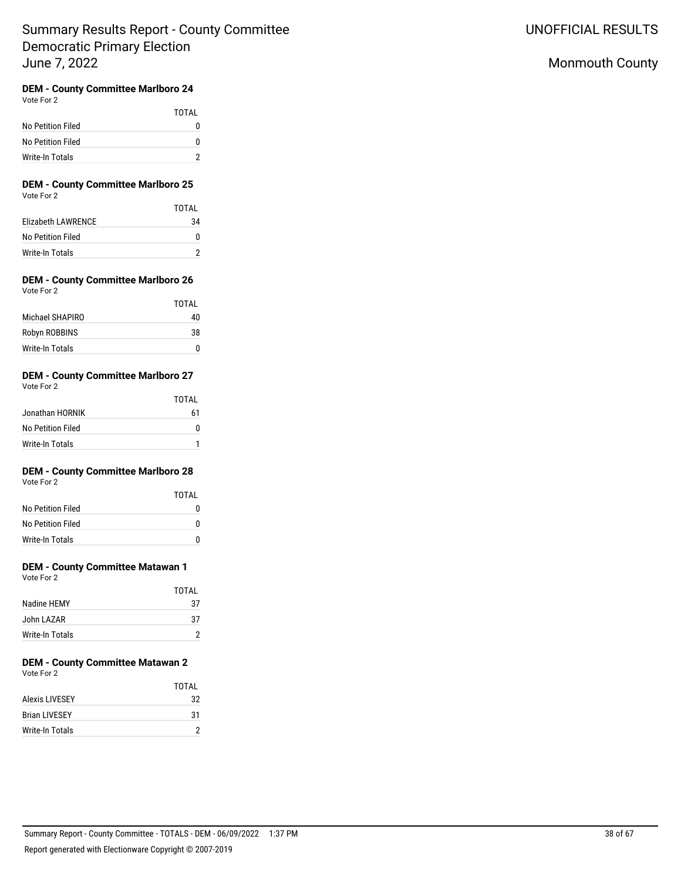# Summary Results Report - County Committee Democratic Primary Election June 7, 2022

UNOFFICIAL RESULTS

Monmouth County

### DEM - County Committee Marlboro 24

Vote For 2

| | TOTAL |
|---|---|
| No Petition Filed | 0 |
| No Petition Filed | 0 |
| Write-In Totals | 2 |

### DEM - County Committee Marlboro 25

Vote For 2

| | TOTAL |
|---|---|
| Elizabeth LAWRENCE | 34 |
| No Petition Filed | 0 |
| Write-In Totals | 2 |

### DEM - County Committee Marlboro 26

Vote For 2

| | TOTAL |
|---|---|
| Michael SHAPIRO | 40 |
| Robyn ROBBINS | 38 |
| Write-In Totals | 0 |

### DEM - County Committee Marlboro 27

Vote For 2

| | TOTAL |
|---|---|
| Jonathan HORNIK | 61 |
| No Petition Filed | 0 |
| Write-In Totals | 1 |

### DEM - County Committee Marlboro 28

Vote For 2

| | TOTAL |
|---|---|
| No Petition Filed | 0 |
| No Petition Filed | 0 |
| Write-In Totals | 0 |

### DEM - County Committee Matawan 1

Vote For 2

| | TOTAL |
|---|---|
| Nadine HEMY | 37 |
| John LAZAR | 37 |
| Write-In Totals | 2 |

### DEM - County Committee Matawan 2

Vote For 2

| | TOTAL |
|---|---|
| Alexis LIVESEY | 32 |
| Brian LIVESEY | 31 |
| Write-In Totals | 2 |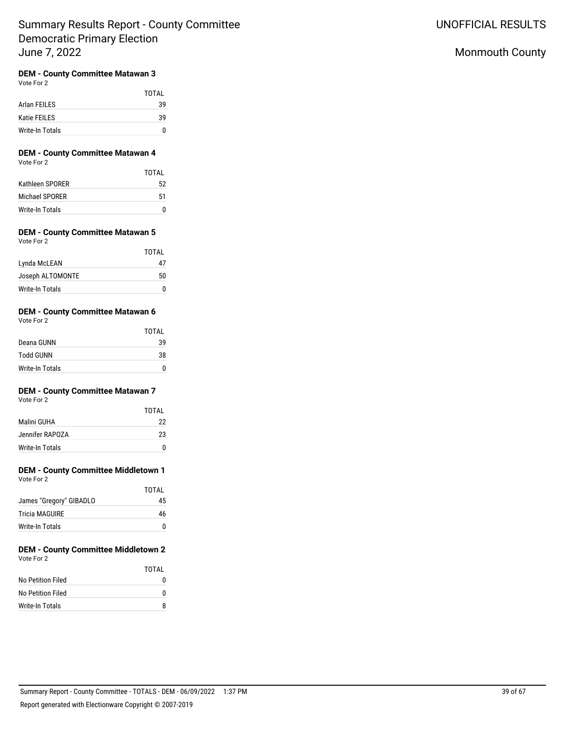# Summary Results Report - County Committee Democratic Primary Election June 7, 2022

UNOFFICIAL RESULTS

Monmouth County

### DEM - County Committee Matawan 3

Vote For 2

| | TOTAL |
|---|---|
| Arlan FEILES | 39 |
| Katie FEILES | 39 |
| Write-In Totals | 0 |

### DEM - County Committee Matawan 4

Vote For 2

| | TOTAL |
|---|---|
| Kathleen SPORER | 52 |
| Michael SPORER | 51 |
| Write-In Totals | 0 |

### DEM - County Committee Matawan 5

Vote For 2

| | TOTAL |
|---|---|
| Lynda McLEAN | 47 |
| Joseph ALTOMONTE | 50 |
| Write-In Totals | 0 |

### DEM - County Committee Matawan 6

Vote For 2

| | TOTAL |
|---|---|
| Deana GUNN | 39 |
| Todd GUNN | 38 |
| Write-In Totals | 0 |

### DEM - County Committee Matawan 7

Vote For 2

| | TOTAL |
|---|---|
| Malini GUHA | 22 |
| Jennifer RAPOZA | 23 |
| Write-In Totals | 0 |

### DEM - County Committee Middletown 1

Vote For 2

| | TOTAL |
|---|---|
| James "Gregory" GIBADLO | 45 |
| Tricia MAGUIRE | 46 |
| Write-In Totals | 0 |

### DEM - County Committee Middletown 2

Vote For 2

| | TOTAL |
|---|---|
| No Petition Filed | 0 |
| No Petition Filed | 0 |
| Write-In Totals | 8 |

Summary Report - County Committee - TOTALS - DEM - 06/09/2022 1:37 PM

Report generated with Electionware Copyright © 2007-2019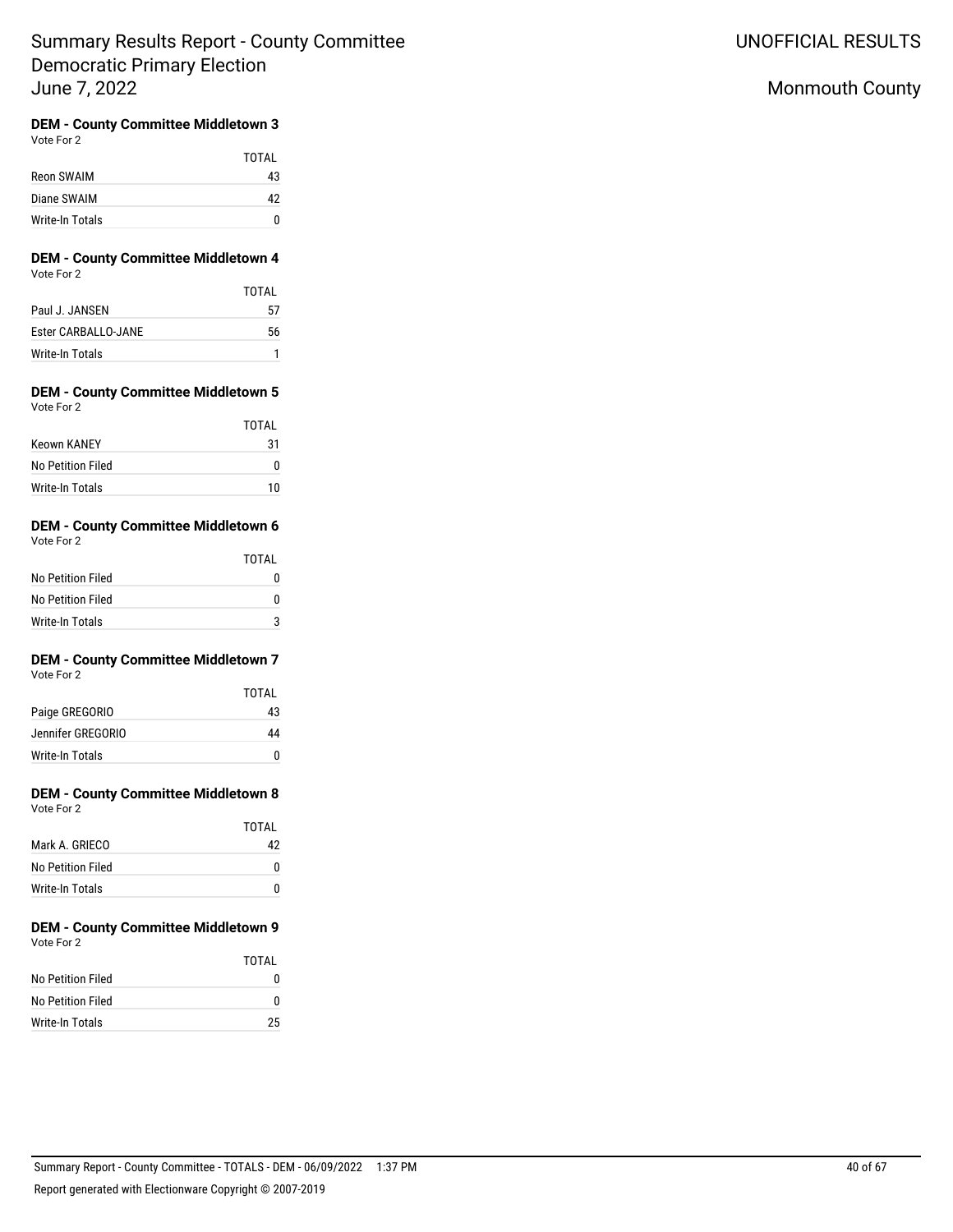Summary Results Report - County Committee
Democratic Primary Election
June 7, 2022

UNOFFICIAL RESULTS

Monmouth County

### DEM - County Committee Middletown 3
Vote For 2

| | TOTAL |
|---|---|
| Reon SWAIM | 43 |
| Diane SWAIM | 42 |
| Write-In Totals | 0 |

### DEM - County Committee Middletown 4
Vote For 2

| | TOTAL |
|---|---|
| Paul J. JANSEN | 57 |
| Ester CARBALLO-JANE | 56 |
| Write-In Totals | 1 |

### DEM - County Committee Middletown 5
Vote For 2

| | TOTAL |
|---|---|
| Keown KANEY | 31 |
| No Petition Filed | 0 |
| Write-In Totals | 10 |

### DEM - County Committee Middletown 6
Vote For 2

| | TOTAL |
|---|---|
| No Petition Filed | 0 |
| No Petition Filed | 0 |
| Write-In Totals | 3 |

### DEM - County Committee Middletown 7
Vote For 2

| | TOTAL |
|---|---|
| Paige GREGORIO | 43 |
| Jennifer GREGORIO | 44 |
| Write-In Totals | 0 |

### DEM - County Committee Middletown 8
Vote For 2

| | TOTAL |
|---|---|
| Mark A. GRIECO | 42 |
| No Petition Filed | 0 |
| Write-In Totals | 0 |

### DEM - County Committee Middletown 9
Vote For 2

| | TOTAL |
|---|---|
| No Petition Filed | 0 |
| No Petition Filed | 0 |
| Write-In Totals | 25 |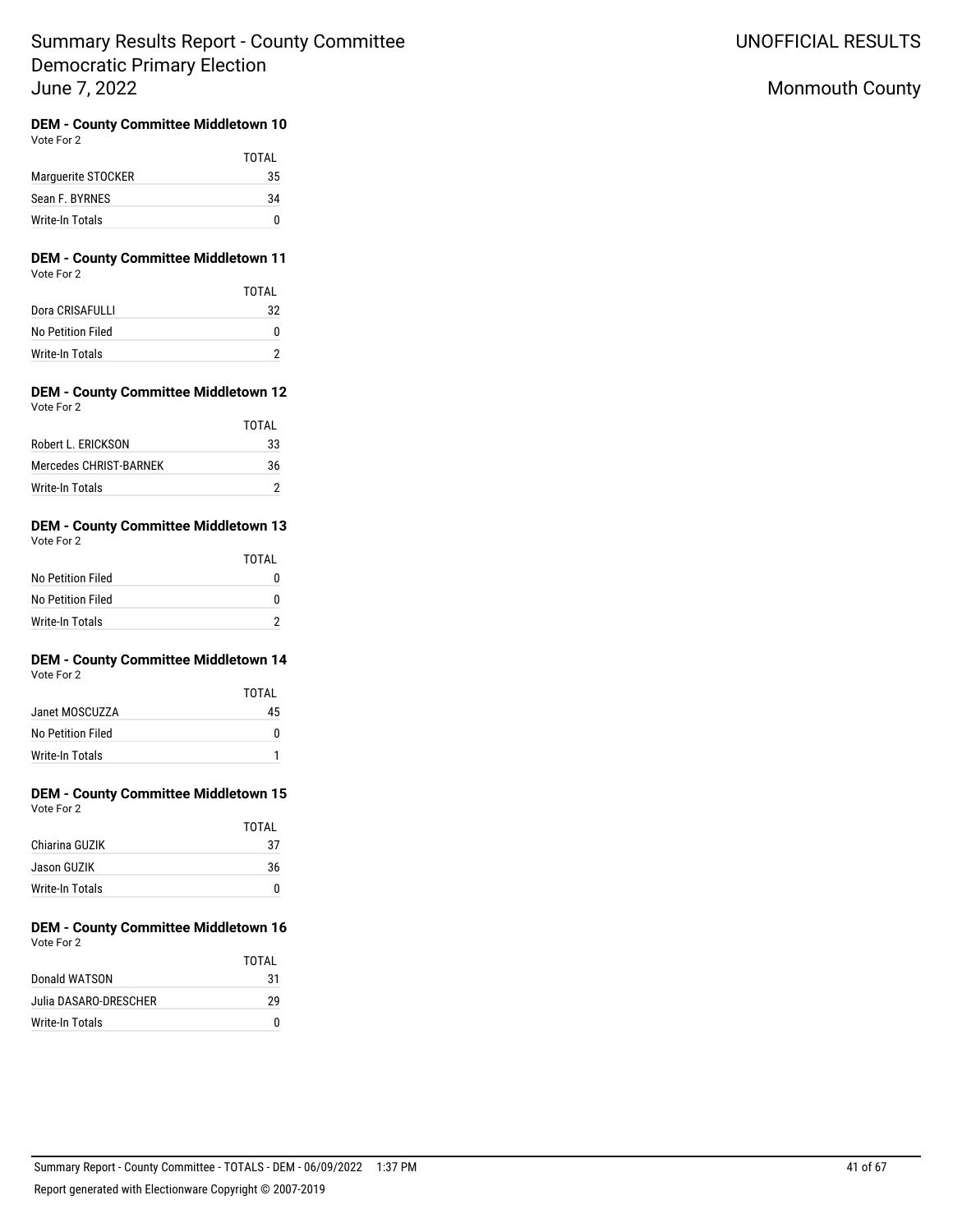# Summary Results Report - County Committee
# Democratic Primary Election
# June 7, 2022

UNOFFICIAL RESULTS

Monmouth County

### DEM - County Committee Middletown 10

Vote For 2

| | TOTAL |
|---|---|
| Marguerite STOCKER | 35 |
| Sean F. BYRNES | 34 |
| Write-In Totals | 0 |

### DEM - County Committee Middletown 11

Vote For 2

| | TOTAL |
|---|---|
| Dora CRISAFULLI | 32 |
| No Petition Filed | 0 |
| Write-In Totals | 2 |

### DEM - County Committee Middletown 12

Vote For 2

| | TOTAL |
|---|---|
| Robert L. ERICKSON | 33 |
| Mercedes CHRIST-BARNEK | 36 |
| Write-In Totals | 2 |

### DEM - County Committee Middletown 13

Vote For 2

| | TOTAL |
|---|---|
| No Petition Filed | 0 |
| No Petition Filed | 0 |
| Write-In Totals | 2 |

### DEM - County Committee Middletown 14

Vote For 2

| | TOTAL |
|---|---|
| Janet MOSCUZZA | 45 |
| No Petition Filed | 0 |
| Write-In Totals | 1 |

### DEM - County Committee Middletown 15

Vote For 2

| | TOTAL |
|---|---|
| Chiarina GUZIK | 37 |
| Jason GUZIK | 36 |
| Write-In Totals | 0 |

### DEM - County Committee Middletown 16

Vote For 2

| | TOTAL |
|---|---|
| Donald WATSON | 31 |
| Julia DASARO-DRESCHER | 29 |
| Write-In Totals | 0 |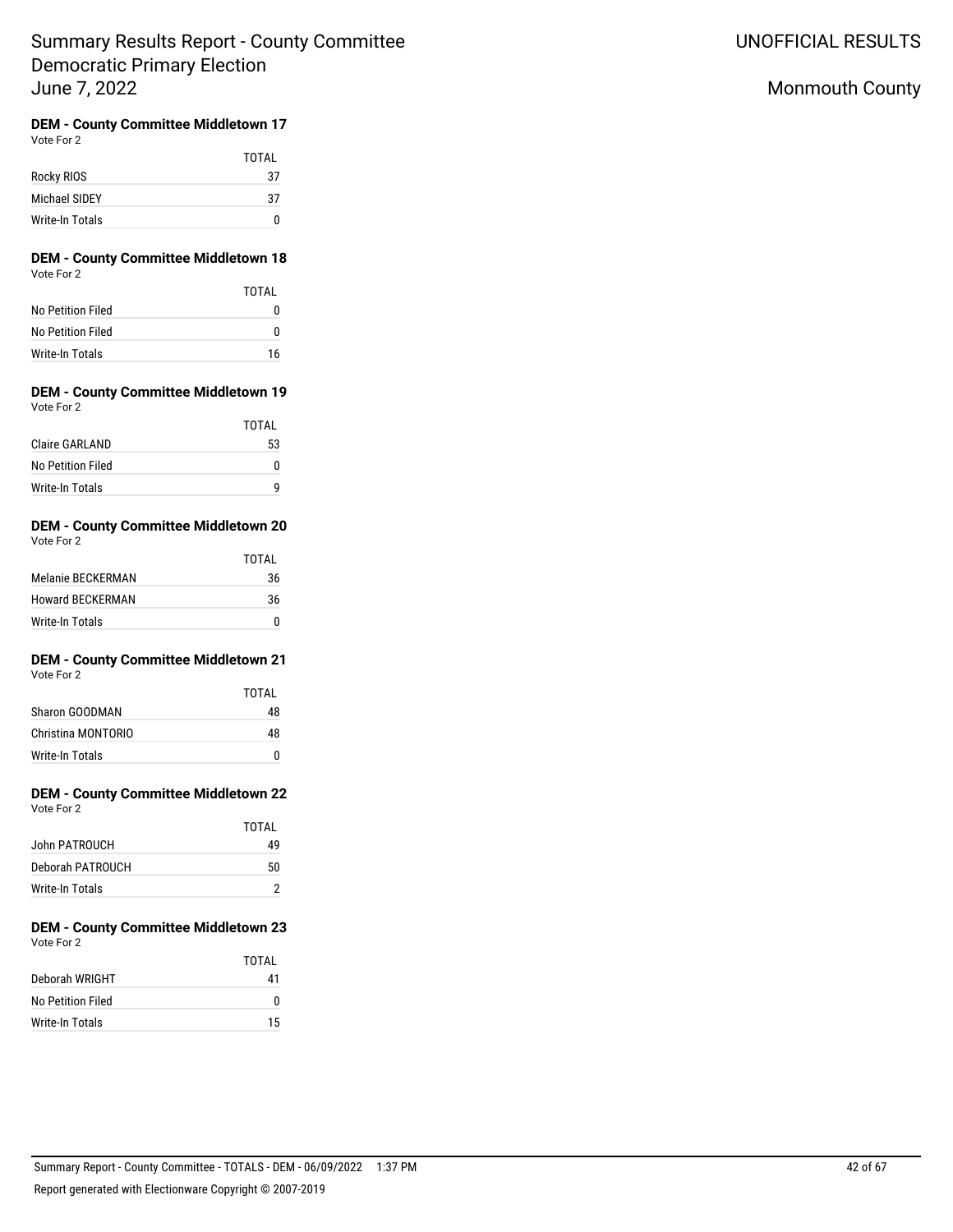# Summary Results Report - County Committee Democratic Primary Election June 7, 2022

UNOFFICIAL RESULTS

Monmouth County

### DEM - County Committee Middletown 17

Vote For 2

| | TOTAL |
|---|---|
| Rocky RIOS | 37 |
| Michael SIDEY | 37 |
| Write-In Totals | 0 |

### DEM - County Committee Middletown 18

Vote For 2

| | TOTAL |
|---|---|
| No Petition Filed | 0 |
| No Petition Filed | 0 |
| Write-In Totals | 16 |

### DEM - County Committee Middletown 19

Vote For 2

| | TOTAL |
|---|---|
| Claire GARLAND | 53 |
| No Petition Filed | 0 |
| Write-In Totals | 9 |

### DEM - County Committee Middletown 20

Vote For 2

| | TOTAL |
|---|---|
| Melanie BECKERMAN | 36 |
| Howard BECKERMAN | 36 |
| Write-In Totals | 0 |

### DEM - County Committee Middletown 21

Vote For 2

| | TOTAL |
|---|---|
| Sharon GOODMAN | 48 |
| Christina MONTORIO | 48 |
| Write-In Totals | 0 |

### DEM - County Committee Middletown 22

Vote For 2

| | TOTAL |
|---|---|
| John PATROUCH | 49 |
| Deborah PATROUCH | 50 |
| Write-In Totals | 2 |

### DEM - County Committee Middletown 23

Vote For 2

| | TOTAL |
|---|---|
| Deborah WRIGHT | 41 |
| No Petition Filed | 0 |
| Write-In Totals | 15 |

Summary Report - County Committee - TOTALS - DEM - 06/09/2022 1:37 PM

Report generated with Electionware Copyright © 2007-2019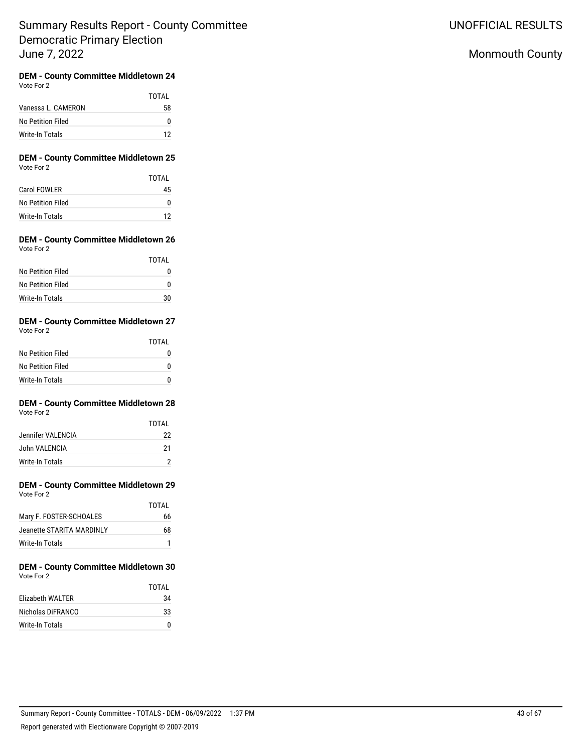# Summary Results Report - County Committee Democratic Primary Election June 7, 2022

UNOFFICIAL RESULTS

Monmouth County

### DEM - County Committee Middletown 24

Vote For 2

| | TOTAL |
|---|---|
| Vanessa L. CAMERON | 58 |
| No Petition Filed | 0 |
| Write-In Totals | 12 |

### DEM - County Committee Middletown 25

Vote For 2

| | TOTAL |
|---|---|
| Carol FOWLER | 45 |
| No Petition Filed | 0 |
| Write-In Totals | 12 |

### DEM - County Committee Middletown 26

Vote For 2

| | TOTAL |
|---|---|
| No Petition Filed | 0 |
| No Petition Filed | 0 |
| Write-In Totals | 30 |

### DEM - County Committee Middletown 27

Vote For 2

| | TOTAL |
|---|---|
| No Petition Filed | 0 |
| No Petition Filed | 0 |
| Write-In Totals | 0 |

### DEM - County Committee Middletown 28

Vote For 2

| | TOTAL |
|---|---|
| Jennifer VALENCIA | 22 |
| John VALENCIA | 21 |
| Write-In Totals | 2 |

### DEM - County Committee Middletown 29

Vote For 2

| | TOTAL |
|---|---|
| Mary F. FOSTER-SCHOALES | 66 |
| Jeanette STARITA MARDINLY | 68 |
| Write-In Totals | 1 |

### DEM - County Committee Middletown 30

Vote For 2

| | TOTAL |
|---|---|
| Elizabeth WALTER | 34 |
| Nicholas DiFRANCO | 33 |
| Write-In Totals | 0 |

Summary Report - County Committee - TOTALS - DEM - 06/09/2022 1:37 PM

Report generated with Electionware Copyright © 2007-2019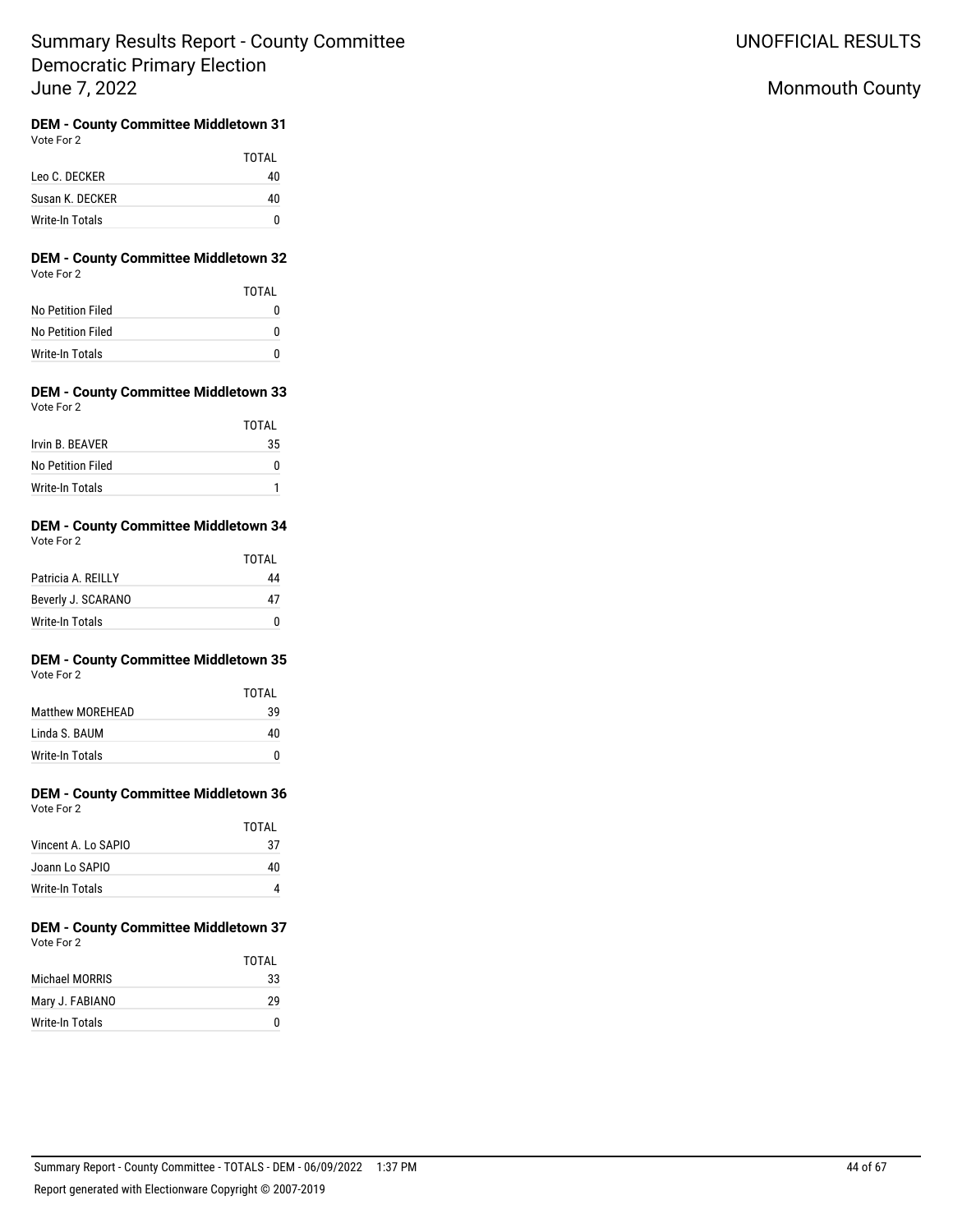# Summary Results Report - County Committee Democratic Primary Election June 7, 2022

UNOFFICIAL RESULTS

Monmouth County

### DEM - County Committee Middletown 31

Vote For 2

| | TOTAL |
|---|---|
| Leo C. DECKER | 40 |
| Susan K. DECKER | 40 |
| Write-In Totals | 0 |

### DEM - County Committee Middletown 32

Vote For 2

| | TOTAL |
|---|---|
| No Petition Filed | 0 |
| No Petition Filed | 0 |
| Write-In Totals | 0 |

### DEM - County Committee Middletown 33

Vote For 2

| | TOTAL |
|---|---|
| Irvin B. BEAVER | 35 |
| No Petition Filed | 0 |
| Write-In Totals | 1 |

### DEM - County Committee Middletown 34

Vote For 2

| | TOTAL |
|---|---|
| Patricia A. REILLY | 44 |
| Beverly J. SCARANO | 47 |
| Write-In Totals | 0 |

### DEM - County Committee Middletown 35

Vote For 2

| | TOTAL |
|---|---|
| Matthew MOREHEAD | 39 |
| Linda S. BAUM | 40 |
| Write-In Totals | 0 |

### DEM - County Committee Middletown 36

Vote For 2

| | TOTAL |
|---|---|
| Vincent A. Lo SAPIO | 37 |
| Joann Lo SAPIO | 40 |
| Write-In Totals | 4 |

### DEM - County Committee Middletown 37

Vote For 2

| | TOTAL |
|---|---|
| Michael MORRIS | 33 |
| Mary J. FABIANO | 29 |
| Write-In Totals | 0 |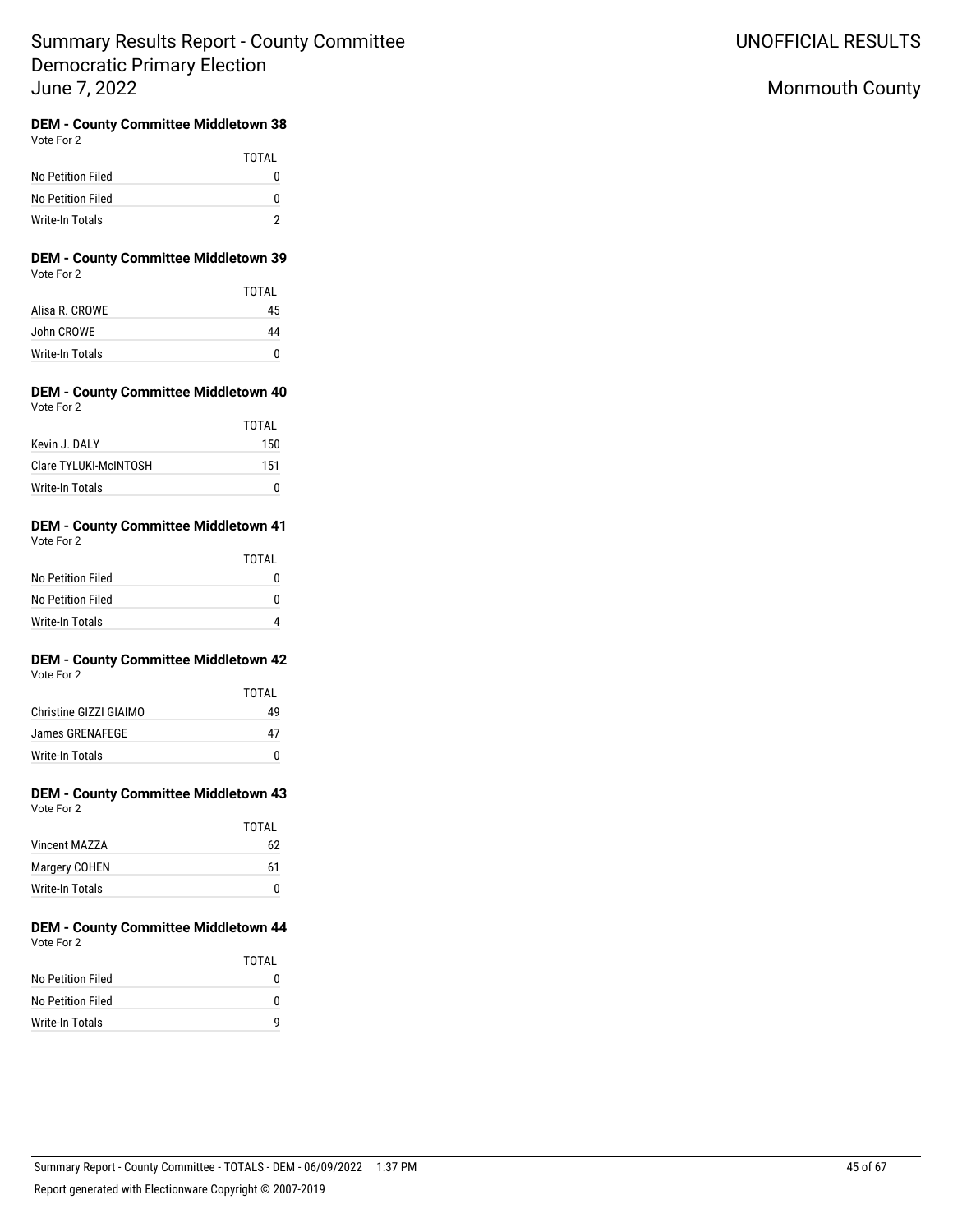# Summary Results Report - County Committee
# Democratic Primary Election
# June 7, 2022

UNOFFICIAL RESULTS

Monmouth County

### DEM - County Committee Middletown 38
Vote For 2

| | TOTAL |
|---|---|
| No Petition Filed | 0 |
| No Petition Filed | 0 |
| Write-In Totals | 2 |

### DEM - County Committee Middletown 39
Vote For 2

| | TOTAL |
|---|---|
| Alisa R. CROWE | 45 |
| John CROWE | 44 |
| Write-In Totals | 0 |

### DEM - County Committee Middletown 40
Vote For 2

| | TOTAL |
|---|---|
| Kevin J. DALY | 150 |
| Clare TYLUKI-McINTOSH | 151 |
| Write-In Totals | 0 |

### DEM - County Committee Middletown 41
Vote For 2

| | TOTAL |
|---|---|
| No Petition Filed | 0 |
| No Petition Filed | 0 |
| Write-In Totals | 4 |

### DEM - County Committee Middletown 42
Vote For 2

| | TOTAL |
|---|---|
| Christine GIZZI GIAIMO | 49 |
| James GRENAFEGE | 47 |
| Write-In Totals | 0 |

### DEM - County Committee Middletown 43
Vote For 2

| | TOTAL |
|---|---|
| Vincent MAZZA | 62 |
| Margery COHEN | 61 |
| Write-In Totals | 0 |

### DEM - County Committee Middletown 44
Vote For 2

| | TOTAL |
|---|---|
| No Petition Filed | 0 |
| No Petition Filed | 0 |
| Write-In Totals | 9 |

Summary Report - County Committee - TOTALS - DEM - 06/09/2022 1:37 PM

Report generated with Electionware Copyright © 2007-2019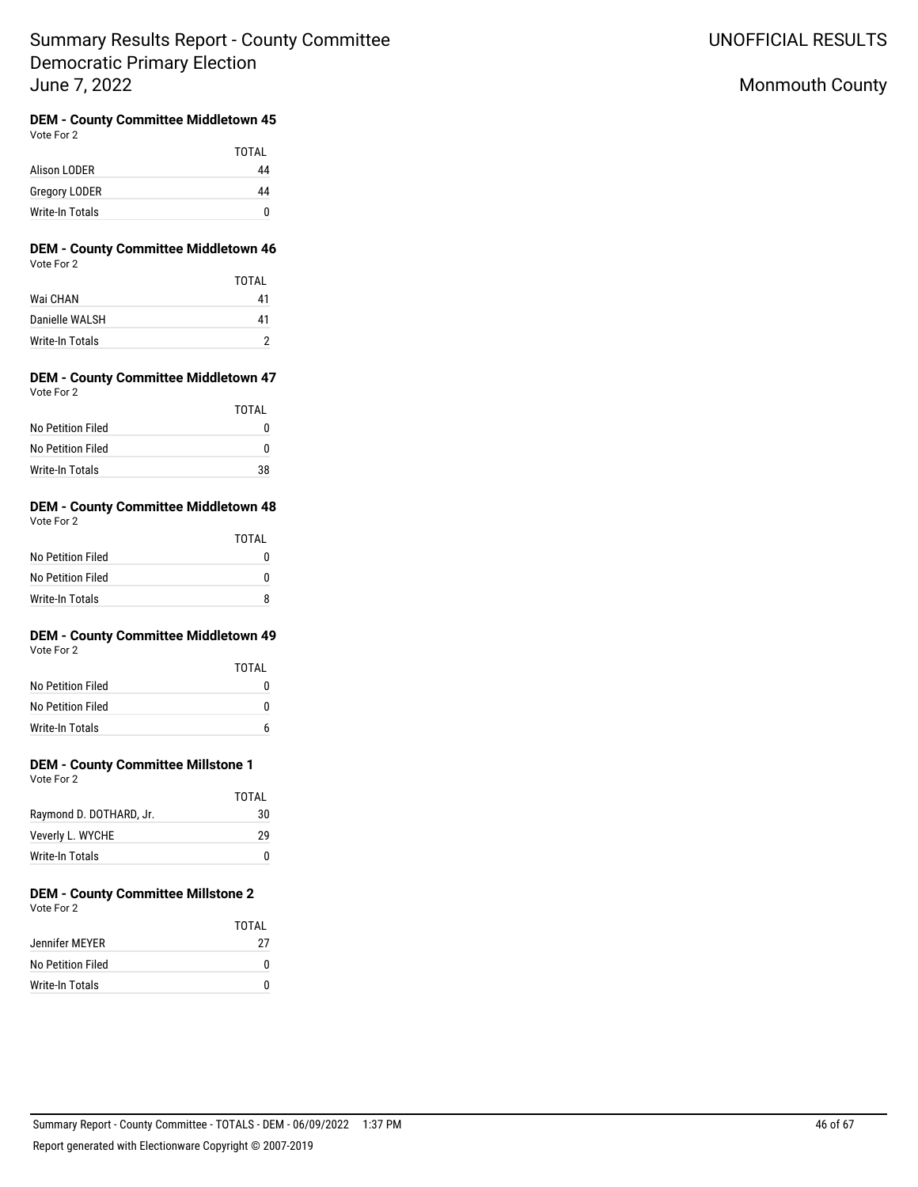# Summary Results Report - County Committee
## Democratic Primary Election
## June 7, 2022

UNOFFICIAL RESULTS

Monmouth County

### DEM - County Committee Middletown 45
Vote For 2

| | TOTAL |
|---|---|
| Alison LODER | 44 |
| Gregory LODER | 44 |
| Write-In Totals | 0 |

### DEM - County Committee Middletown 46
Vote For 2

| | TOTAL |
|---|---|
| Wai CHAN | 41 |
| Danielle WALSH | 41 |
| Write-In Totals | 2 |

### DEM - County Committee Middletown 47
Vote For 2

| | TOTAL |
|---|---|
| No Petition Filed | 0 |
| No Petition Filed | 0 |
| Write-In Totals | 38 |

### DEM - County Committee Middletown 48
Vote For 2

| | TOTAL |
|---|---|
| No Petition Filed | 0 |
| No Petition Filed | 0 |
| Write-In Totals | 8 |

### DEM - County Committee Middletown 49
Vote For 2

| | TOTAL |
|---|---|
| No Petition Filed | 0 |
| No Petition Filed | 0 |
| Write-In Totals | 6 |

### DEM - County Committee Millstone 1
Vote For 2

| | TOTAL |
|---|---|
| Raymond D. DOTHARD, Jr. | 30 |
| Veverly L. WYCHE | 29 |
| Write-In Totals | 0 |

### DEM - County Committee Millstone 2
Vote For 2

| | TOTAL |
|---|---|
| Jennifer MEYER | 27 |
| No Petition Filed | 0 |
| Write-In Totals | 0 |

Summary Report - County Committee - TOTALS - DEM - 06/09/2022 1:37 PM

Report generated with Electionware Copyright © 2007-2019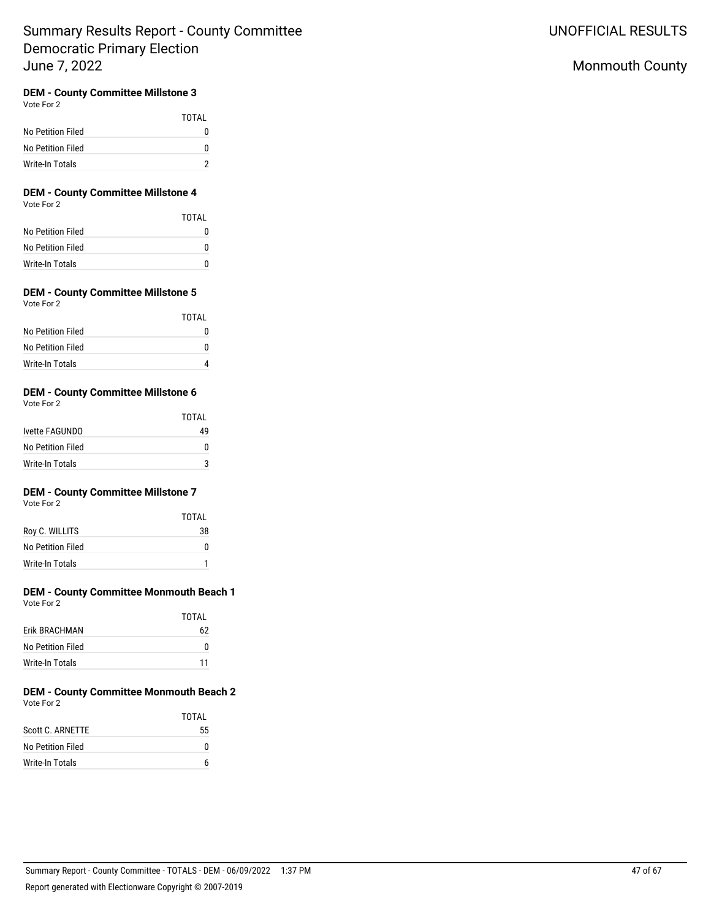Summary Results Report - County Committee
Democratic Primary Election
June 7, 2022

UNOFFICIAL RESULTS

Monmouth County

### DEM - County Committee Millstone 3

Vote For 2

| | TOTAL |
|---|---|
| No Petition Filed | 0 |
| No Petition Filed | 0 |
| Write-In Totals | 2 |

### DEM - County Committee Millstone 4

Vote For 2

| | TOTAL |
|---|---|
| No Petition Filed | 0 |
| No Petition Filed | 0 |
| Write-In Totals | 0 |

### DEM - County Committee Millstone 5

Vote For 2

| | TOTAL |
|---|---|
| No Petition Filed | 0 |
| No Petition Filed | 0 |
| Write-In Totals | 4 |

### DEM - County Committee Millstone 6

Vote For 2

| | TOTAL |
|---|---|
| Ivette FAGUNDO | 49 |
| No Petition Filed | 0 |
| Write-In Totals | 3 |

### DEM - County Committee Millstone 7

Vote For 2

| | TOTAL |
|---|---|
| Roy C. WILLITS | 38 |
| No Petition Filed | 0 |
| Write-In Totals | 1 |

### DEM - County Committee Monmouth Beach 1

Vote For 2

| | TOTAL |
|---|---|
| Erik BRACHMAN | 62 |
| No Petition Filed | 0 |
| Write-In Totals | 11 |

### DEM - County Committee Monmouth Beach 2

Vote For 2

| | TOTAL |
|---|---|
| Scott C. ARNETTE | 55 |
| No Petition Filed | 0 |
| Write-In Totals | 6 |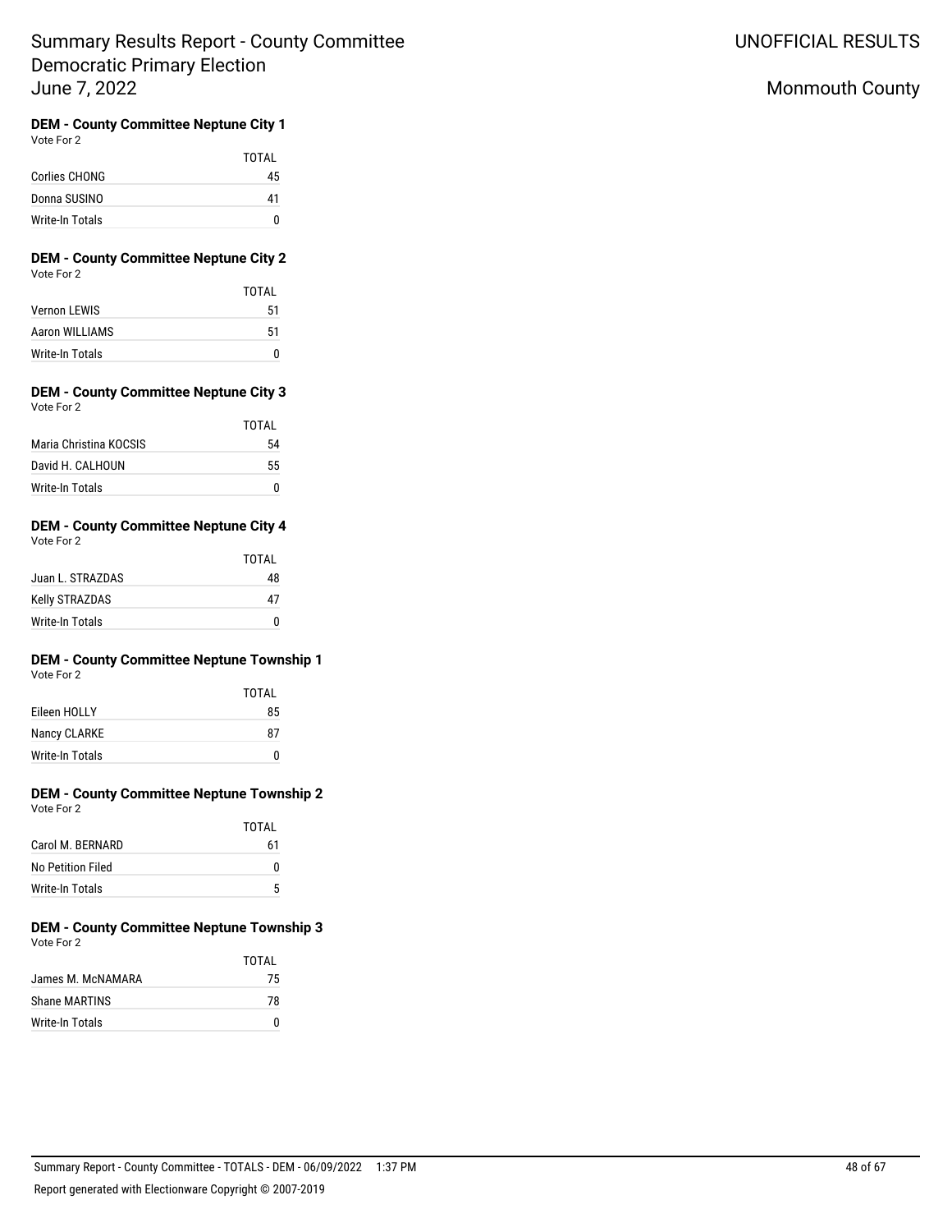# Summary Results Report - County Committee
# Democratic Primary Election
# June 7, 2022

UNOFFICIAL RESULTS

Monmouth County

### DEM - County Committee Neptune City 1

Vote For 2

| | TOTAL |
|---|---|
| Corlies CHONG | 45 |
| Donna SUSINO | 41 |
| Write-In Totals | 0 |

### DEM - County Committee Neptune City 2

Vote For 2

| | TOTAL |
|---|---|
| Vernon LEWIS | 51 |
| Aaron WILLIAMS | 51 |
| Write-In Totals | 0 |

### DEM - County Committee Neptune City 3

Vote For 2

| | TOTAL |
|---|---|
| Maria Christina KOCSIS | 54 |
| David H. CALHOUN | 55 |
| Write-In Totals | 0 |

### DEM - County Committee Neptune City 4

Vote For 2

| | TOTAL |
|---|---|
| Juan L. STRAZDAS | 48 |
| Kelly STRAZDAS | 47 |
| Write-In Totals | 0 |

### DEM - County Committee Neptune Township 1

Vote For 2

| | TOTAL |
|---|---|
| Eileen HOLLY | 85 |
| Nancy CLARKE | 87 |
| Write-In Totals | 0 |

### DEM - County Committee Neptune Township 2

Vote For 2

| | TOTAL |
|---|---|
| Carol M. BERNARD | 61 |
| No Petition Filed | 0 |
| Write-In Totals | 5 |

### DEM - County Committee Neptune Township 3

Vote For 2

| | TOTAL |
|---|---|
| James M. McNAMARA | 75 |
| Shane MARTINS | 78 |
| Write-In Totals | 0 |

Summary Report - County Committee - TOTALS - DEM - 06/09/2022 1:37 PM

Report generated with Electionware Copyright © 2007-2019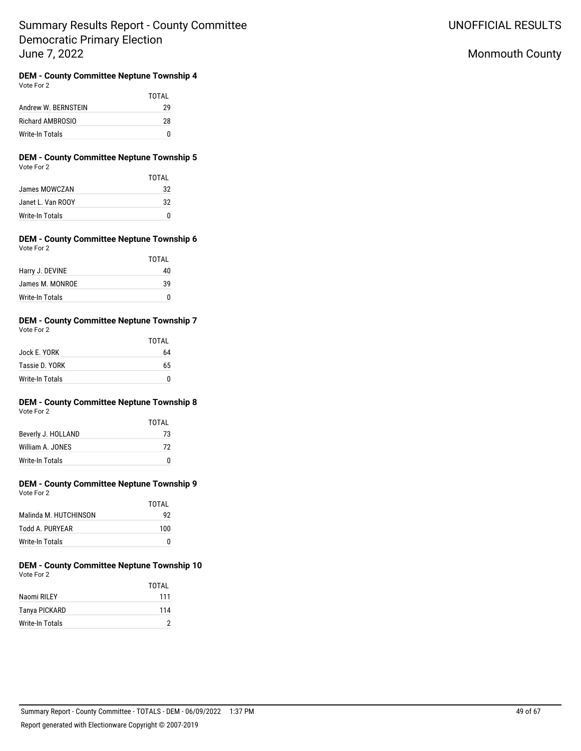## DEM - County Committee Neptune Township 4

Vote For 2

| | TOTAL |
|---|---|
| Andrew W. BERNSTEIN | 29 |
| Richard AMBROSIO | 28 |
| Write-In Totals | 0 |

## DEM - County Committee Neptune Township 5

Vote For 2

| | TOTAL |
|---|---|
| James MOWCZAN | 32 |
| Janet L. Van ROOY | 32 |
| Write-In Totals | 0 |

## DEM - County Committee Neptune Township 6

Vote For 2

| | TOTAL |
|---|---|
| Harry J. DEVINE | 40 |
| James M. MONROE | 39 |
| Write-In Totals | 0 |

## DEM - County Committee Neptune Township 7

Vote For 2

| | TOTAL |
|---|---|
| Jock E. YORK | 64 |
| Tassie D. YORK | 65 |
| Write-In Totals | 0 |

## DEM - County Committee Neptune Township 8

Vote For 2

| | TOTAL |
|---|---|
| Beverly J. HOLLAND | 73 |
| William A. JONES | 72 |
| Write-In Totals | 0 |

## DEM - County Committee Neptune Township 9

Vote For 2

| | TOTAL |
|---|---|
| Malinda M. HUTCHINSON | 92 |
| Todd A. PURYEAR | 100 |
| Write-In Totals | 0 |

## DEM - County Committee Neptune Township 10

Vote For 2

| | TOTAL |
|---|---|
| Naomi RILEY | 111 |
| Tanya PICKARD | 114 |
| Write-In Totals | 2 |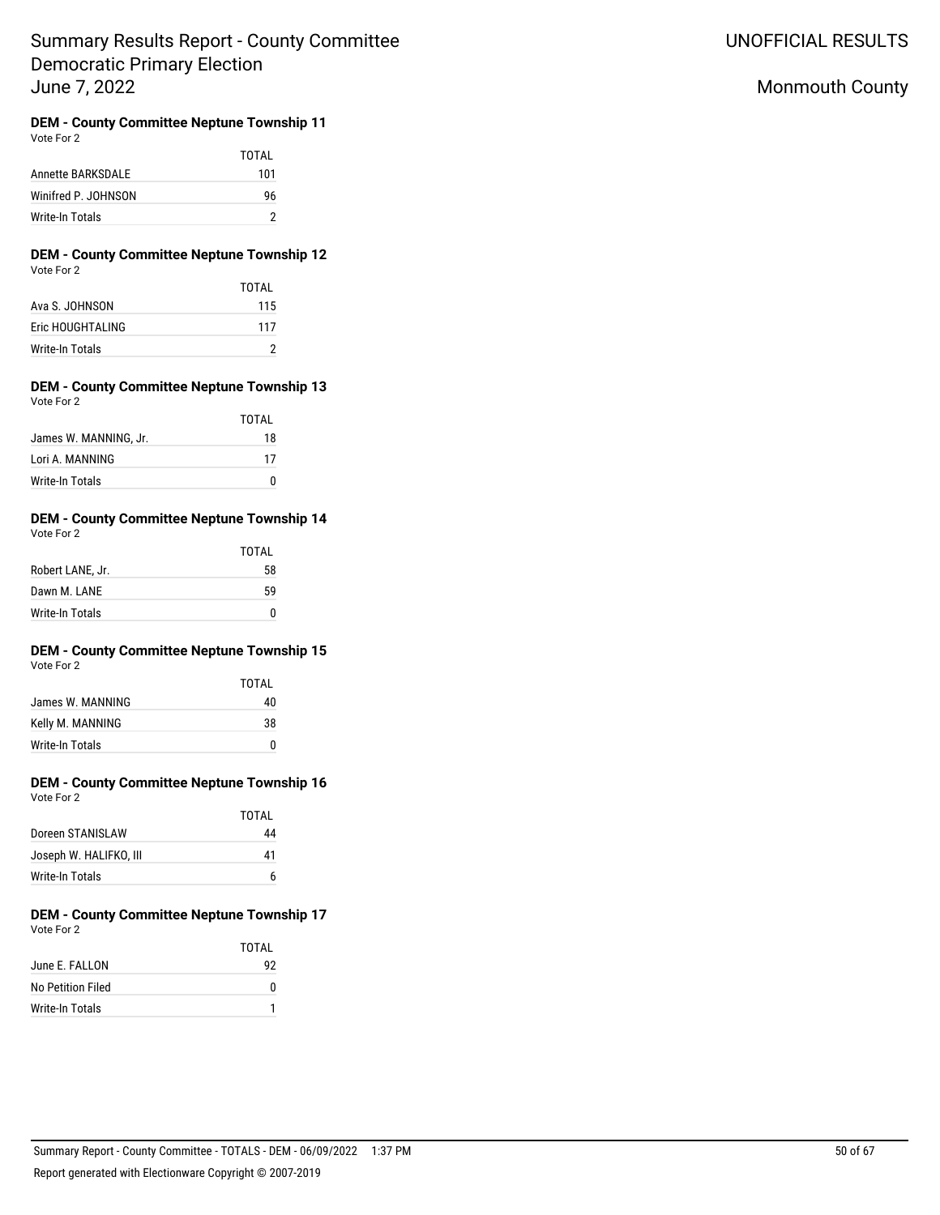# Summary Results Report - County Committee
## Democratic Primary Election
## June 7, 2022

UNOFFICIAL RESULTS

Monmouth County

### DEM - County Committee Neptune Township 11
Vote For 2

| | TOTAL |
|---|---|
| Annette BARKSDALE | 101 |
| Winifred P. JOHNSON | 96 |
| Write-In Totals | 2 |

### DEM - County Committee Neptune Township 12
Vote For 2

| | TOTAL |
|---|---|
| Ava S. JOHNSON | 115 |
| Eric HOUGHTALING | 117 |
| Write-In Totals | 2 |

### DEM - County Committee Neptune Township 13
Vote For 2

| | TOTAL |
|---|---|
| James W. MANNING, Jr. | 18 |
| Lori A. MANNING | 17 |
| Write-In Totals | 0 |

### DEM - County Committee Neptune Township 14
Vote For 2

| | TOTAL |
|---|---|
| Robert LANE, Jr. | 58 |
| Dawn M. LANE | 59 |
| Write-In Totals | 0 |

### DEM - County Committee Neptune Township 15
Vote For 2

| | TOTAL |
|---|---|
| James W. MANNING | 40 |
| Kelly M. MANNING | 38 |
| Write-In Totals | 0 |

### DEM - County Committee Neptune Township 16
Vote For 2

| | TOTAL |
|---|---|
| Doreen STANISLAW | 44 |
| Joseph W. HALIFKO, III | 41 |
| Write-In Totals | 6 |

### DEM - County Committee Neptune Township 17
Vote For 2

| | TOTAL |
|---|---|
| June E. FALLON | 92 |
| No Petition Filed | 0 |
| Write-In Totals | 1 |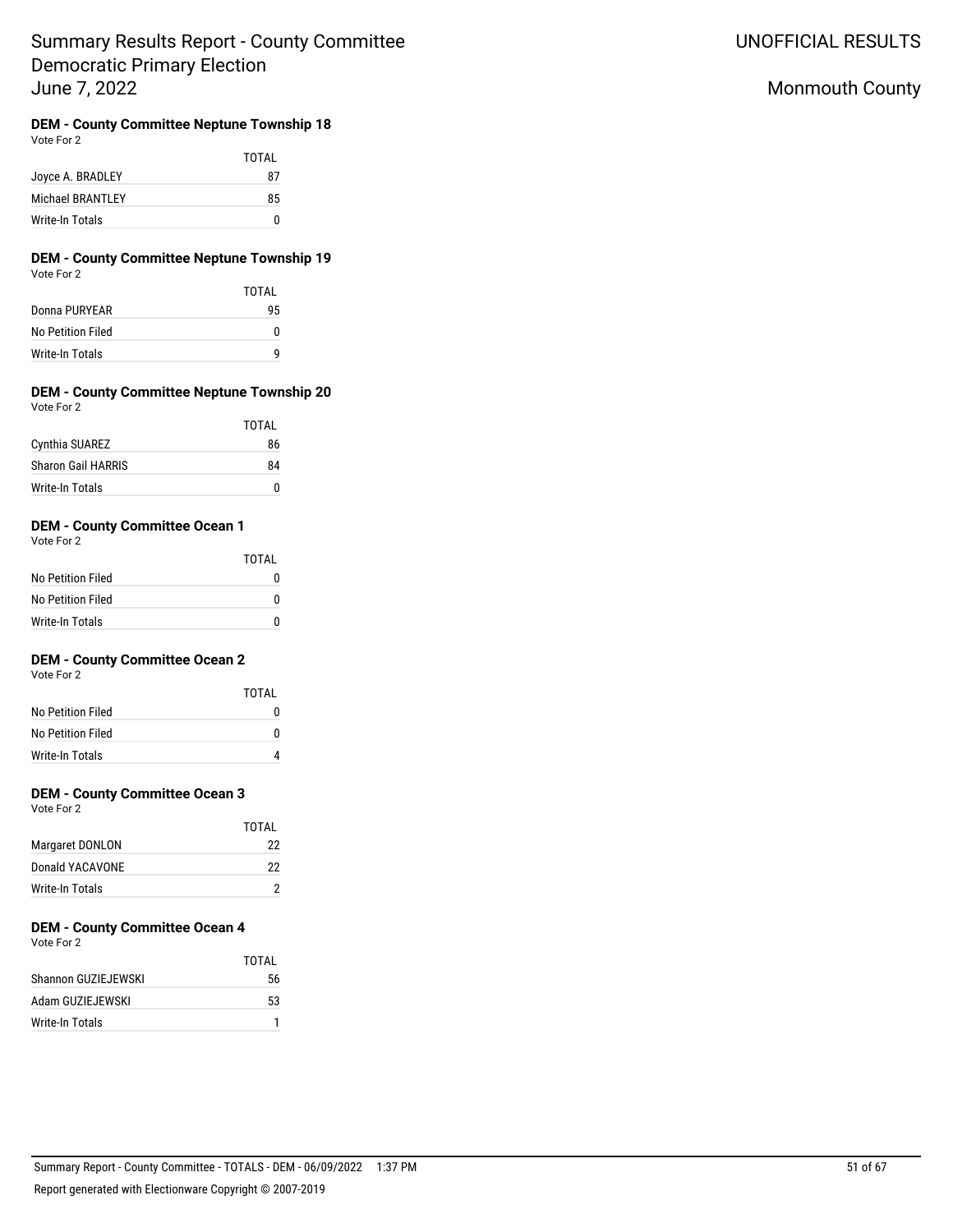Summary Results Report - County Committee
Democratic Primary Election
June 7, 2022

UNOFFICIAL RESULTS

Monmouth County

### DEM - County Committee Neptune Township 18
Vote For 2

| | TOTAL |
|---|---|
| Joyce A. BRADLEY | 87 |
| Michael BRANTLEY | 85 |
| Write-In Totals | 0 |

### DEM - County Committee Neptune Township 19
Vote For 2

| | TOTAL |
|---|---|
| Donna PURYEAR | 95 |
| No Petition Filed | 0 |
| Write-In Totals | 9 |

### DEM - County Committee Neptune Township 20
Vote For 2

| | TOTAL |
|---|---|
| Cynthia SUAREZ | 86 |
| Sharon Gail HARRIS | 84 |
| Write-In Totals | 0 |

### DEM - County Committee Ocean 1
Vote For 2

| | TOTAL |
|---|---|
| No Petition Filed | 0 |
| No Petition Filed | 0 |
| Write-In Totals | 0 |

### DEM - County Committee Ocean 2
Vote For 2

| | TOTAL |
|---|---|
| No Petition Filed | 0 |
| No Petition Filed | 0 |
| Write-In Totals | 4 |

### DEM - County Committee Ocean 3
Vote For 2

| | TOTAL |
|---|---|
| Margaret DONLON | 22 |
| Donald YACAVONE | 22 |
| Write-In Totals | 2 |

### DEM - County Committee Ocean 4
Vote For 2

| | TOTAL |
|---|---|
| Shannon GUZIEJEWSKI | 56 |
| Adam GUZIEJEWSKI | 53 |
| Write-In Totals | 1 |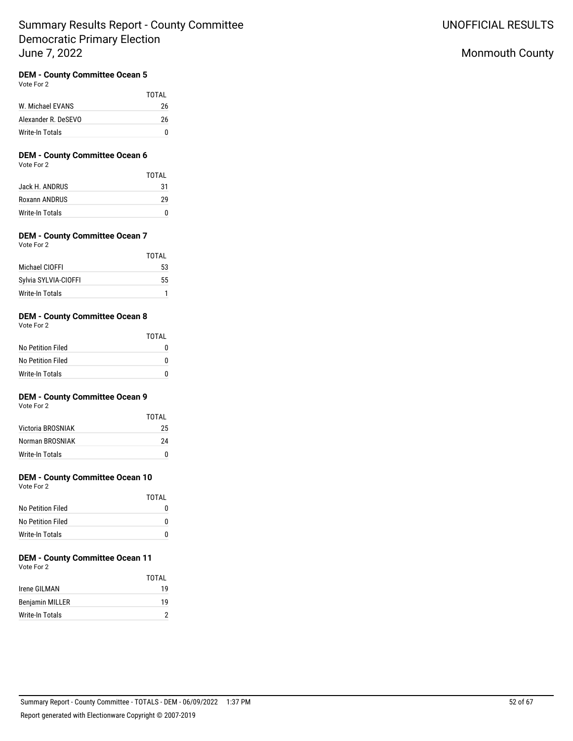# Summary Results Report - County Committee
# Democratic Primary Election
# June 7, 2022

UNOFFICIAL RESULTS

Monmouth County

### DEM - County Committee Ocean 5

Vote For 2

| | TOTAL |
|---|---|
| W. Michael EVANS | 26 |
| Alexander R. DeSEVO | 26 |
| Write-In Totals | 0 |

### DEM - County Committee Ocean 6

Vote For 2

| | TOTAL |
|---|---|
| Jack H. ANDRUS | 31 |
| Roxann ANDRUS | 29 |
| Write-In Totals | 0 |

### DEM - County Committee Ocean 7

Vote For 2

| | TOTAL |
|---|---|
| Michael CIOFFI | 53 |
| Sylvia SYLVIA-CIOFFI | 55 |
| Write-In Totals | 1 |

### DEM - County Committee Ocean 8

Vote For 2

| | TOTAL |
|---|---|
| No Petition Filed | 0 |
| No Petition Filed | 0 |
| Write-In Totals | 0 |

### DEM - County Committee Ocean 9

Vote For 2

| | TOTAL |
|---|---|
| Victoria BROSNIAK | 25 |
| Norman BROSNIAK | 24 |
| Write-In Totals | 0 |

### DEM - County Committee Ocean 10

Vote For 2

| | TOTAL |
|---|---|
| No Petition Filed | 0 |
| No Petition Filed | 0 |
| Write-In Totals | 0 |

### DEM - County Committee Ocean 11

Vote For 2

| | TOTAL |
|---|---|
| Irene GILMAN | 19 |
| Benjamin MILLER | 19 |
| Write-In Totals | 2 |

Summary Report - County Committee - TOTALS - DEM - 06/09/2022 1:37 PM

Report generated with Electionware Copyright © 2007-2019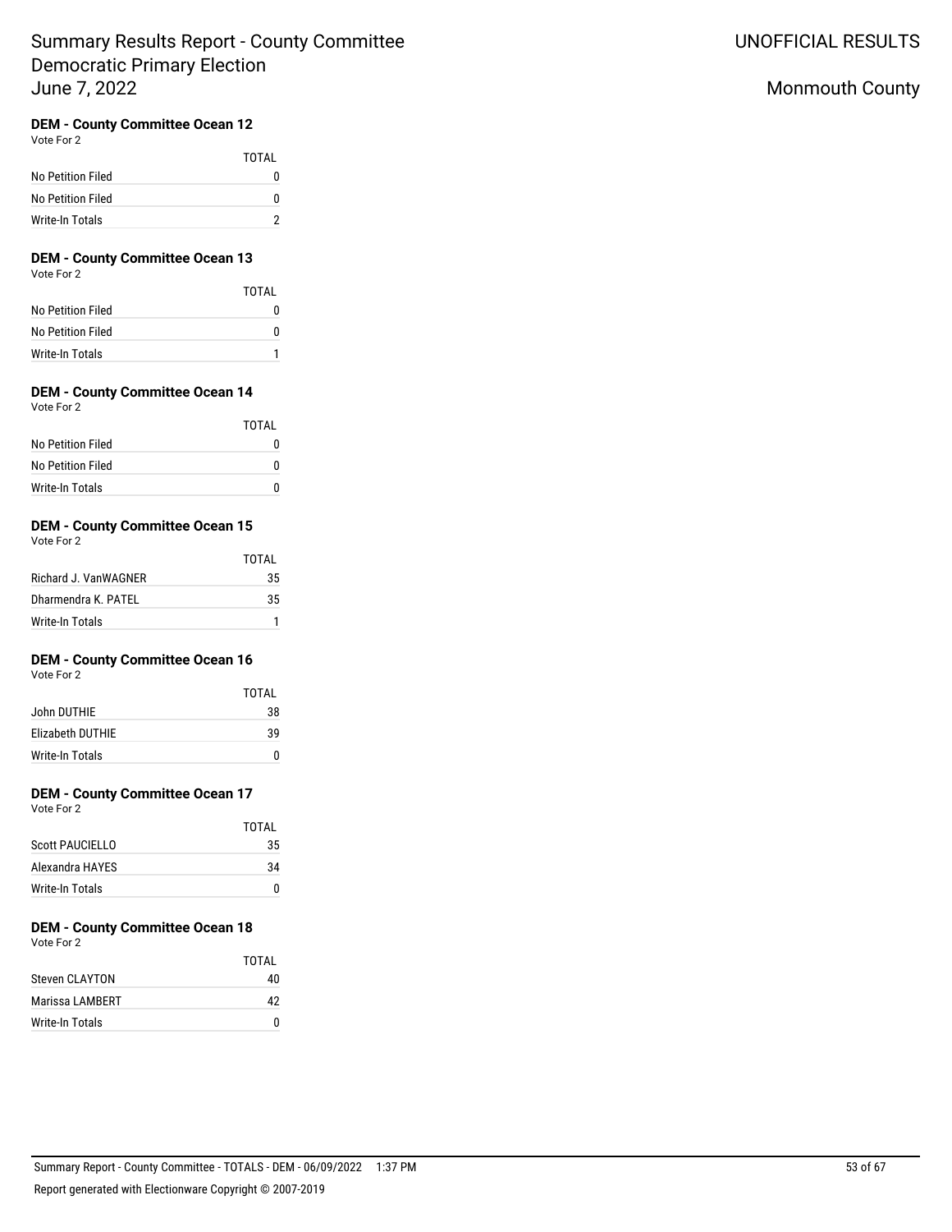# Summary Results Report - County Committee
Democratic Primary Election
June 7, 2022

UNOFFICIAL RESULTS

Monmouth County

### DEM - County Committee Ocean 12
Vote For 2

| | TOTAL |
|---|---|
| No Petition Filed | 0 |
| No Petition Filed | 0 |
| Write-In Totals | 2 |

### DEM - County Committee Ocean 13
Vote For 2

| | TOTAL |
|---|---|
| No Petition Filed | 0 |
| No Petition Filed | 0 |
| Write-In Totals | 1 |

### DEM - County Committee Ocean 14
Vote For 2

| | TOTAL |
|---|---|
| No Petition Filed | 0 |
| No Petition Filed | 0 |
| Write-In Totals | 0 |

### DEM - County Committee Ocean 15
Vote For 2

| | TOTAL |
|---|---|
| Richard J. VanWAGNER | 35 |
| Dharmendra K. PATEL | 35 |
| Write-In Totals | 1 |

### DEM - County Committee Ocean 16
Vote For 2

| | TOTAL |
|---|---|
| John DUTHIE | 38 |
| Elizabeth DUTHIE | 39 |
| Write-In Totals | 0 |

### DEM - County Committee Ocean 17
Vote For 2

| | TOTAL |
|---|---|
| Scott PAUCIELLO | 35 |
| Alexandra HAYES | 34 |
| Write-In Totals | 0 |

### DEM - County Committee Ocean 18
Vote For 2

| | TOTAL |
|---|---|
| Steven CLAYTON | 40 |
| Marissa LAMBERT | 42 |
| Write-In Totals | 0 |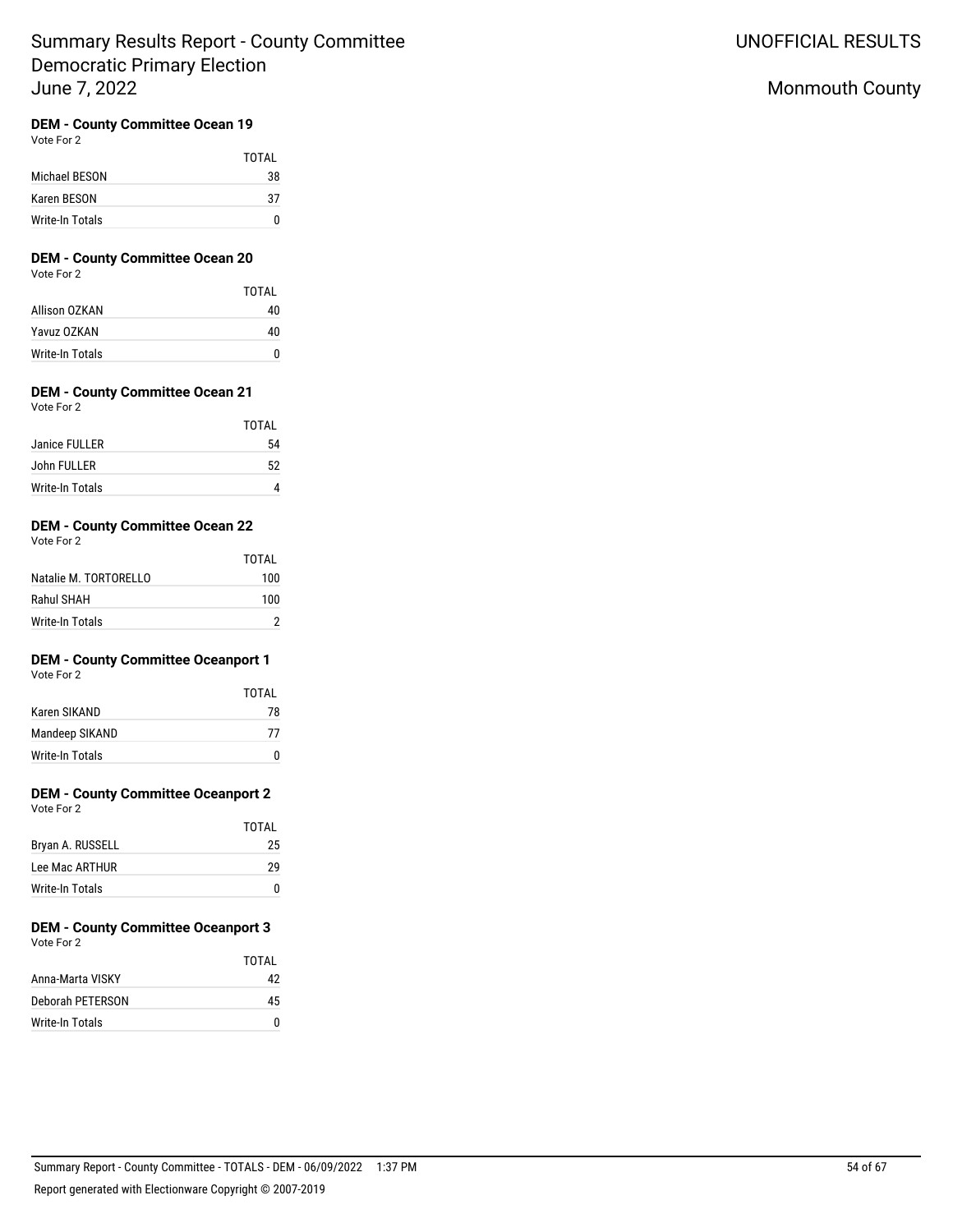# Summary Results Report - County Committee
# Democratic Primary Election
# June 7, 2022

UNOFFICIAL RESULTS

Monmouth County

### DEM - County Committee Ocean 19
Vote For 2

| | TOTAL |
|---|---|
| Michael BESON | 38 |
| Karen BESON | 37 |
| Write-In Totals | 0 |

### DEM - County Committee Ocean 20
Vote For 2

| | TOTAL |
|---|---|
| Allison OZKAN | 40 |
| Yavuz OZKAN | 40 |
| Write-In Totals | 0 |

### DEM - County Committee Ocean 21
Vote For 2

| | TOTAL |
|---|---|
| Janice FULLER | 54 |
| John FULLER | 52 |
| Write-In Totals | 4 |

### DEM - County Committee Ocean 22
Vote For 2

| | TOTAL |
|---|---|
| Natalie M. TORTORELLO | 100 |
| Rahul SHAH | 100 |
| Write-In Totals | 2 |

### DEM - County Committee Oceanport 1
Vote For 2

| | TOTAL |
|---|---|
| Karen SIKAND | 78 |
| Mandeep SIKAND | 77 |
| Write-In Totals | 0 |

### DEM - County Committee Oceanport 2
Vote For 2

| | TOTAL |
|---|---|
| Bryan A. RUSSELL | 25 |
| Lee Mac ARTHUR | 29 |
| Write-In Totals | 0 |

### DEM - County Committee Oceanport 3
Vote For 2

| | TOTAL |
|---|---|
| Anna-Marta VISKY | 42 |
| Deborah PETERSON | 45 |
| Write-In Totals | 0 |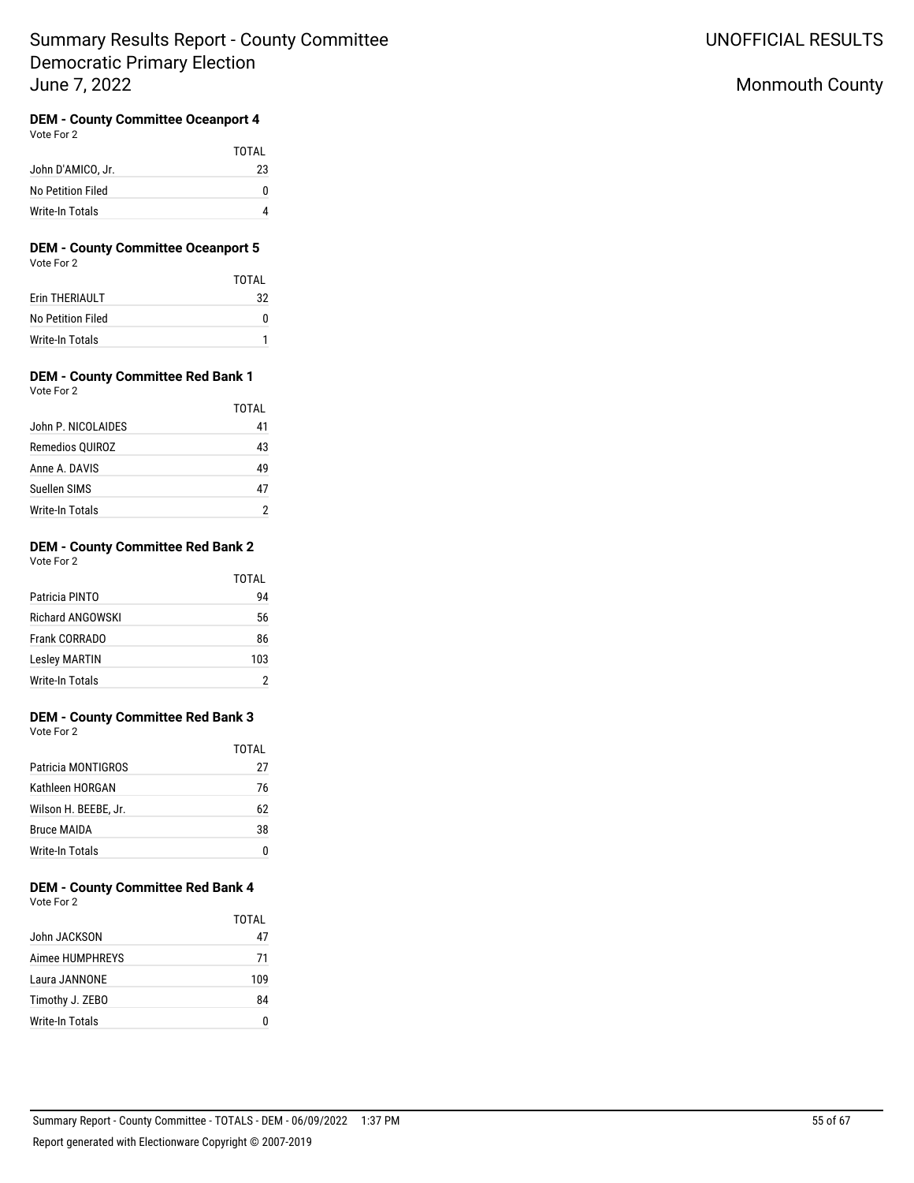# Summary Results Report - County Committee
## Democratic Primary Election
## June 7, 2022

UNOFFICIAL RESULTS

Monmouth County

### DEM - County Committee Oceanport 4

Vote For 2

| | TOTAL |
|---|---|
| John D'AMICO, Jr. | 23 |
| No Petition Filed | 0 |
| Write-In Totals | 4 |

### DEM - County Committee Oceanport 5

Vote For 2

| | TOTAL |
|---|---|
| Erin THERIAULT | 32 |
| No Petition Filed | 0 |
| Write-In Totals | 1 |

### DEM - County Committee Red Bank 1

Vote For 2

| | TOTAL |
|---|---|
| John P. NICOLAIDES | 41 |
| Remedios QUIROZ | 43 |
| Anne A. DAVIS | 49 |
| Suellen SIMS | 47 |
| Write-In Totals | 2 |

### DEM - County Committee Red Bank 2

Vote For 2

| | TOTAL |
|---|---|
| Patricia PINTO | 94 |
| Richard ANGOWSKI | 56 |
| Frank CORRADO | 86 |
| Lesley MARTIN | 103 |
| Write-In Totals | 2 |

### DEM - County Committee Red Bank 3

Vote For 2

| | TOTAL |
|---|---|
| Patricia MONTIGROS | 27 |
| Kathleen HORGAN | 76 |
| Wilson H. BEEBE, Jr. | 62 |
| Bruce MAIDA | 38 |
| Write-In Totals | 0 |

### DEM - County Committee Red Bank 4

Vote For 2

| | TOTAL |
|---|---|
| John JACKSON | 47 |
| Aimee HUMPHREYS | 71 |
| Laura JANNONE | 109 |
| Timothy J. ZEBO | 84 |
| Write-In Totals | 0 |

Summary Report - County Committee - TOTALS - DEM - 06/09/2022 1:37 PM

Report generated with Electionware Copyright © 2007-2019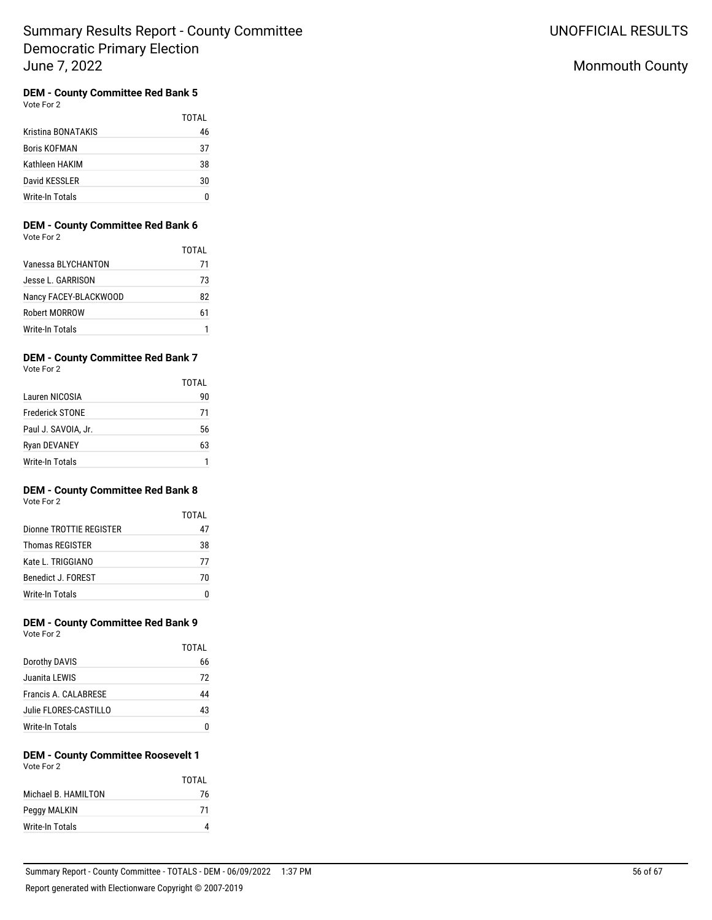# Summary Results Report - County Committee Democratic Primary Election June 7, 2022

UNOFFICIAL RESULTS

Monmouth County

### DEM - County Committee Red Bank 5

Vote For 2

| | TOTAL |
|---|---|
| Kristina BONATAKIS | 46 |
| Boris KOFMAN | 37 |
| Kathleen HAKIM | 38 |
| David KESSLER | 30 |
| Write-In Totals | 0 |

### DEM - County Committee Red Bank 6

Vote For 2

| | TOTAL |
|---|---|
| Vanessa BLYCHANTON | 71 |
| Jesse L. GARRISON | 73 |
| Nancy FACEY-BLACKWOOD | 82 |
| Robert MORROW | 61 |
| Write-In Totals | 1 |

### DEM - County Committee Red Bank 7

Vote For 2

| | TOTAL |
|---|---|
| Lauren NICOSIA | 90 |
| Frederick STONE | 71 |
| Paul J. SAVOIA, Jr. | 56 |
| Ryan DEVANEY | 63 |
| Write-In Totals | 1 |

### DEM - County Committee Red Bank 8

Vote For 2

| | TOTAL |
|---|---|
| Dionne TROTTIE REGISTER | 47 |
| Thomas REGISTER | 38 |
| Kate L. TRIGGIANO | 77 |
| Benedict J. FOREST | 70 |
| Write-In Totals | 0 |

### DEM - County Committee Red Bank 9

Vote For 2

| | TOTAL |
|---|---|
| Dorothy DAVIS | 66 |
| Juanita LEWIS | 72 |
| Francis A. CALABRESE | 44 |
| Julie FLORES-CASTILLO | 43 |
| Write-In Totals | 0 |

### DEM - County Committee Roosevelt 1

Vote For 2

| | TOTAL |
|---|---|
| Michael B. HAMILTON | 76 |
| Peggy MALKIN | 71 |
| Write-In Totals | 4 |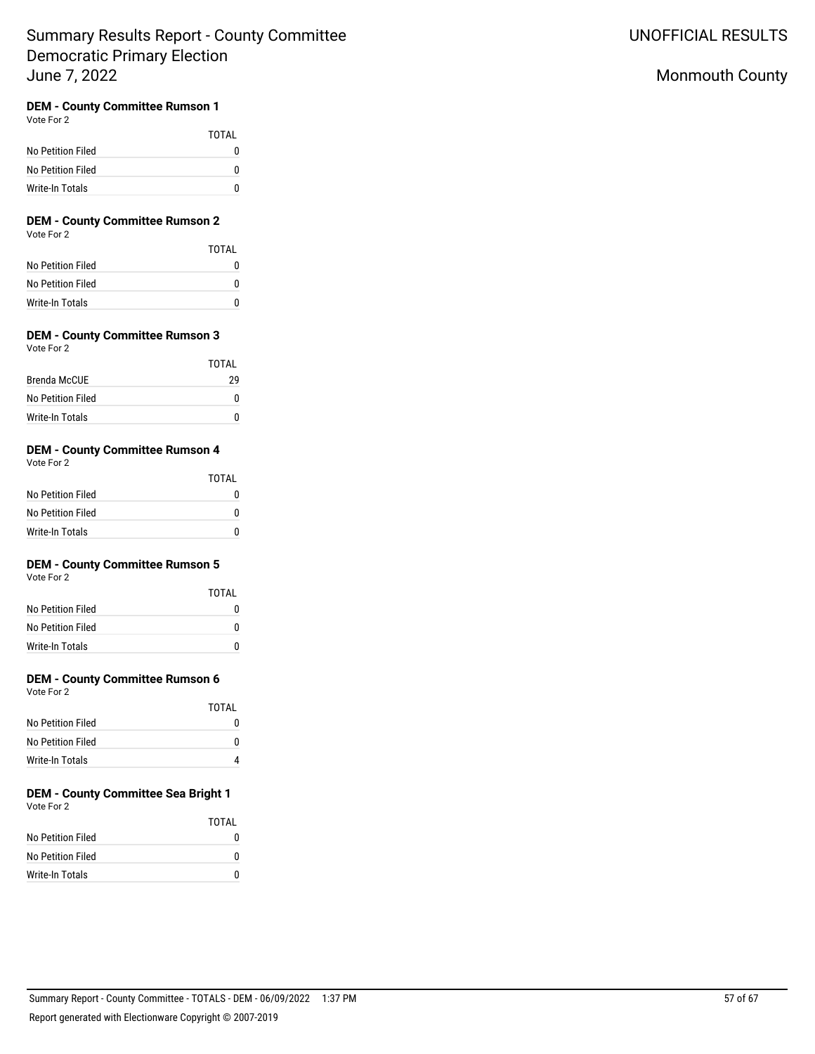# Summary Results Report - County Committee Democratic Primary Election June 7, 2022

UNOFFICIAL RESULTS

Monmouth County

### DEM - County Committee Rumson 1

Vote For 2

| | TOTAL |
|---|---|
| No Petition Filed | 0 |
| No Petition Filed | 0 |
| Write-In Totals | 0 |

### DEM - County Committee Rumson 2

Vote For 2

| | TOTAL |
|---|---|
| No Petition Filed | 0 |
| No Petition Filed | 0 |
| Write-In Totals | 0 |

### DEM - County Committee Rumson 3

Vote For 2

| | TOTAL |
|---|---|
| Brenda McCUE | 29 |
| No Petition Filed | 0 |
| Write-In Totals | 0 |

### DEM - County Committee Rumson 4

Vote For 2

| | TOTAL |
|---|---|
| No Petition Filed | 0 |
| No Petition Filed | 0 |
| Write-In Totals | 0 |

### DEM - County Committee Rumson 5

Vote For 2

| | TOTAL |
|---|---|
| No Petition Filed | 0 |
| No Petition Filed | 0 |
| Write-In Totals | 0 |

### DEM - County Committee Rumson 6

Vote For 2

| | TOTAL |
|---|---|
| No Petition Filed | 0 |
| No Petition Filed | 0 |
| Write-In Totals | 4 |

### DEM - County Committee Sea Bright 1

Vote For 2

| | TOTAL |
|---|---|
| No Petition Filed | 0 |
| No Petition Filed | 0 |
| Write-In Totals | 0 |

Summary Report - County Committee - TOTALS - DEM - 06/09/2022 1:37 PM

Report generated with Electionware Copyright © 2007-2019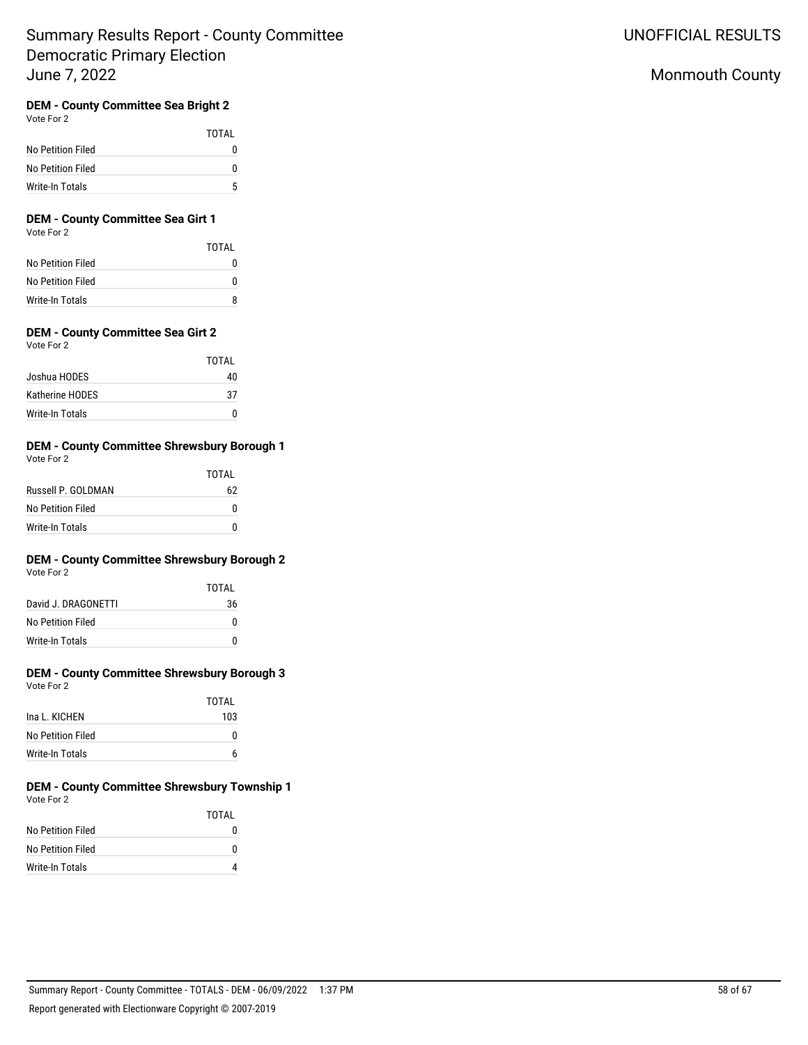# Summary Results Report - County Committee
Democratic Primary Election
June 7, 2022

UNOFFICIAL RESULTS

Monmouth County

### DEM - County Committee Sea Bright 2

Vote For 2

| | TOTAL |
|---|---|
| No Petition Filed | 0 |
| No Petition Filed | 0 |
| Write-In Totals | 5 |

### DEM - County Committee Sea Girt 1

Vote For 2

| | TOTAL |
|---|---|
| No Petition Filed | 0 |
| No Petition Filed | 0 |
| Write-In Totals | 8 |

### DEM - County Committee Sea Girt 2

Vote For 2

| | TOTAL |
|---|---|
| Joshua HODES | 40 |
| Katherine HODES | 37 |
| Write-In Totals | 0 |

### DEM - County Committee Shrewsbury Borough 1

Vote For 2

| | TOTAL |
|---|---|
| Russell P. GOLDMAN | 62 |
| No Petition Filed | 0 |
| Write-In Totals | 0 |

### DEM - County Committee Shrewsbury Borough 2

Vote For 2

| | TOTAL |
|---|---|
| David J. DRAGONETTI | 36 |
| No Petition Filed | 0 |
| Write-In Totals | 0 |

### DEM - County Committee Shrewsbury Borough 3

Vote For 2

| | TOTAL |
|---|---|
| Ina L. KICHEN | 103 |
| No Petition Filed | 0 |
| Write-In Totals | 6 |

### DEM - County Committee Shrewsbury Township 1

Vote For 2

| | TOTAL |
|---|---|
| No Petition Filed | 0 |
| No Petition Filed | 0 |
| Write-In Totals | 4 |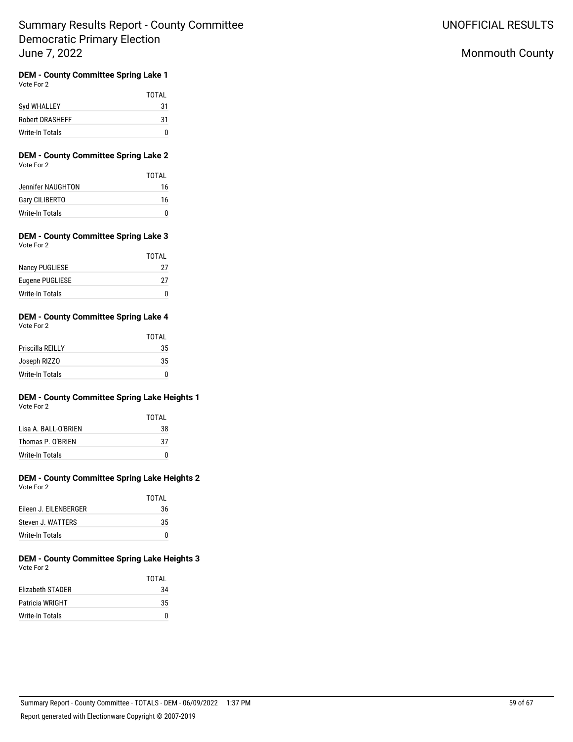# Summary Results Report - County Committee
# Democratic Primary Election
# June 7, 2022

UNOFFICIAL RESULTS

Monmouth County

### DEM - County Committee Spring Lake 1
Vote For 2

| | TOTAL |
|---|---|
| Syd WHALLEY | 31 |
| Robert DRASHEFF | 31 |
| Write-In Totals | 0 |

### DEM - County Committee Spring Lake 2
Vote For 2

| | TOTAL |
|---|---|
| Jennifer NAUGHTON | 16 |
| Gary CILIBERTO | 16 |
| Write-In Totals | 0 |

### DEM - County Committee Spring Lake 3
Vote For 2

| | TOTAL |
|---|---|
| Nancy PUGLIESE | 27 |
| Eugene PUGLIESE | 27 |
| Write-In Totals | 0 |

### DEM - County Committee Spring Lake 4
Vote For 2

| | TOTAL |
|---|---|
| Priscilla REILLY | 35 |
| Joseph RIZZO | 35 |
| Write-In Totals | 0 |

### DEM - County Committee Spring Lake Heights 1
Vote For 2

| | TOTAL |
|---|---|
| Lisa A. BALL-O'BRIEN | 38 |
| Thomas P. O'BRIEN | 37 |
| Write-In Totals | 0 |

### DEM - County Committee Spring Lake Heights 2
Vote For 2

| | TOTAL |
|---|---|
| Eileen J. EILENBERGER | 36 |
| Steven J. WATTERS | 35 |
| Write-In Totals | 0 |

### DEM - County Committee Spring Lake Heights 3
Vote For 2

| | TOTAL |
|---|---|
| Elizabeth STADER | 34 |
| Patricia WRIGHT | 35 |
| Write-In Totals | 0 |

Summary Report - County Committee - TOTALS - DEM - 06/09/2022 1:37 PM

Report generated with Electionware Copyright © 2007-2019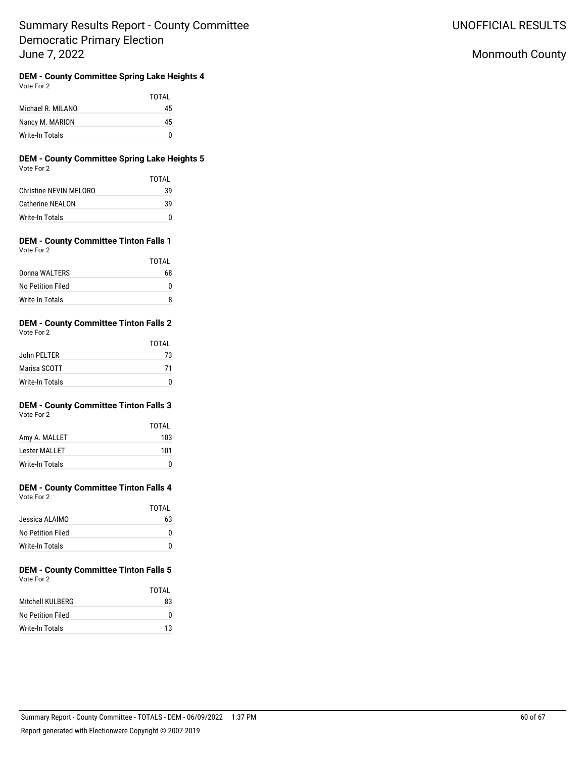# Summary Results Report - County Committee Democratic Primary Election June 7, 2022

UNOFFICIAL RESULTS

Monmouth County

### DEM - County Committee Spring Lake Heights 4

Vote For 2

| | TOTAL |
|---|---|
| Michael R. MILANO | 45 |
| Nancy M. MARION | 45 |
| Write-In Totals | 0 |

### DEM - County Committee Spring Lake Heights 5

Vote For 2

| | TOTAL |
|---|---|
| Christine NEVIN MELORO | 39 |
| Catherine NEALON | 39 |
| Write-In Totals | 0 |

### DEM - County Committee Tinton Falls 1

Vote For 2

| | TOTAL |
|---|---|
| Donna WALTERS | 68 |
| No Petition Filed | 0 |
| Write-In Totals | 8 |

### DEM - County Committee Tinton Falls 2

Vote For 2

| | TOTAL |
|---|---|
| John PELTER | 73 |
| Marisa SCOTT | 71 |
| Write-In Totals | 0 |

### DEM - County Committee Tinton Falls 3

Vote For 2

| | TOTAL |
|---|---|
| Amy A. MALLET | 103 |
| Lester MALLET | 101 |
| Write-In Totals | 0 |

### DEM - County Committee Tinton Falls 4

Vote For 2

| | TOTAL |
|---|---|
| Jessica ALAIMO | 63 |
| No Petition Filed | 0 |
| Write-In Totals | 0 |

### DEM - County Committee Tinton Falls 5

Vote For 2

| | TOTAL |
|---|---|
| Mitchell KULBERG | 83 |
| No Petition Filed | 0 |
| Write-In Totals | 13 |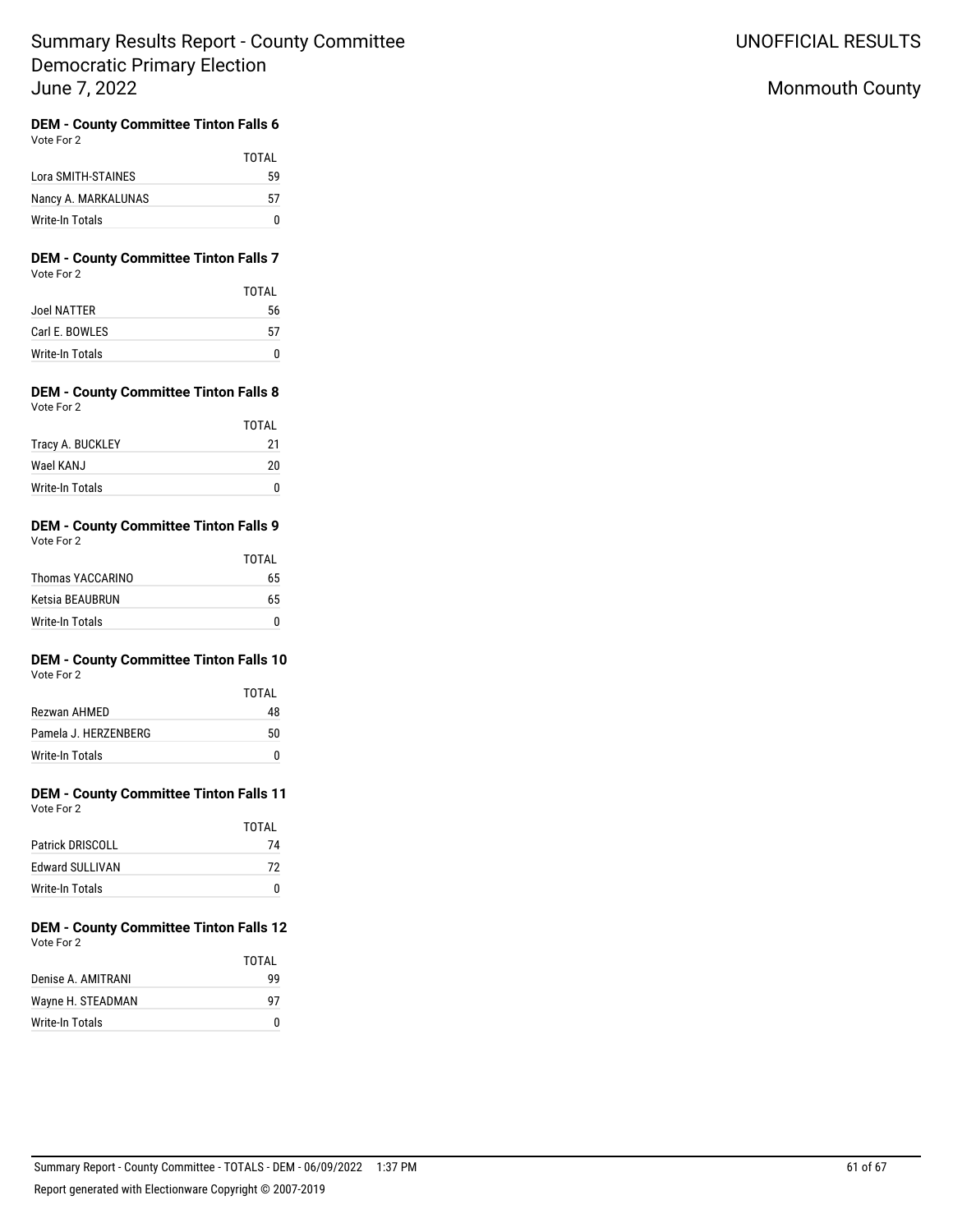### DEM - County Committee Tinton Falls 6
Vote For 2

| | TOTAL |
|---|---|
| Lora SMITH-STAINES | 59 |
| Nancy A. MARKALUNAS | 57 |
| Write-In Totals | 0 |

### DEM - County Committee Tinton Falls 7
Vote For 2

| | TOTAL |
|---|---|
| Joel NATTER | 56 |
| Carl E. BOWLES | 57 |
| Write-In Totals | 0 |

### DEM - County Committee Tinton Falls 8
Vote For 2

| | TOTAL |
|---|---|
| Tracy A. BUCKLEY | 21 |
| Wael KANJ | 20 |
| Write-In Totals | 0 |

### DEM - County Committee Tinton Falls 9
Vote For 2

| | TOTAL |
|---|---|
| Thomas YACCARINO | 65 |
| Ketsia BEAUBRUN | 65 |
| Write-In Totals | 0 |

### DEM - County Committee Tinton Falls 10
Vote For 2

| | TOTAL |
|---|---|
| Rezwan AHMED | 48 |
| Pamela J. HERZENBERG | 50 |
| Write-In Totals | 0 |

### DEM - County Committee Tinton Falls 11
Vote For 2

| | TOTAL |
|---|---|
| Patrick DRISCOLL | 74 |
| Edward SULLIVAN | 72 |
| Write-In Totals | 0 |

### DEM - County Committee Tinton Falls 12
Vote For 2

| | TOTAL |
|---|---|
| Denise A. AMITRANI | 99 |
| Wayne H. STEADMAN | 97 |
| Write-In Totals | 0 |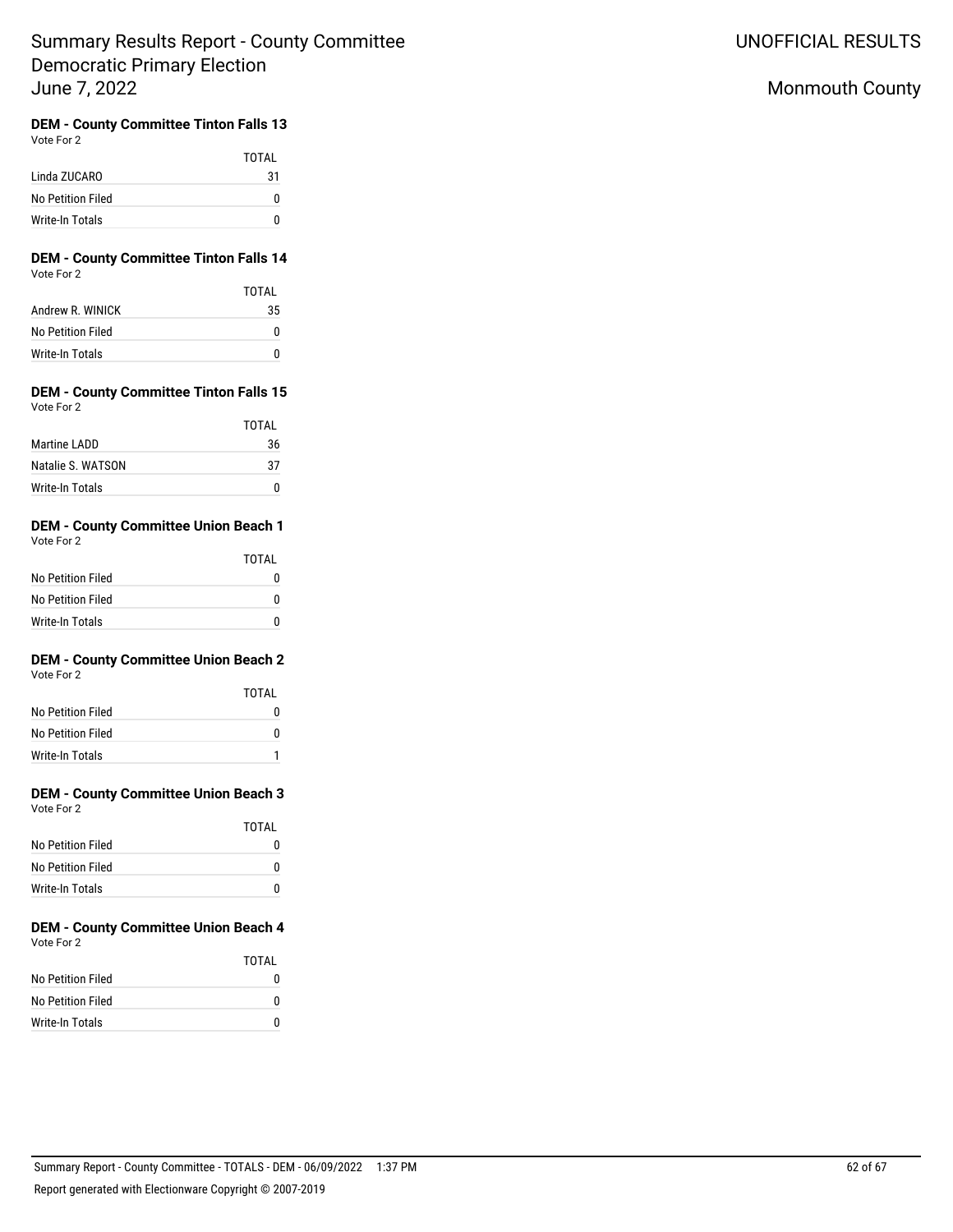# Summary Results Report - County Committee
# Democratic Primary Election
# June 7, 2022

UNOFFICIAL RESULTS

Monmouth County

### DEM - County Committee Tinton Falls 13

Vote For 2

| | TOTAL |
|---|---|
| Linda ZUCARO | 31 |
| No Petition Filed | 0 |
| Write-In Totals | 0 |

### DEM - County Committee Tinton Falls 14

Vote For 2

| | TOTAL |
|---|---|
| Andrew R. WINICK | 35 |
| No Petition Filed | 0 |
| Write-In Totals | 0 |

### DEM - County Committee Tinton Falls 15

Vote For 2

| | TOTAL |
|---|---|
| Martine LADD | 36 |
| Natalie S. WATSON | 37 |
| Write-In Totals | 0 |

### DEM - County Committee Union Beach 1

Vote For 2

| | TOTAL |
|---|---|
| No Petition Filed | 0 |
| No Petition Filed | 0 |
| Write-In Totals | 0 |

### DEM - County Committee Union Beach 2

Vote For 2

| | TOTAL |
|---|---|
| No Petition Filed | 0 |
| No Petition Filed | 0 |
| Write-In Totals | 1 |

### DEM - County Committee Union Beach 3

Vote For 2

| | TOTAL |
|---|---|
| No Petition Filed | 0 |
| No Petition Filed | 0 |
| Write-In Totals | 0 |

### DEM - County Committee Union Beach 4

Vote For 2

| | TOTAL |
|---|---|
| No Petition Filed | 0 |
| No Petition Filed | 0 |
| Write-In Totals | 0 |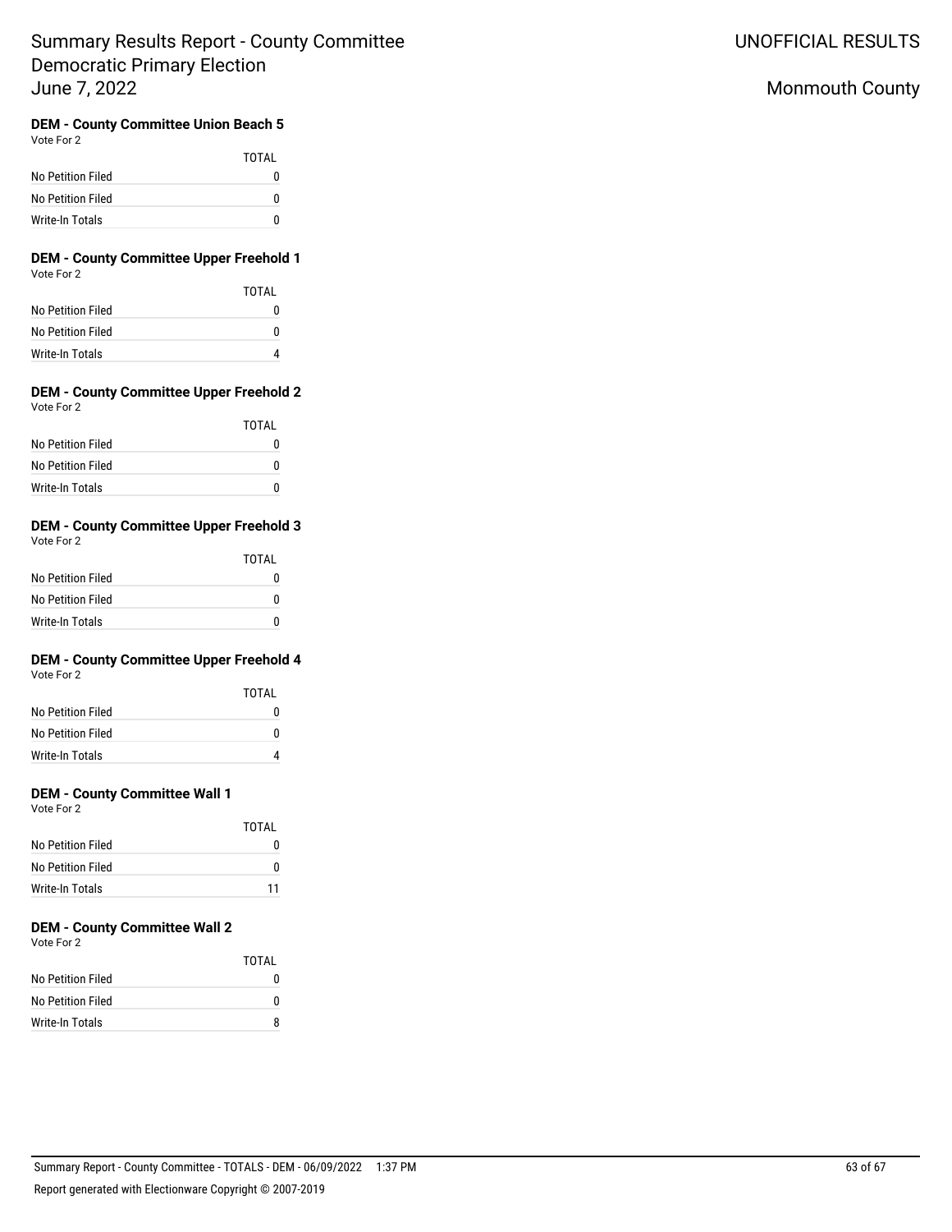### DEM - County Committee Union Beach 5

Vote For 2

| | TOTAL |
|---|---|
| No Petition Filed | 0 |
| No Petition Filed | 0 |
| Write-In Totals | 0 |

### DEM - County Committee Upper Freehold 1

Vote For 2

| | TOTAL |
|---|---|
| No Petition Filed | 0 |
| No Petition Filed | 0 |
| Write-In Totals | 4 |

### DEM - County Committee Upper Freehold 2

Vote For 2

| | TOTAL |
|---|---|
| No Petition Filed | 0 |
| No Petition Filed | 0 |
| Write-In Totals | 0 |

### DEM - County Committee Upper Freehold 3

Vote For 2

| | TOTAL |
|---|---|
| No Petition Filed | 0 |
| No Petition Filed | 0 |
| Write-In Totals | 0 |

### DEM - County Committee Upper Freehold 4

Vote For 2

| | TOTAL |
|---|---|
| No Petition Filed | 0 |
| No Petition Filed | 0 |
| Write-In Totals | 4 |

### DEM - County Committee Wall 1

Vote For 2

| | TOTAL |
|---|---|
| No Petition Filed | 0 |
| No Petition Filed | 0 |
| Write-In Totals | 11 |

### DEM - County Committee Wall 2

Vote For 2

| | TOTAL |
|---|---|
| No Petition Filed | 0 |
| No Petition Filed | 0 |
| Write-In Totals | 8 |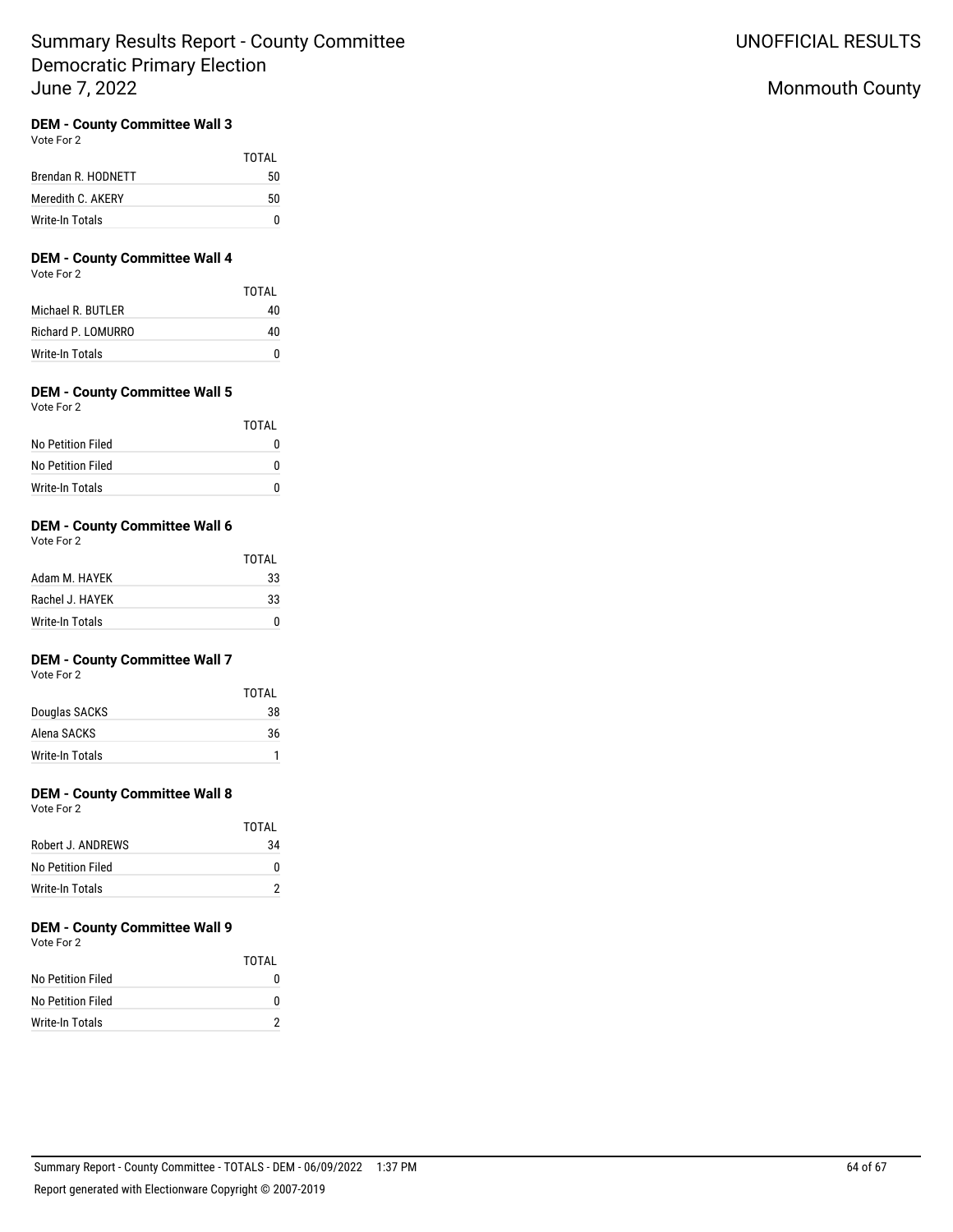# Summary Results Report - County Committee Democratic Primary Election June 7, 2022

UNOFFICIAL RESULTS

Monmouth County

### DEM - County Committee Wall 3

Vote For 2

| | TOTAL |
|---|---|
| Brendan R. HODNETT | 50 |
| Meredith C. AKERY | 50 |
| Write-In Totals | 0 |

### DEM - County Committee Wall 4

Vote For 2

| | TOTAL |
|---|---|
| Michael R. BUTLER | 40 |
| Richard P. LOMURRO | 40 |
| Write-In Totals | 0 |

### DEM - County Committee Wall 5

Vote For 2

| | TOTAL |
|---|---|
| No Petition Filed | 0 |
| No Petition Filed | 0 |
| Write-In Totals | 0 |

### DEM - County Committee Wall 6

Vote For 2

| | TOTAL |
|---|---|
| Adam M. HAYEK | 33 |
| Rachel J. HAYEK | 33 |
| Write-In Totals | 0 |

### DEM - County Committee Wall 7

Vote For 2

| | TOTAL |
|---|---|
| Douglas SACKS | 38 |
| Alena SACKS | 36 |
| Write-In Totals | 1 |

### DEM - County Committee Wall 8

Vote For 2

| | TOTAL |
|---|---|
| Robert J. ANDREWS | 34 |
| No Petition Filed | 0 |
| Write-In Totals | 2 |

### DEM - County Committee Wall 9

Vote For 2

| | TOTAL |
|---|---|
| No Petition Filed | 0 |
| No Petition Filed | 0 |
| Write-In Totals | 2 |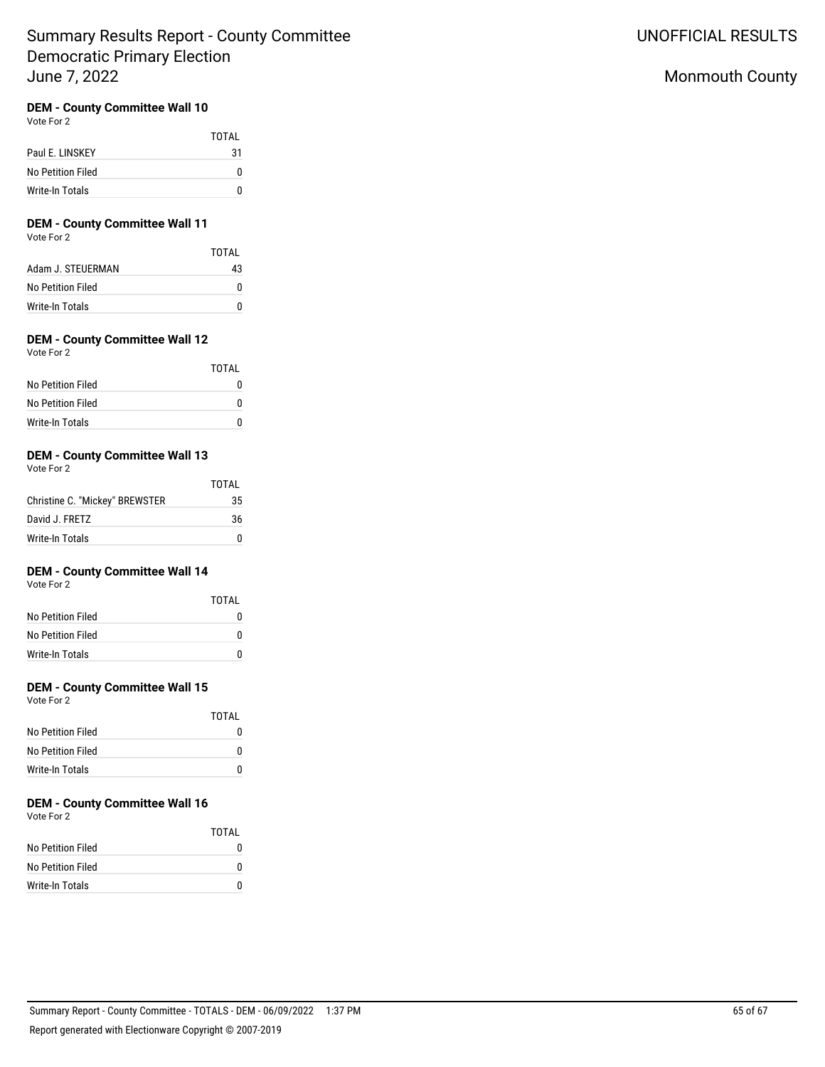### DEM - County Committee Wall 10

Vote For 2

| | TOTAL |
|---|---|
| Paul E. LINSKEY | 31 |
| No Petition Filed | 0 |
| Write-In Totals | 0 |

### DEM - County Committee Wall 11

Vote For 2

| | TOTAL |
|---|---|
| Adam J. STEUERMAN | 43 |
| No Petition Filed | 0 |
| Write-In Totals | 0 |

### DEM - County Committee Wall 12

Vote For 2

| | TOTAL |
|---|---|
| No Petition Filed | 0 |
| No Petition Filed | 0 |
| Write-In Totals | 0 |

### DEM - County Committee Wall 13

Vote For 2

| | TOTAL |
|---|---|
| Christine C. "Mickey" BREWSTER | 35 |
| David J. FRETZ | 36 |
| Write-In Totals | 0 |

### DEM - County Committee Wall 14

Vote For 2

| | TOTAL |
|---|---|
| No Petition Filed | 0 |
| No Petition Filed | 0 |
| Write-In Totals | 0 |

### DEM - County Committee Wall 15

Vote For 2

| | TOTAL |
|---|---|
| No Petition Filed | 0 |
| No Petition Filed | 0 |
| Write-In Totals | 0 |

### DEM - County Committee Wall 16

Vote For 2

| | TOTAL |
|---|---|
| No Petition Filed | 0 |
| No Petition Filed | 0 |
| Write-In Totals | 0 |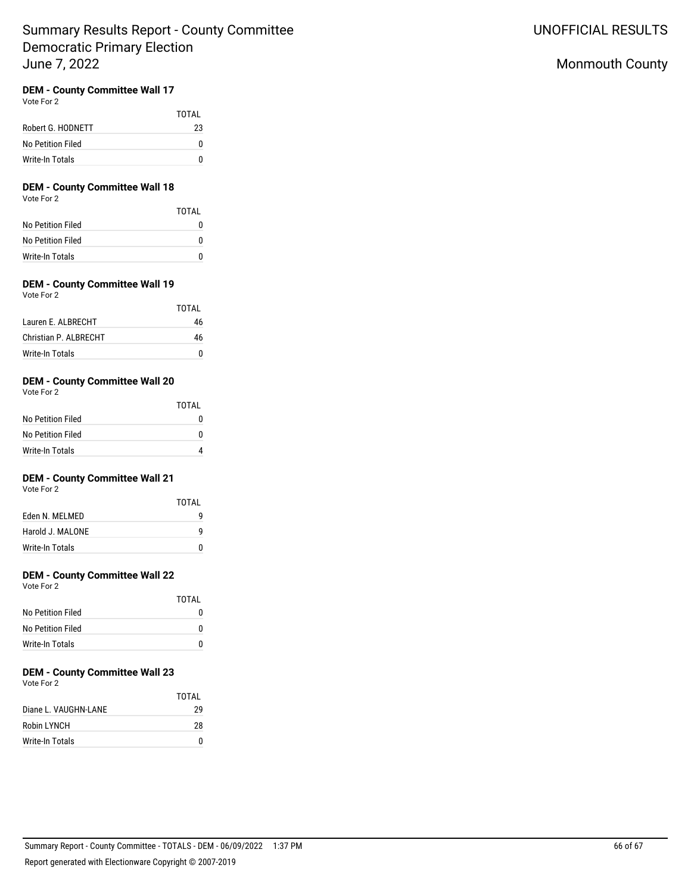### DEM - County Committee Wall 17

Vote For 2

| | TOTAL |
|---|---|
| Robert G. HODNETT | 23 |
| No Petition Filed | 0 |
| Write-In Totals | 0 |

### DEM - County Committee Wall 18

Vote For 2

| | TOTAL |
|---|---|
| No Petition Filed | 0 |
| No Petition Filed | 0 |
| Write-In Totals | 0 |

### DEM - County Committee Wall 19

Vote For 2

| | TOTAL |
|---|---|
| Lauren E. ALBRECHT | 46 |
| Christian P. ALBRECHT | 46 |
| Write-In Totals | 0 |

### DEM - County Committee Wall 20

Vote For 2

| | TOTAL |
|---|---|
| No Petition Filed | 0 |
| No Petition Filed | 0 |
| Write-In Totals | 4 |

### DEM - County Committee Wall 21

Vote For 2

| | TOTAL |
|---|---|
| Eden N. MELMED | 9 |
| Harold J. MALONE | 9 |
| Write-In Totals | 0 |

### DEM - County Committee Wall 22

Vote For 2

| | TOTAL |
|---|---|
| No Petition Filed | 0 |
| No Petition Filed | 0 |
| Write-In Totals | 0 |

### DEM - County Committee Wall 23

Vote For 2

| | TOTAL |
|---|---|
| Diane L. VAUGHN-LANE | 29 |
| Robin LYNCH | 28 |
| Write-In Totals | 0 |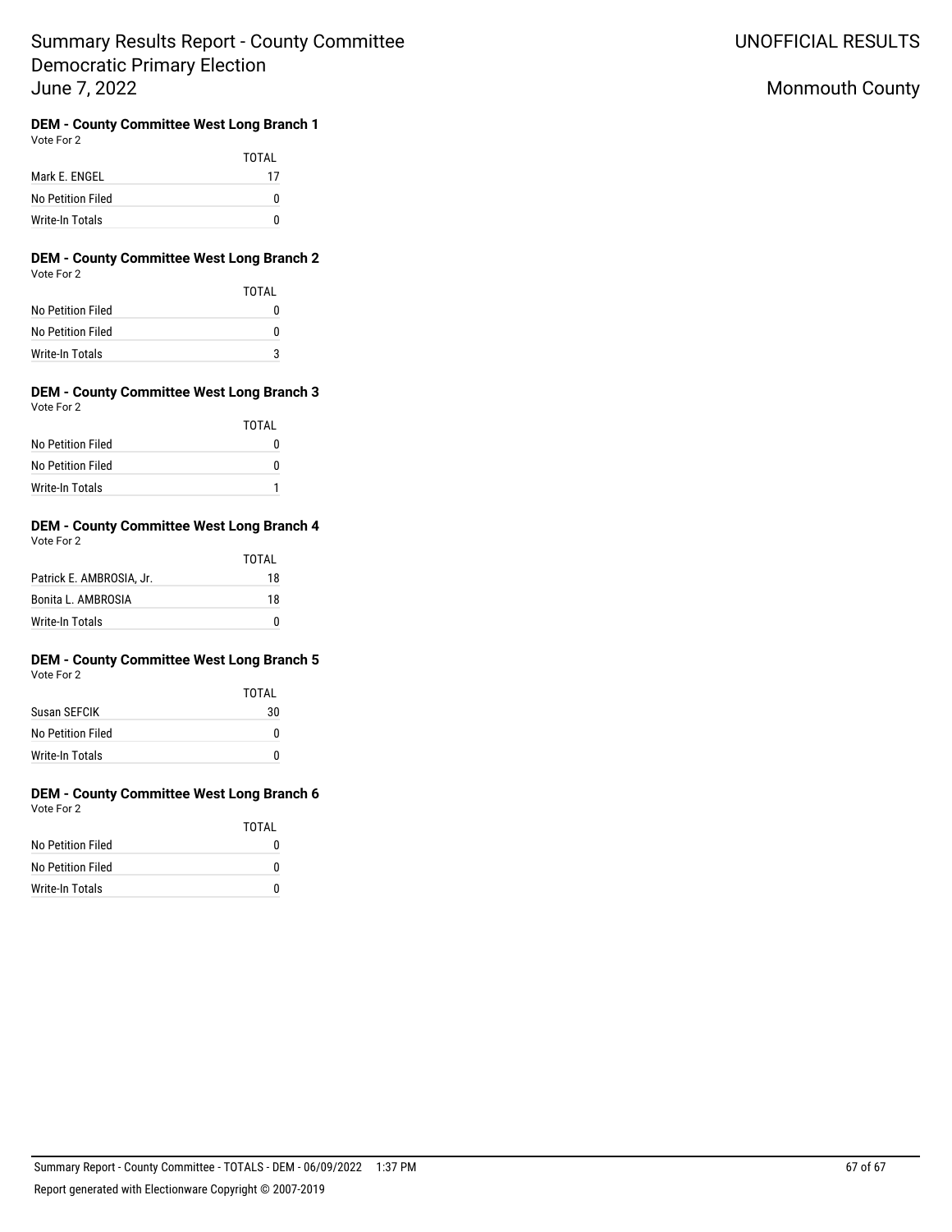# Summary Results Report - County Committee
## Democratic Primary Election
## June 7, 2022

UNOFFICIAL RESULTS

Monmouth County

### DEM - County Committee West Long Branch 1
Vote For 2

| | TOTAL |
|---|---|
| Mark E. ENGEL | 17 |
| No Petition Filed | 0 |
| Write-In Totals | 0 |

### DEM - County Committee West Long Branch 2
Vote For 2

| | TOTAL |
|---|---|
| No Petition Filed | 0 |
| No Petition Filed | 0 |
| Write-In Totals | 3 |

### DEM - County Committee West Long Branch 3
Vote For 2

| | TOTAL |
|---|---|
| No Petition Filed | 0 |
| No Petition Filed | 0 |
| Write-In Totals | 1 |

### DEM - County Committee West Long Branch 4
Vote For 2

| | TOTAL |
|---|---|
| Patrick E. AMBROSIA, Jr. | 18 |
| Bonita L. AMBROSIA | 18 |
| Write-In Totals | 0 |

### DEM - County Committee West Long Branch 5
Vote For 2

| | TOTAL |
|---|---|
| Susan SEFCIK | 30 |
| No Petition Filed | 0 |
| Write-In Totals | 0 |

### DEM - County Committee West Long Branch 6
Vote For 2

| | TOTAL |
|---|---|
| No Petition Filed | 0 |
| No Petition Filed | 0 |
| Write-In Totals | 0 |